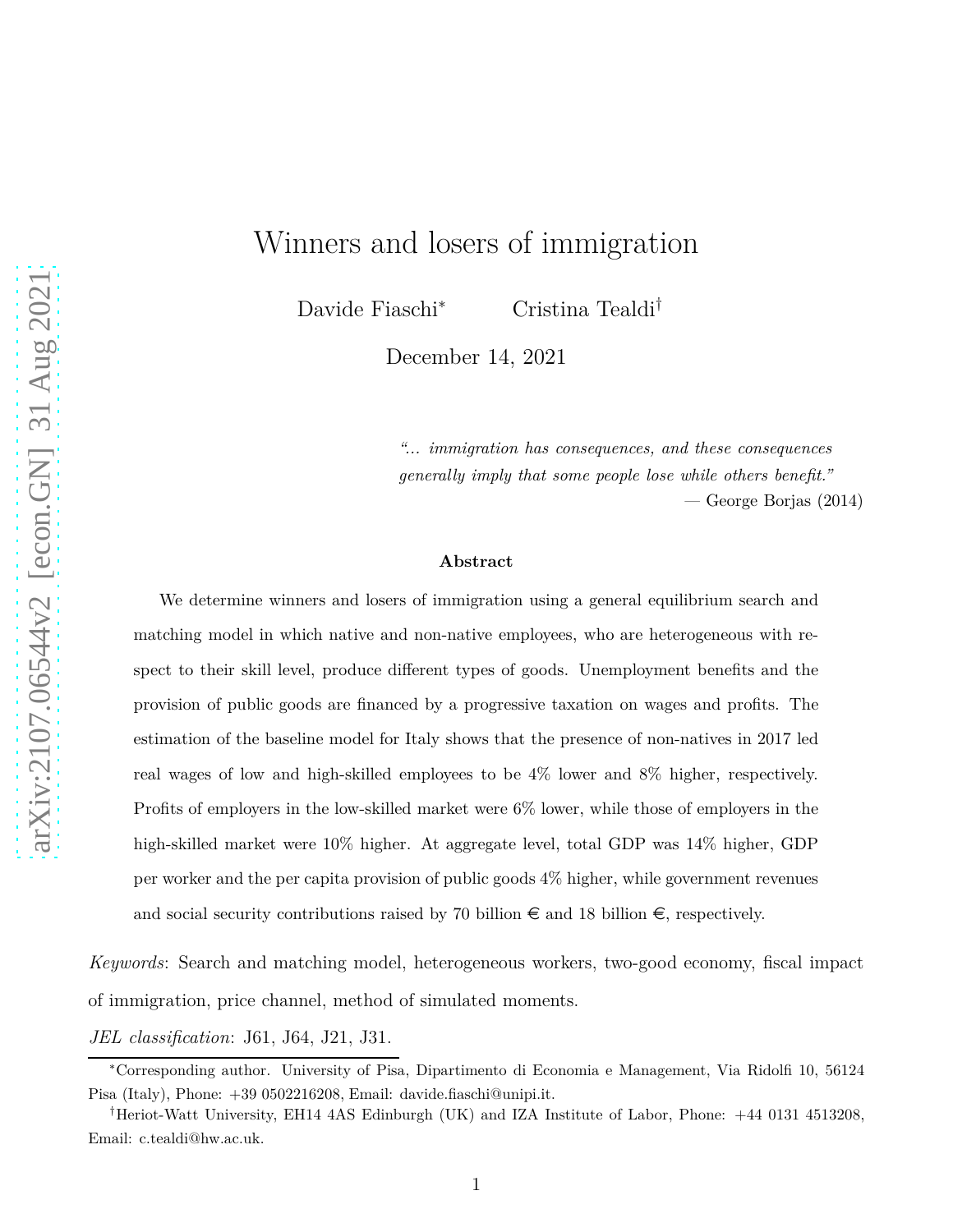# Winners and losers of immigration

Davide Fiaschi[*] Cristina Tealdi[†]

December 14, 2021

> *"... immigration has consequences, and these consequences generally imply that some people lose while others benefit."*
>
> — George Borjas (2014)

**Abstract**

We determine winners and losers of immigration using a general equilibrium search and matching model in which native and non-native employees, who are heterogeneous with respect to their skill level, produce different types of goods. Unemployment benefits and the provision of public goods are financed by a progressive taxation on wages and profits. The estimation of the baseline model for Italy shows that the presence of non-natives in 2017 led real wages of low and high-skilled employees to be 4% lower and 8% higher, respectively. Profits of employers in the low-skilled market were 6% lower, while those of employers in the high-skilled market were 10% higher. At aggregate level, total GDP was 14% higher, GDP per worker and the per capita provision of public goods 4% higher, while government revenues and social security contributions raised by 70 billion € and 18 billion €, respectively.

*Keywords*: Search and matching model, heterogeneous workers, two-good economy, fiscal impact of immigration, price channel, method of simulated moments.

*JEL classification*: J61, J64, J21, J31.

---

[*] Corresponding author. University of Pisa, Dipartimento di Economia e Management, Via Ridolfi 10, 56124 Pisa (Italy), Phone: +39 0502216208, Email: davide.fiaschi@unipi.it.

[†] Heriot-Watt University, EH14 4AS Edinburgh (UK) and IZA Institute of Labor, Phone: +44 0131 4513208, Email: c.tealdi@hw.ac.uk.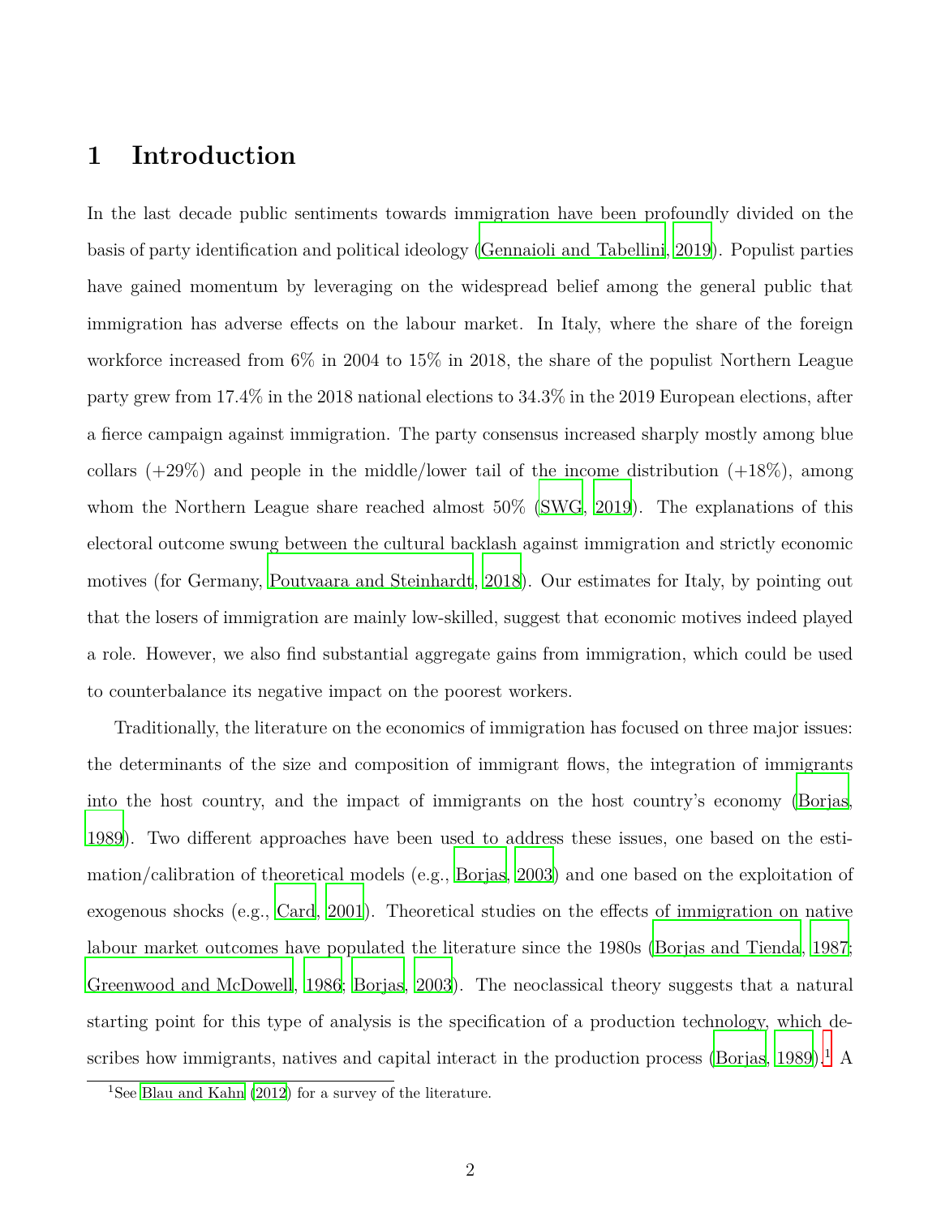# 1 Introduction

In the last decade public sentiments towards immigration have been profoundly divided on the basis of party identification and political ideology (Gennaioli and Tabellini, 2019). Populist parties have gained momentum by leveraging on the widespread belief among the general public that immigration has adverse effects on the labour market. In Italy, where the share of the foreign workforce increased from 6% in 2004 to 15% in 2018, the share of the populist Northern League party grew from 17.4% in the 2018 national elections to 34.3% in the 2019 European elections, after a fierce campaign against immigration. The party consensus increased sharply mostly among blue collars (+29%) and people in the middle/lower tail of the income distribution (+18%), among whom the Northern League share reached almost 50% (SWG, 2019). The explanations of this electoral outcome swung between the cultural backlash against immigration and strictly economic motives (for Germany, Poutvaara and Steinhardt, 2018). Our estimates for Italy, by pointing out that the losers of immigration are mainly low-skilled, suggest that economic motives indeed played a role. However, we also find substantial aggregate gains from immigration, which could be used to counterbalance its negative impact on the poorest workers.

Traditionally, the literature on the economics of immigration has focused on three major issues: the determinants of the size and composition of immigrant flows, the integration of immigrants into the host country, and the impact of immigrants on the host country's economy (Borjas, 1989). Two different approaches have been used to address these issues, one based on the estimation/calibration of theoretical models (e.g., Borjas, 2003) and one based on the exploitation of exogenous shocks (e.g., Card, 2001). Theoretical studies on the effects of immigration on native labour market outcomes have populated the literature since the 1980s (Borjas and Tienda, 1987; Greenwood and McDowell, 1986; Borjas, 2003). The neoclassical theory suggests that a natural starting point for this type of analysis is the specification of a production technology, which describes how immigrants, natives and capital interact in the production process (Borjas, 1989).[1] A

[1] See Blau and Kahn (2012) for a survey of the literature.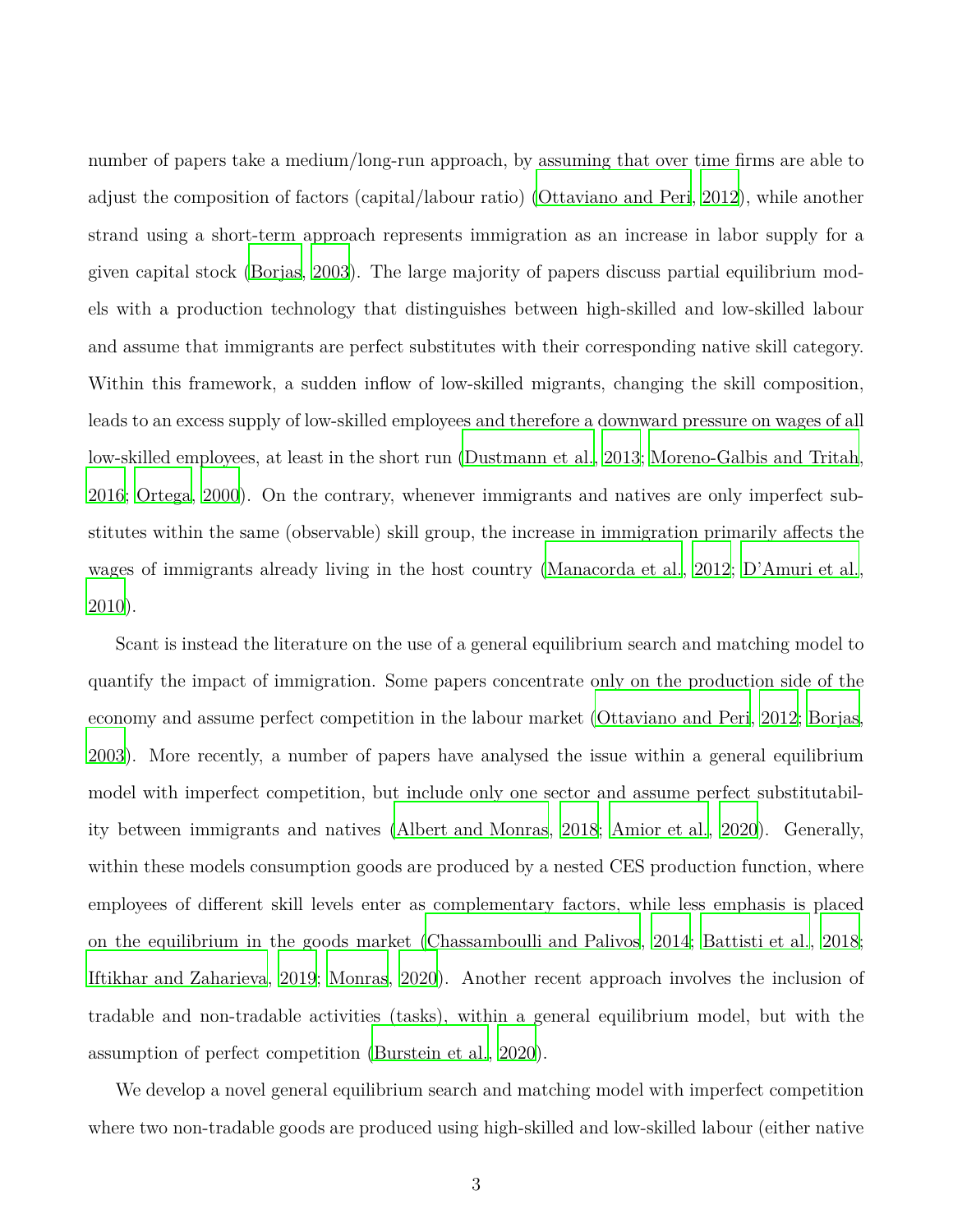number of papers take a medium/long-run approach, by assuming that over time firms are able to adjust the composition of factors (capital/labour ratio) (Ottaviano and Peri, 2012), while another strand using a short-term approach represents immigration as an increase in labor supply for a given capital stock (Borjas, 2003). The large majority of papers discuss partial equilibrium models with a production technology that distinguishes between high-skilled and low-skilled labour and assume that immigrants are perfect substitutes with their corresponding native skill category. Within this framework, a sudden inflow of low-skilled migrants, changing the skill composition, leads to an excess supply of low-skilled employees and therefore a downward pressure on wages of all low-skilled employees, at least in the short run (Dustmann et al., 2013; Moreno-Galbis and Tritah, 2016; Ortega, 2000). On the contrary, whenever immigrants and natives are only imperfect substitutes within the same (observable) skill group, the increase in immigration primarily affects the wages of immigrants already living in the host country (Manacorda et al., 2012; D'Amuri et al., 2010).

Scant is instead the literature on the use of a general equilibrium search and matching model to quantify the impact of immigration. Some papers concentrate only on the production side of the economy and assume perfect competition in the labour market (Ottaviano and Peri, 2012; Borjas, 2003). More recently, a number of papers have analysed the issue within a general equilibrium model with imperfect competition, but include only one sector and assume perfect substitutability between immigrants and natives (Albert and Monras, 2018; Amior et al., 2020). Generally, within these models consumption goods are produced by a nested CES production function, where employees of different skill levels enter as complementary factors, while less emphasis is placed on the equilibrium in the goods market (Chassamboulli and Palivos, 2014; Battisti et al., 2018; Iftikhar and Zaharieva, 2019; Monras, 2020). Another recent approach involves the inclusion of tradable and non-tradable activities (tasks), within a general equilibrium model, but with the assumption of perfect competition (Burstein et al., 2020).

We develop a novel general equilibrium search and matching model with imperfect competition where two non-tradable goods are produced using high-skilled and low-skilled labour (either native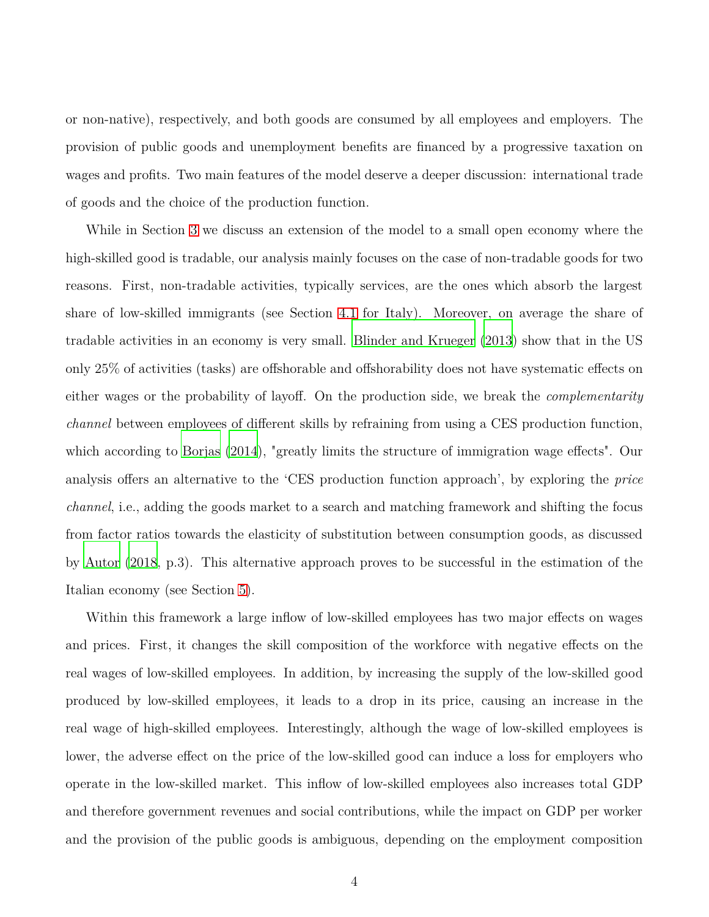or non-native), respectively, and both goods are consumed by all employees and employers. The provision of public goods and unemployment benefits are financed by a progressive taxation on wages and profits. Two main features of the model deserve a deeper discussion: international trade of goods and the choice of the production function.

While in Section 3 we discuss an extension of the model to a small open economy where the high-skilled good is tradable, our analysis mainly focuses on the case of non-tradable goods for two reasons. First, non-tradable activities, typically services, are the ones which absorb the largest share of low-skilled immigrants (see Section 4.1 for Italy). Moreover, on average the share of tradable activities in an economy is very small. Blinder and Krueger (2013) show that in the US only 25% of activities (tasks) are offshorable and offshorability does not have systematic effects on either wages or the probability of layoff. On the production side, we break the *complementarity channel* between employees of different skills by refraining from using a CES production function, which according to Borjas (2014), "greatly limits the structure of immigration wage effects". Our analysis offers an alternative to the 'CES production function approach', by exploring the *price channel*, i.e., adding the goods market to a search and matching framework and shifting the focus from factor ratios towards the elasticity of substitution between consumption goods, as discussed by Autor (2018, p.3). This alternative approach proves to be successful in the estimation of the Italian economy (see Section 5).

Within this framework a large inflow of low-skilled employees has two major effects on wages and prices. First, it changes the skill composition of the workforce with negative effects on the real wages of low-skilled employees. In addition, by increasing the supply of the low-skilled good produced by low-skilled employees, it leads to a drop in its price, causing an increase in the real wage of high-skilled employees. Interestingly, although the wage of low-skilled employees is lower, the adverse effect on the price of the low-skilled good can induce a loss for employers who operate in the low-skilled market. This inflow of low-skilled employees also increases total GDP and therefore government revenues and social contributions, while the impact on GDP per worker and the provision of the public goods is ambiguous, depending on the employment composition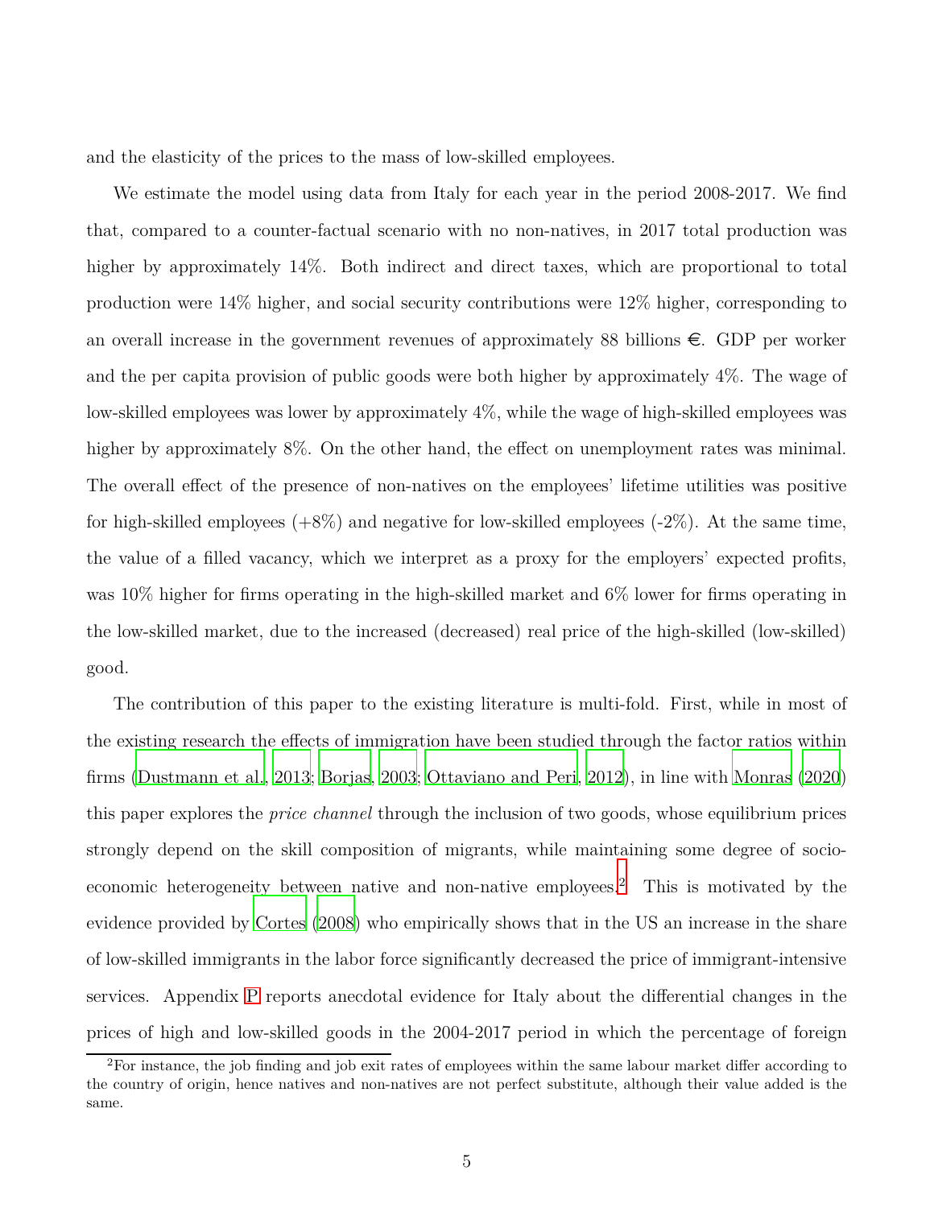and the elasticity of the prices to the mass of low-skilled employees.

We estimate the model using data from Italy for each year in the period 2008-2017. We find that, compared to a counter-factual scenario with no non-natives, in 2017 total production was higher by approximately 14%. Both indirect and direct taxes, which are proportional to total production were 14% higher, and social security contributions were 12% higher, corresponding to an overall increase in the government revenues of approximately 88 billions €. GDP per worker and the per capita provision of public goods were both higher by approximately 4%. The wage of low-skilled employees was lower by approximately 4%, while the wage of high-skilled employees was higher by approximately 8%. On the other hand, the effect on unemployment rates was minimal. The overall effect of the presence of non-natives on the employees' lifetime utilities was positive for high-skilled employees (+8%) and negative for low-skilled employees (-2%). At the same time, the value of a filled vacancy, which we interpret as a proxy for the employers' expected profits, was 10% higher for firms operating in the high-skilled market and 6% lower for firms operating in the low-skilled market, due to the increased (decreased) real price of the high-skilled (low-skilled) good.

The contribution of this paper to the existing literature is multi-fold. First, while in most of the existing research the effects of immigration have been studied through the factor ratios within firms (Dustmann et al., 2013; Borjas, 2003; Ottaviano and Peri, 2012), in line with Monras (2020) this paper explores the *price channel* through the inclusion of two goods, whose equilibrium prices strongly depend on the skill composition of migrants, while maintaining some degree of socio-economic heterogeneity between native and non-native employees.[2] This is motivated by the evidence provided by Cortes (2008) who empirically shows that in the US an increase in the share of low-skilled immigrants in the labor force significantly decreased the price of immigrant-intensive services. Appendix P reports anecdotal evidence for Italy about the differential changes in the prices of high and low-skilled goods in the 2004-2017 period in which the percentage of foreign

[2] For instance, the job finding and job exit rates of employees within the same labour market differ according to the country of origin, hence natives and non-natives are not perfect substitute, although their value added is the same.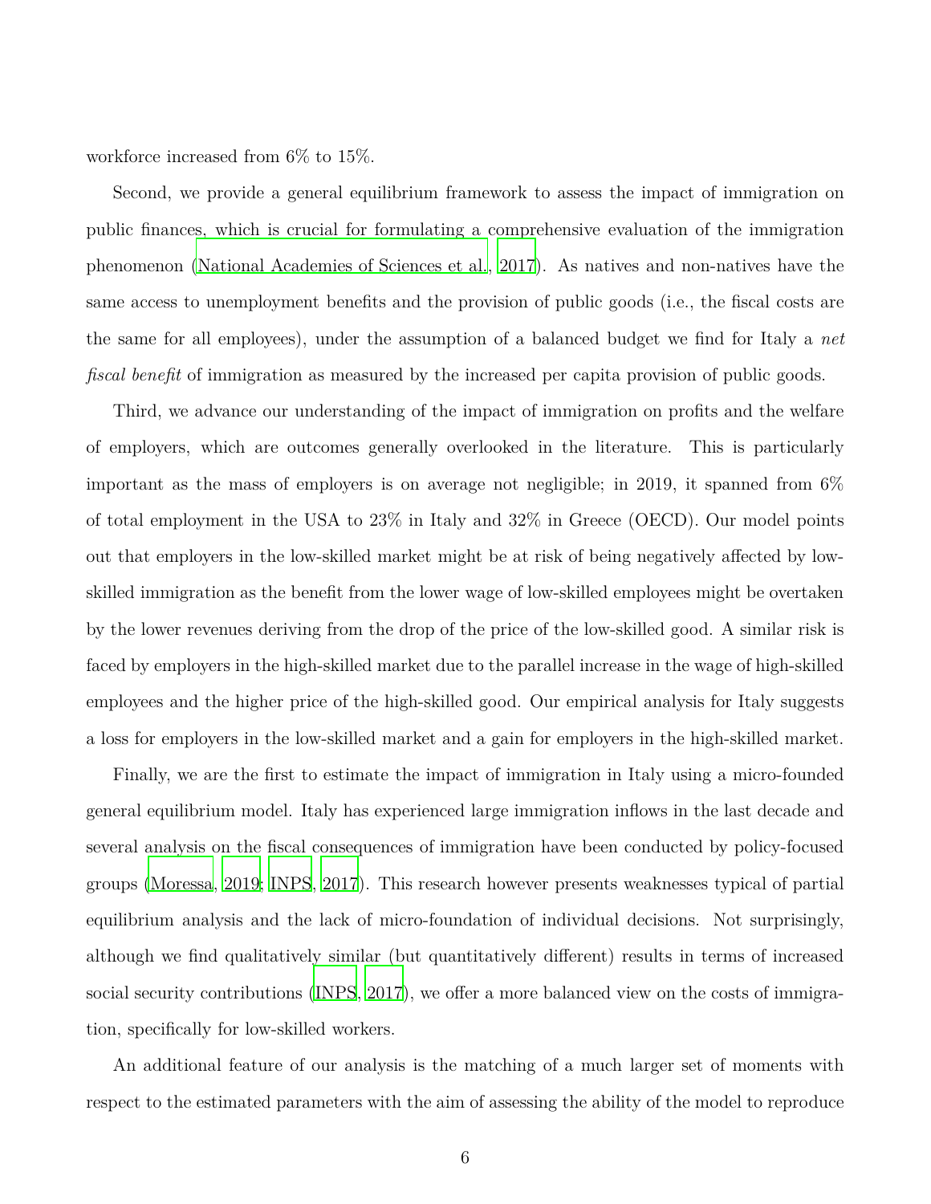workforce increased from 6% to 15%.

Second, we provide a general equilibrium framework to assess the impact of immigration on public finances, which is crucial for formulating a comprehensive evaluation of the immigration phenomenon (National Academies of Sciences et al., 2017). As natives and non-natives have the same access to unemployment benefits and the provision of public goods (i.e., the fiscal costs are the same for all employees), under the assumption of a balanced budget we find for Italy a *net fiscal benefit* of immigration as measured by the increased per capita provision of public goods.

Third, we advance our understanding of the impact of immigration on profits and the welfare of employers, which are outcomes generally overlooked in the literature. This is particularly important as the mass of employers is on average not negligible; in 2019, it spanned from 6% of total employment in the USA to 23% in Italy and 32% in Greece (OECD). Our model points out that employers in the low-skilled market might be at risk of being negatively affected by low-skilled immigration as the benefit from the lower wage of low-skilled employees might be overtaken by the lower revenues deriving from the drop of the price of the low-skilled good. A similar risk is faced by employers in the high-skilled market due to the parallel increase in the wage of high-skilled employees and the higher price of the high-skilled good. Our empirical analysis for Italy suggests a loss for employers in the low-skilled market and a gain for employers in the high-skilled market.

Finally, we are the first to estimate the impact of immigration in Italy using a micro-founded general equilibrium model. Italy has experienced large immigration inflows in the last decade and several analysis on the fiscal consequences of immigration have been conducted by policy-focused groups (Moressa, 2019; INPS, 2017). This research however presents weaknesses typical of partial equilibrium analysis and the lack of micro-foundation of individual decisions. Not surprisingly, although we find qualitatively similar (but quantitatively different) results in terms of increased social security contributions (INPS, 2017), we offer a more balanced view on the costs of immigration, specifically for low-skilled workers.

An additional feature of our analysis is the matching of a much larger set of moments with respect to the estimated parameters with the aim of assessing the ability of the model to reproduce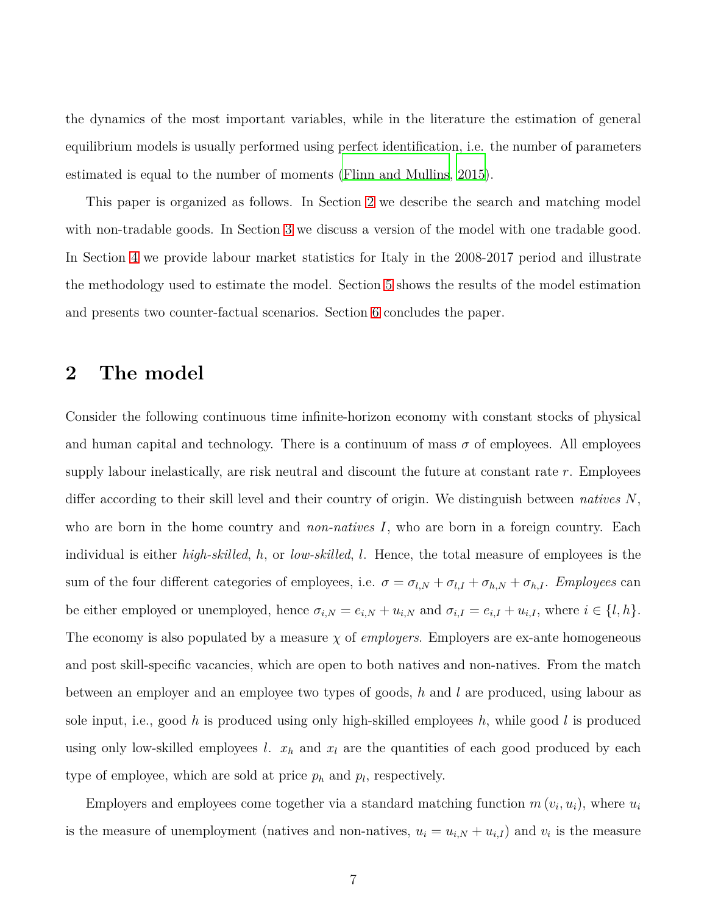the dynamics of the most important variables, while in the literature the estimation of general equilibrium models is usually performed using perfect identification, i.e. the number of parameters estimated is equal to the number of moments (Flinn and Mullins, 2015).

This paper is organized as follows. In Section 2 we describe the search and matching model with non-tradable goods. In Section 3 we discuss a version of the model with one tradable good. In Section 4 we provide labour market statistics for Italy in the 2008-2017 period and illustrate the methodology used to estimate the model. Section 5 shows the results of the model estimation and presents two counter-factual scenarios. Section 6 concludes the paper.

## 2 The model

Consider the following continuous time infinite-horizon economy with constant stocks of physical and human capital and technology. There is a continuum of mass $\sigma$ of employees. All employees supply labour inelastically, are risk neutral and discount the future at constant rate $r$. Employees differ according to their skill level and their country of origin. We distinguish between *natives* $N$, who are born in the home country and *non-natives* $I$, who are born in a foreign country. Each individual is either *high-skilled*, $h$, or *low-skilled*, $l$. Hence, the total measure of employees is the sum of the four different categories of employees, i.e. $\sigma = \sigma_{l,N} + \sigma_{l,I} + \sigma_{h,N} + \sigma_{h,I}$. *Employees* can be either employed or unemployed, hence $\sigma_{i,N} = e_{i,N} + u_{i,N}$ and $\sigma_{i,I} = e_{i,I} + u_{i,I}$, where $i \in \{l, h\}$. The economy is also populated by a measure $\chi$ of *employers*. Employers are ex-ante homogeneous and post skill-specific vacancies, which are open to both natives and non-natives. From the match between an employer and an employee two types of goods, $h$ and $l$ are produced, using labour as sole input, i.e., good $h$ is produced using only high-skilled employees $h$, while good $l$ is produced using only low-skilled employees $l$. $x_h$ and $x_l$ are the quantities of each good produced by each type of employee, which are sold at price $p_h$ and $p_l$, respectively.

Employers and employees come together via a standard matching function $m(v_i, u_i)$, where $u_i$ is the measure of unemployment (natives and non-natives, $u_i = u_{i,N} + u_{i,I}$) and $v_i$ is the measure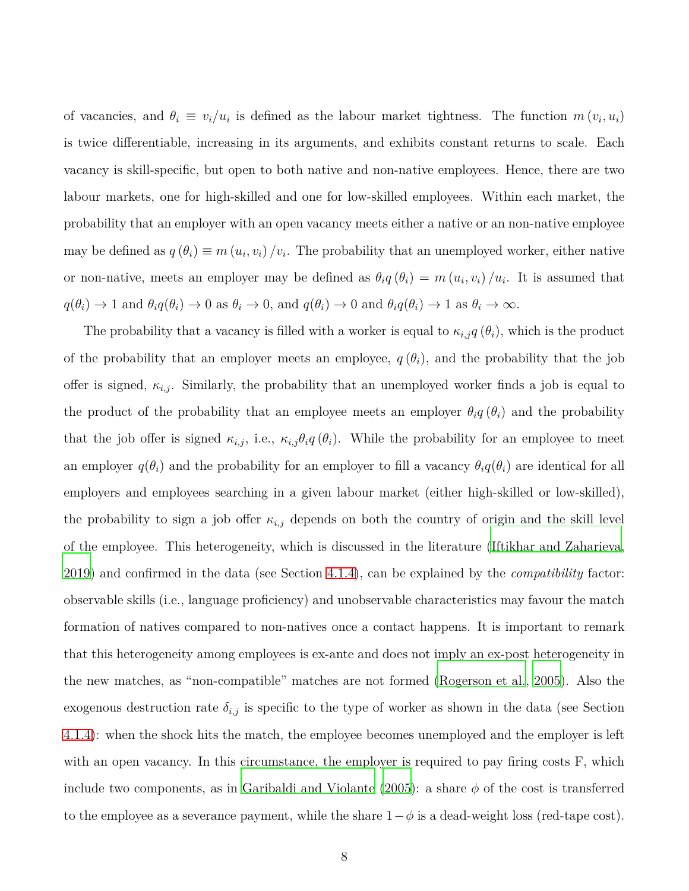of vacancies, and $\theta_i \equiv v_i/u_i$ is defined as the labour market tightness. The function $m(v_i, u_i)$ is twice differentiable, increasing in its arguments, and exhibits constant returns to scale. Each vacancy is skill-specific, but open to both native and non-native employees. Hence, there are two labour markets, one for high-skilled and one for low-skilled employees. Within each market, the probability that an employer with an open vacancy meets either a native or an non-native employee may be defined as $q(\theta_i) \equiv m(u_i, v_i)/v_i$. The probability that an unemployed worker, either native or non-native, meets an employer may be defined as $\theta_i q(\theta_i) = m(u_i, v_i)/u_i$. It is assumed that $q(\theta_i) \to 1$ and $\theta_i q(\theta_i) \to 0$ as $\theta_i \to 0$, and $q(\theta_i) \to 0$ and $\theta_i q(\theta_i) \to 1$ as $\theta_i \to \infty$.

The probability that a vacancy is filled with a worker is equal to $\kappa_{i,j} q(\theta_i)$, which is the product of the probability that an employer meets an employee, $q(\theta_i)$, and the probability that the job offer is signed, $\kappa_{i,j}$. Similarly, the probability that an unemployed worker finds a job is equal to the product of the probability that an employee meets an employer $\theta_i q(\theta_i)$ and the probability that the job offer is signed $\kappa_{i,j}$, i.e., $\kappa_{i,j}\theta_i q(\theta_i)$. While the probability for an employee to meet an employer $q(\theta_i)$ and the probability for an employer to fill a vacancy $\theta_i q(\theta_i)$ are identical for all employers and employees searching in a given labour market (either high-skilled or low-skilled), the probability to sign a job offer $\kappa_{i,j}$ depends on both the country of origin and the skill level of the employee. This heterogeneity, which is discussed in the literature (Iftikhar and Zaharieva, 2019) and confirmed in the data (see Section 4.1.4), can be explained by the *compatibility* factor: observable skills (i.e., language proficiency) and unobservable characteristics may favour the match formation of natives compared to non-natives once a contact happens. It is important to remark that this heterogeneity among employees is ex-ante and does not imply an ex-post heterogeneity in the new matches, as "non-compatible" matches are not formed (Rogerson et al., 2005). Also the exogenous destruction rate $\delta_{i,j}$ is specific to the type of worker as shown in the data (see Section 4.1.4): when the shock hits the match, the employee becomes unemployed and the employer is left with an open vacancy. In this circumstance, the employer is required to pay firing costs F, which include two components, as in Garibaldi and Violante (2005): a share $\phi$ of the cost is transferred to the employee as a severance payment, while the share $1-\phi$ is a dead-weight loss (red-tape cost).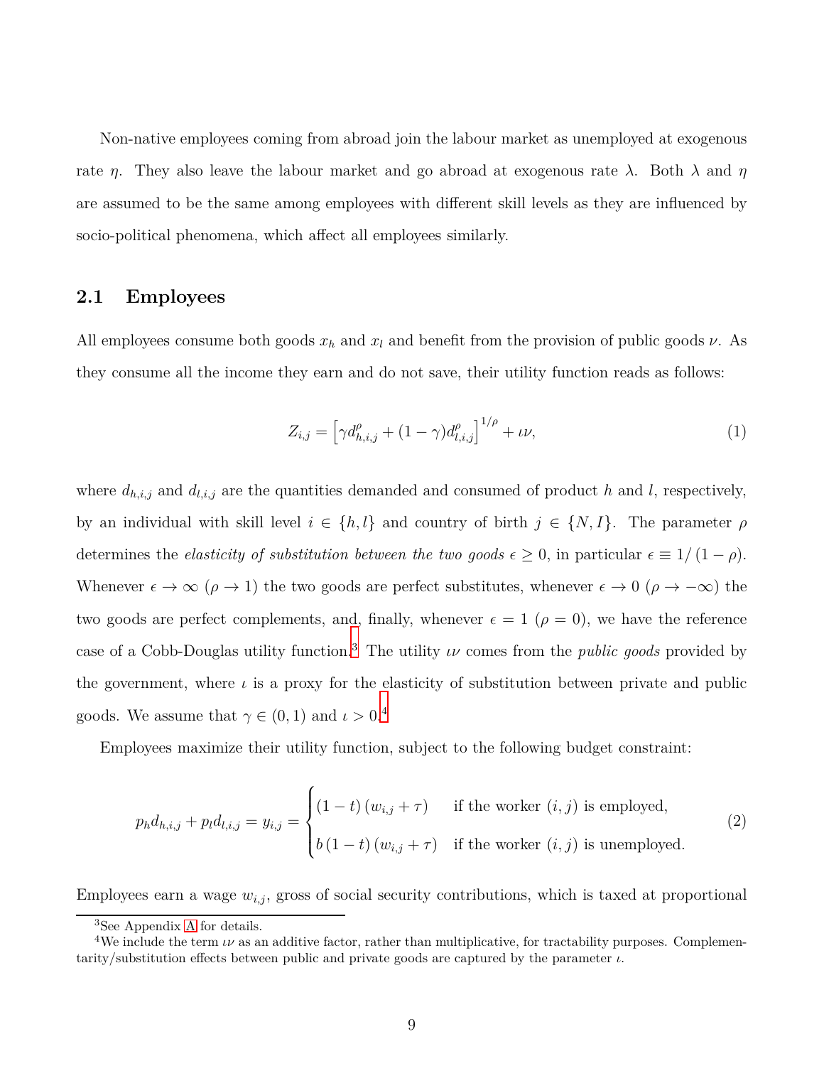Non-native employees coming from abroad join the labour market as unemployed at exogenous rate $\eta$. They also leave the labour market and go abroad at exogenous rate $\lambda$. Both $\lambda$ and $\eta$ are assumed to be the same among employees with different skill levels as they are influenced by socio-political phenomena, which affect all employees similarly.

## 2.1 Employees

All employees consume both goods $x_h$ and $x_l$ and benefit from the provision of public goods $\nu$. As they consume all the income they earn and do not save, their utility function reads as follows:

$$Z_{i,j} = \left[\gamma d_{h,i,j}^{\rho} + (1-\gamma) d_{l,i,j}^{\rho}\right]^{1/\rho} + \iota\nu, \tag{1}$$

where $d_{h,i,j}$ and $d_{l,i,j}$ are the quantities demanded and consumed of product $h$ and $l$, respectively, by an individual with skill level $i \in \{h, l\}$ and country of birth $j \in \{N, I\}$. The parameter $\rho$ determines the *elasticity of substitution between the two goods* $\epsilon \geq 0$, in particular $\epsilon \equiv 1/(1-\rho)$. Whenever $\epsilon \to \infty$ ($\rho \to 1$) the two goods are perfect substitutes, whenever $\epsilon \to 0$ ($\rho \to -\infty$) the two goods are perfect complements, and, finally, whenever $\epsilon = 1$ ($\rho = 0$), we have the reference case of a Cobb-Douglas utility function.[3] The utility $\iota\nu$ comes from the *public goods* provided by the government, where $\iota$ is a proxy for the elasticity of substitution between private and public goods. We assume that $\gamma \in (0, 1)$ and $\iota > 0$.[4]

Employees maximize their utility function, subject to the following budget constraint:

$$p_h d_{h,i,j} + p_l d_{l,i,j} = y_{i,j} = \begin{cases} (1-t)(w_{i,j} + \tau) & \text{if the worker } (i,j) \text{ is employed,} \\ b(1-t)(w_{i,j} + \tau) & \text{if the worker } (i,j) \text{ is unemployed.} \end{cases} \tag{2}$$

Employees earn a wage $w_{i,j}$, gross of social security contributions, which is taxed at proportional

[3] See Appendix A for details.

[4] We include the term $\iota\nu$ as an additive factor, rather than multiplicative, for tractability purposes. Complementarity/substitution effects between public and private goods are captured by the parameter $\iota$.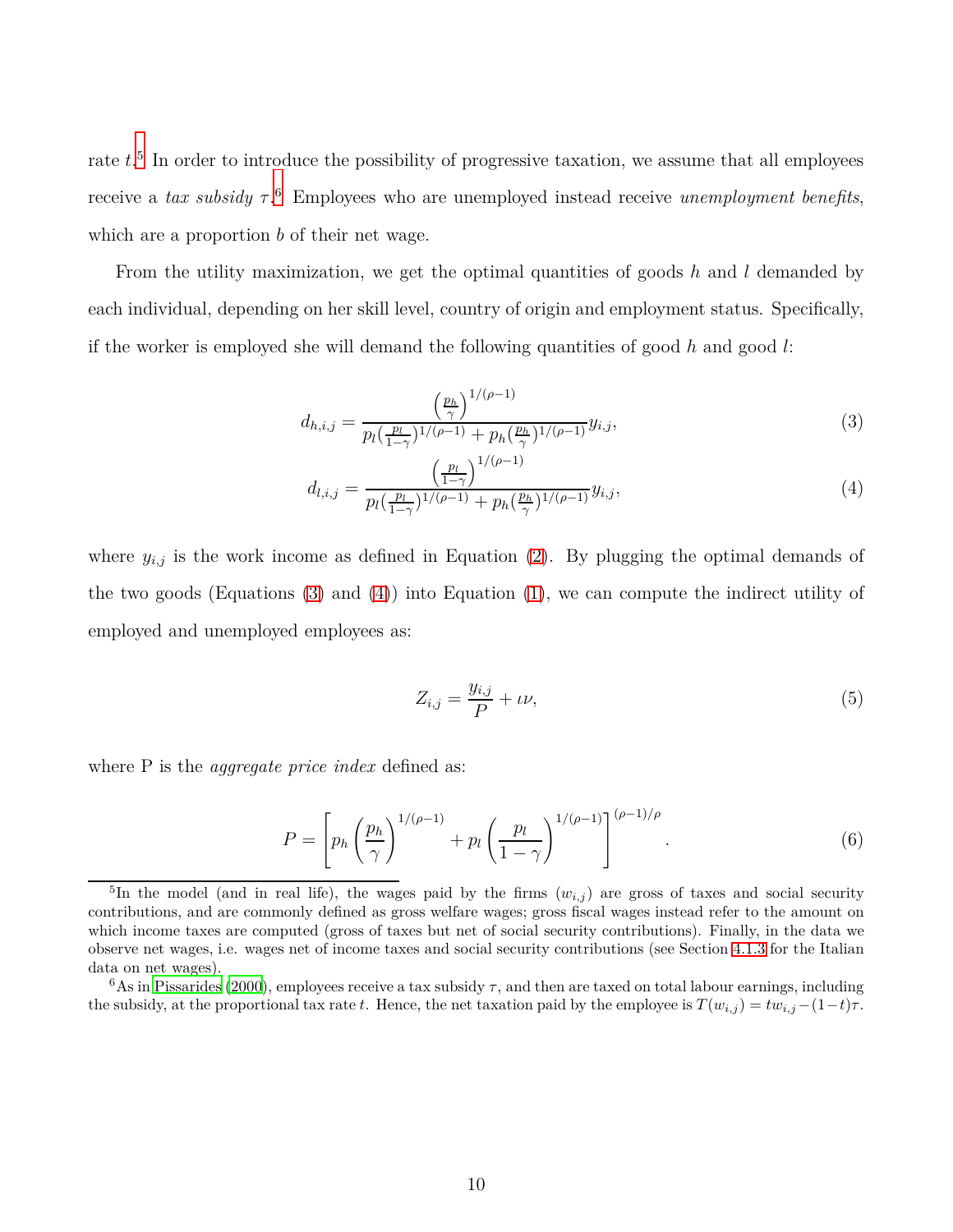rate $t$.[5] In order to introduce the possibility of progressive taxation, we assume that all employees receive a *tax subsidy* $\tau$.[6] Employees who are unemployed instead receive *unemployment benefits*, which are a proportion $b$ of their net wage.

From the utility maximization, we get the optimal quantities of goods $h$ and $l$ demanded by each individual, depending on her skill level, country of origin and employment status. Specifically, if the worker is employed she will demand the following quantities of good $h$ and good $l$:

$$d_{h,i,j} = \frac{\left(\frac{p_h}{\gamma}\right)^{1/(\rho-1)}}{p_l(\frac{p_l}{1-\gamma})^{1/(\rho-1)} + p_h(\frac{p_h}{\gamma})^{1/(\rho-1)}} y_{i,j}, \tag{3}$$

$$d_{l,i,j} = \frac{\left(\frac{p_l}{1-\gamma}\right)^{1/(\rho-1)}}{p_l(\frac{p_l}{1-\gamma})^{1/(\rho-1)} + p_h(\frac{p_h}{\gamma})^{1/(\rho-1)}} y_{i,j}, \tag{4}$$

where $y_{i,j}$ is the work income as defined in Equation (2). By plugging the optimal demands of the two goods (Equations (3) and (4)) into Equation (1), we can compute the indirect utility of employed and unemployed employees as:

$$Z_{i,j} = \frac{y_{i,j}}{P} + \iota\nu, \tag{5}$$

where P is the *aggregate price index* defined as:

$$P = \left[p_h\left(\frac{p_h}{\gamma}\right)^{1/(\rho-1)} + p_l\left(\frac{p_l}{1-\gamma}\right)^{1/(\rho-1)}\right]^{(\rho-1)/\rho}. \tag{6}$$

[5] In the model (and in real life), the wages paid by the firms ($w_{i,j}$) are gross of taxes and social security contributions, and are commonly defined as gross welfare wages; gross fiscal wages instead refer to the amount on which income taxes are computed (gross of taxes but net of social security contributions). Finally, in the data we observe net wages, i.e. wages net of income taxes and social security contributions (see Section 4.1.3 for the Italian data on net wages).

[6] As in Pissarides (2000), employees receive a tax subsidy $\tau$, and then are taxed on total labour earnings, including the subsidy, at the proportional tax rate $t$. Hence, the net taxation paid by the employee is $T(w_{i,j}) = tw_{i,j} - (1-t)\tau$.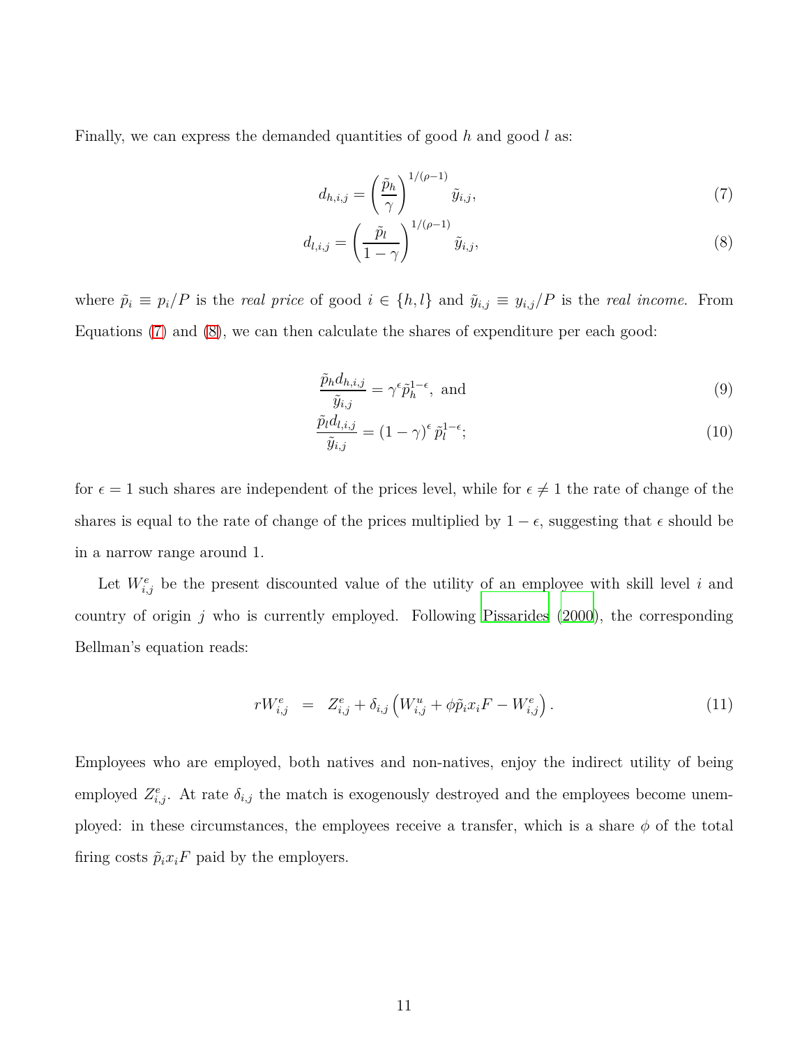Finally, we can express the demanded quantities of good $h$ and good $l$ as:

$$d_{h,i,j} = \left(\frac{\tilde{p}_h}{\gamma}\right)^{1/(\rho-1)} \tilde{y}_{i,j}, \tag{7}$$

$$d_{l,i,j} = \left(\frac{\tilde{p}_l}{1-\gamma}\right)^{1/(\rho-1)} \tilde{y}_{i,j}, \tag{8}$$

where $\tilde{p}_i \equiv p_i/P$ is the *real price* of good $i \in \{h, l\}$ and $\tilde{y}_{i,j} \equiv y_{i,j}/P$ is the *real income*. From Equations (7) and (8), we can then calculate the shares of expenditure per each good:

$$\frac{\tilde{p}_h d_{h,i,j}}{\tilde{y}_{i,j}} = \gamma^{\epsilon} \tilde{p}_h^{1-\epsilon}, \text{ and} \tag{9}$$

$$\frac{\tilde{p}_l d_{l,i,j}}{\tilde{y}_{i,j}} = (1-\gamma)^{\epsilon} \tilde{p}_l^{1-\epsilon}; \tag{10}$$

for $\epsilon = 1$ such shares are independent of the prices level, while for $\epsilon \neq 1$ the rate of change of the shares is equal to the rate of change of the prices multiplied by $1 - \epsilon$, suggesting that $\epsilon$ should be in a narrow range around 1.

Let $W^e_{i,j}$ be the present discounted value of the utility of an employee with skill level $i$ and country of origin $j$ who is currently employed. Following Pissarides (2000), the corresponding Bellman's equation reads:

$$rW^e_{i,j} = Z^e_{i,j} + \delta_{i,j} \left( W^u_{i,j} + \phi \tilde{p}_i x_i F - W^e_{i,j} \right). \tag{11}$$

Employees who are employed, both natives and non-natives, enjoy the indirect utility of being employed $Z^e_{i,j}$. At rate $\delta_{i,j}$ the match is exogenously destroyed and the employees become unemployed: in these circumstances, the employees receive a transfer, which is a share $\phi$ of the total firing costs $\tilde{p}_i x_i F$ paid by the employers.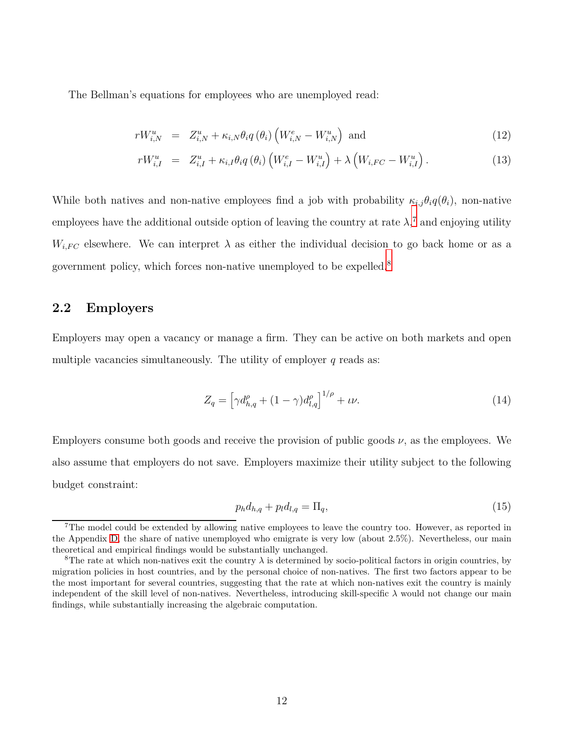The Bellman's equations for employees who are unemployed read:

$$
\begin{aligned}
rW^u_{i,N} &= Z^u_{i,N} + \kappa_{i,N}\theta_i q\left(\theta_i\right)\left(W^e_{i,N} - W^u_{i,N}\right) \text{ and} &(12)\\
rW^u_{i,I} &= Z^u_{i,I} + \kappa_{i,I}\theta_i q\left(\theta_i\right)\left(W^e_{i,I} - W^u_{i,I}\right) + \lambda\left(W_{i,FC} - W^u_{i,I}\right). &(13)
\end{aligned}
$$

While both natives and non-native employees find a job with probability $\kappa_{i,j}\theta_i q(\theta_i)$, non-native employees have the additional outside option of leaving the country at rate $\lambda$,[7] and enjoying utility $W_{i,FC}$ elsewhere. We can interpret $\lambda$ as either the individual decision to go back home or as a government policy, which forces non-native unemployed to be expelled.[8]

## 2.2 Employers

Employers may open a vacancy or manage a firm. They can be active on both markets and open multiple vacancies simultaneously. The utility of employer $q$ reads as:

$$
Z_q = \left[\gamma d^{\rho}_{h,q} + (1-\gamma) d^{\rho}_{l,q}\right]^{1/\rho} + \iota\nu. \tag{14}
$$

Employers consume both goods and receive the provision of public goods $\nu$, as the employees. We also assume that employers do not save. Employers maximize their utility subject to the following budget constraint:

$$
p_h d_{h,q} + p_l d_{l,q} = \Pi_q, \tag{15}
$$

[7] The model could be extended by allowing native employees to leave the country too. However, as reported in the Appendix D, the share of native unemployed who emigrate is very low (about 2.5%). Nevertheless, our main theoretical and empirical findings would be substantially unchanged.

[8] The rate at which non-natives exit the country $\lambda$ is determined by socio-political factors in origin countries, by migration policies in host countries, and by the personal choice of non-natives. The first two factors appear to be the most important for several countries, suggesting that the rate at which non-natives exit the country is mainly independent of the skill level of non-natives. Nevertheless, introducing skill-specific $\lambda$ would not change our main findings, while substantially increasing the algebraic computation.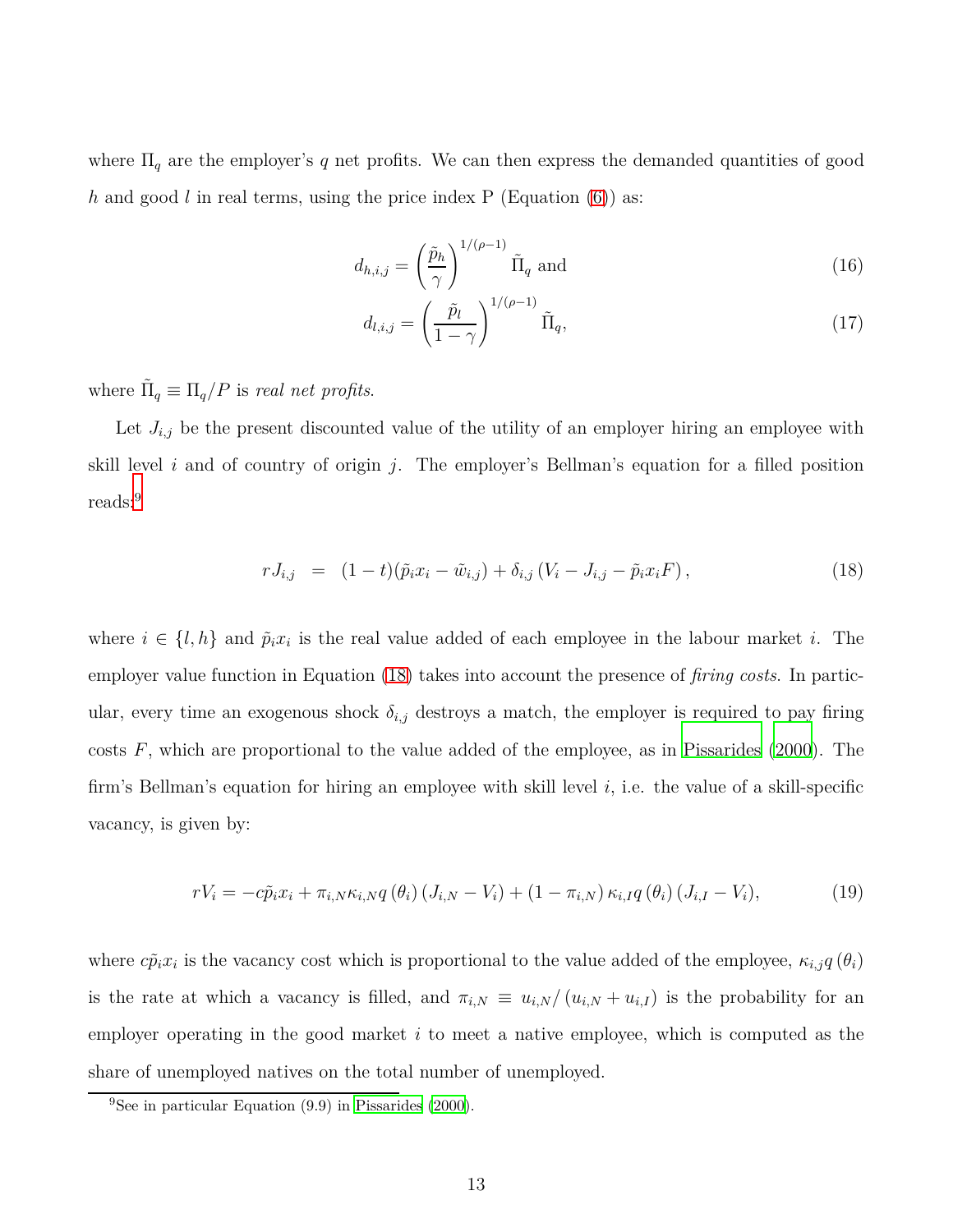where $\Pi_q$ are the employer's $q$ net profits. We can then express the demanded quantities of good $h$ and good $l$ in real terms, using the price index P (Equation (6)) as:

$$d_{h,i,j} = \left(\frac{\tilde{p}_h}{\gamma}\right)^{1/(\rho-1)} \tilde{\Pi}_q \text{ and} \tag{16}$$

$$d_{l,i,j} = \left(\frac{\tilde{p}_l}{1-\gamma}\right)^{1/(\rho-1)} \tilde{\Pi}_q, \tag{17}$$

where $\tilde{\Pi}_q \equiv \Pi_q / P$ is *real net profits*.

Let $J_{i,j}$ be the present discounted value of the utility of an employer hiring an employee with skill level $i$ and of country of origin $j$. The employer's Bellman's equation for a filled position reads:[9]

$$rJ_{i,j} \;\; = \;\; (1-t)(\tilde{p}_i x_i - \tilde{w}_{i,j}) + \delta_{i,j}\left(V_i - J_{i,j} - \tilde{p}_i x_i F\right), \tag{18}$$

where $i \in \{l, h\}$ and $\tilde{p}_i x_i$ is the real value added of each employee in the labour market $i$. The employer value function in Equation (18) takes into account the presence of *firing costs*. In particular, every time an exogenous shock $\delta_{i,j}$ destroys a match, the employer is required to pay firing costs $F$, which are proportional to the value added of the employee, as in Pissarides (2000). The firm's Bellman's equation for hiring an employee with skill level $i$, i.e. the value of a skill-specific vacancy, is given by:

$$rV_i = -c\tilde{p}_i x_i + \pi_{i,N}\kappa_{i,N} q\left(\theta_i\right)\left(J_{i,N} - V_i\right) + \left(1-\pi_{i,N}\right)\kappa_{i,I} q\left(\theta_i\right)\left(J_{i,I} - V_i\right), \tag{19}$$

where $c\tilde{p}_i x_i$ is the vacancy cost which is proportional to the value added of the employee, $\kappa_{i,j} q\left(\theta_i\right)$ is the rate at which a vacancy is filled, and $\pi_{i,N} \equiv u_{i,N} / \left(u_{i,N} + u_{i,I}\right)$ is the probability for an employer operating in the good market $i$ to meet a native employee, which is computed as the share of unemployed natives on the total number of unemployed.

[9] See in particular Equation (9.9) in Pissarides (2000).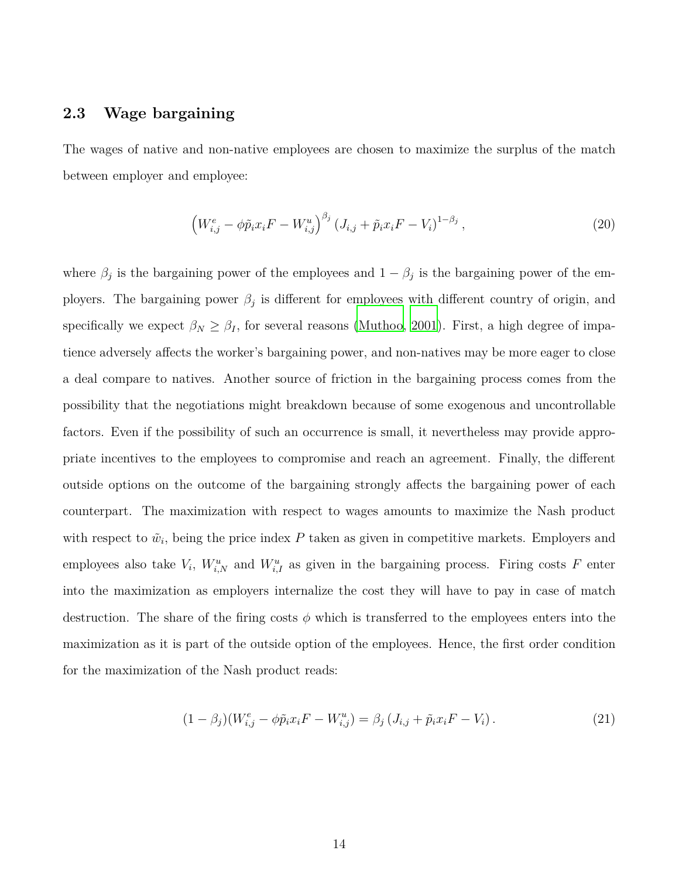## 2.3 Wage bargaining

The wages of native and non-native employees are chosen to maximize the surplus of the match between employer and employee:

$$\left(W_{i,j}^{e} - \phi \tilde{p}_i x_i F - W_{i,j}^{u}\right)^{\beta_j} \left(J_{i,j} + \tilde{p}_i x_i F - V_i\right)^{1-\beta_j}, \tag{20}$$

where $\beta_j$ is the bargaining power of the employees and $1-\beta_j$ is the bargaining power of the employers. The bargaining power $\beta_j$ is different for employees with different country of origin, and specifically we expect $\beta_N \geq \beta_I$, for several reasons (Muthoo, 2001). First, a high degree of impatience adversely affects the worker's bargaining power, and non-natives may be more eager to close a deal compare to natives. Another source of friction in the bargaining process comes from the possibility that the negotiations might breakdown because of some exogenous and uncontrollable factors. Even if the possibility of such an occurrence is small, it nevertheless may provide appropriate incentives to the employees to compromise and reach an agreement. Finally, the different outside options on the outcome of the bargaining strongly affects the bargaining power of each counterpart. The maximization with respect to wages amounts to maximize the Nash product with respect to $\tilde{w}_i$, being the price index $P$ taken as given in competitive markets. Employers and employees also take $V_i$, $W_{i,N}^{u}$ and $W_{i,I}^{u}$ as given in the bargaining process. Firing costs $F$ enter into the maximization as employers internalize the cost they will have to pay in case of match destruction. The share of the firing costs $\phi$ which is transferred to the employees enters into the maximization as it is part of the outside option of the employees. Hence, the first order condition for the maximization of the Nash product reads:

$$(1-\beta_j)(W_{i,j}^{e} - \phi \tilde{p}_i x_i F - W_{i,j}^{u}) = \beta_j \left(J_{i,j} + \tilde{p}_i x_i F - V_i\right). \tag{21}$$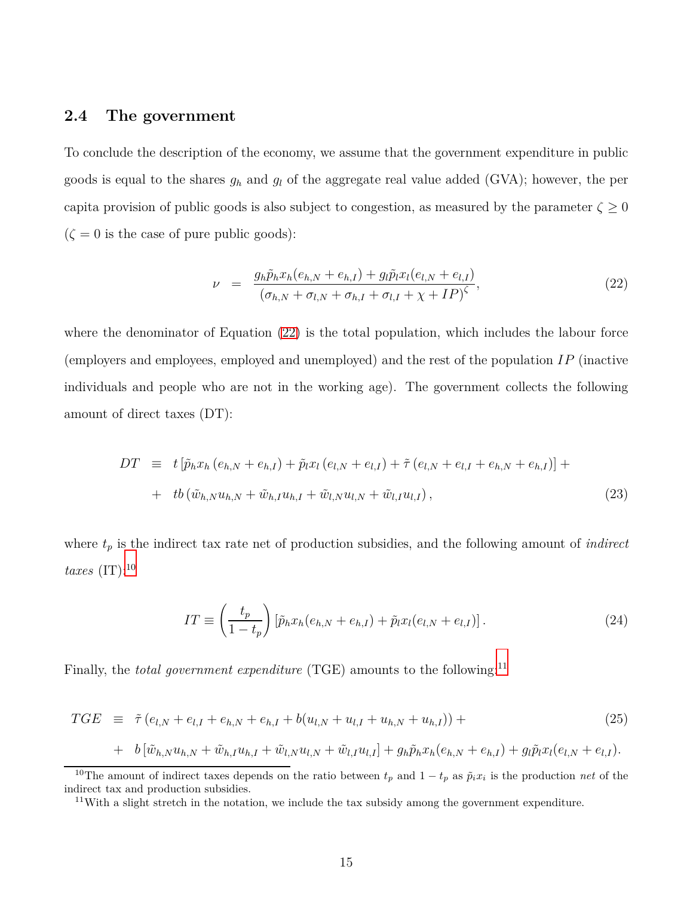### 2.4 The government

To conclude the description of the economy, we assume that the government expenditure in public goods is equal to the shares $g_h$ and $g_l$ of the aggregate real value added (GVA); however, the per capita provision of public goods is also subject to congestion, as measured by the parameter $\zeta \geq 0$ ($\zeta = 0$ is the case of pure public goods):

$$\nu = \frac{g_h \tilde{p}_h x_h (e_{h,N} + e_{h,I}) + g_l \tilde{p}_l x_l (e_{l,N} + e_{l,I})}{(\sigma_{h,N} + \sigma_{l,N} + \sigma_{h,I} + \sigma_{l,I} + \chi + IP)^{\zeta}}, \tag{22}$$

where the denominator of Equation (22) is the total population, which includes the labour force (employers and employees, employed and unemployed) and the rest of the population $IP$ (inactive individuals and people who are not in the working age). The government collects the following amount of direct taxes (DT):

$$\begin{aligned} DT \equiv\ & t \left[\tilde{p}_h x_h \left(e_{h,N} + e_{h,I}\right) + \tilde{p}_l x_l \left(e_{l,N} + e_{l,I}\right) + \tilde{\tau} \left(e_{l,N} + e_{l,I} + e_{h,N} + e_{h,I}\right)\right] + \\ +\ & tb \left(\tilde{w}_{h,N} u_{h,N} + \tilde{w}_{h,I} u_{h,I} + \tilde{w}_{l,N} u_{l,N} + \tilde{w}_{l,I} u_{l,I}\right), \end{aligned} \tag{23}$$

where $t_p$ is the indirect tax rate net of production subsidies, and the following amount of *indirect taxes* (IT):[10]

$$IT \equiv \left(\frac{t_p}{1 - t_p}\right) \left[\tilde{p}_h x_h (e_{h,N} + e_{h,I}) + \tilde{p}_l x_l (e_{l,N} + e_{l,I})\right]. \tag{24}$$

Finally, the *total government expenditure* (TGE) amounts to the following:[11]

$$\begin{aligned} TGE \equiv\ & \tilde{\tau} \left(e_{l,N} + e_{l,I} + e_{h,N} + e_{h,I} + b(u_{l,N} + u_{l,I} + u_{h,N} + u_{h,I})\right) + \\ +\ & b \left[\tilde{w}_{h,N} u_{h,N} + \tilde{w}_{h,I} u_{h,I} + \tilde{w}_{l,N} u_{l,N} + \tilde{w}_{l,I} u_{l,I}\right] + g_h \tilde{p}_h x_h (e_{h,N} + e_{h,I}) + g_l \tilde{p}_l x_l (e_{l,N} + e_{l,I}). \end{aligned} \tag{25}$$

---

[10] The amount of indirect taxes depends on the ratio between $t_p$ and $1 - t_p$ as $\tilde{p}_i x_i$ is the production *net* of the indirect tax and production subsidies.

[11] With a slight stretch in the notation, we include the tax subsidy among the government expenditure.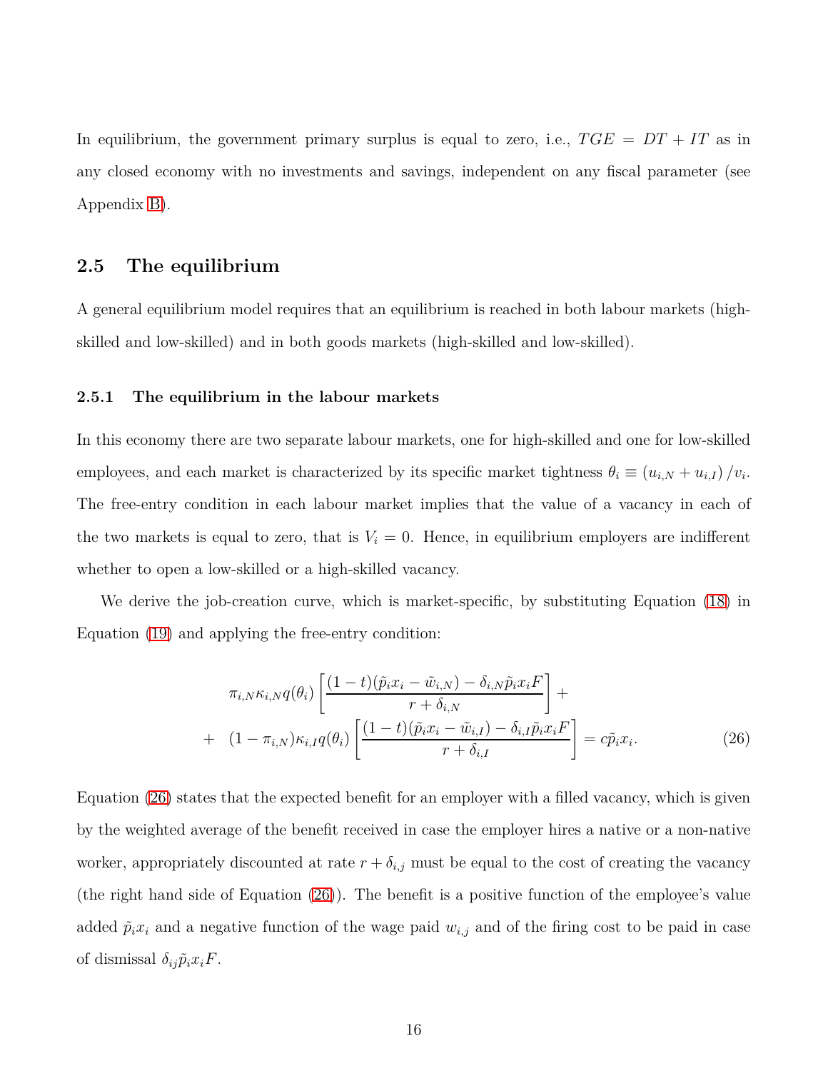In equilibrium, the government primary surplus is equal to zero, i.e., $TGE = DT + IT$ as in any closed economy with no investments and savings, independent on any fiscal parameter (see Appendix B).

## 2.5 The equilibrium

A general equilibrium model requires that an equilibrium is reached in both labour markets (high-skilled and low-skilled) and in both goods markets (high-skilled and low-skilled).

### 2.5.1 The equilibrium in the labour markets

In this economy there are two separate labour markets, one for high-skilled and one for low-skilled employees, and each market is characterized by its specific market tightness $\theta_i \equiv (u_{i,N} + u_{i,I})/v_i$. The free-entry condition in each labour market implies that the value of a vacancy in each of the two markets is equal to zero, that is $V_i = 0$. Hence, in equilibrium employers are indifferent whether to open a low-skilled or a high-skilled vacancy.

We derive the job-creation curve, which is market-specific, by substituting Equation (18) in Equation (19) and applying the free-entry condition:

$$
\begin{aligned}
&\pi_{i,N}\kappa_{i,N}q(\theta_i)\left[\frac{(1-t)(\tilde{p}_i x_i - \tilde{w}_{i,N}) - \delta_{i,N}\tilde{p}_i x_i F}{r+\delta_{i,N}}\right] + \\
+ \quad &(1-\pi_{i,N})\kappa_{i,I}q(\theta_i)\left[\frac{(1-t)(\tilde{p}_i x_i - \tilde{w}_{i,I}) - \delta_{i,I}\tilde{p}_i x_i F}{r+\delta_{i,I}}\right] = c\tilde{p}_i x_i. \qquad (26)
\end{aligned}
$$

Equation (26) states that the expected benefit for an employer with a filled vacancy, which is given by the weighted average of the benefit received in case the employer hires a native or a non-native worker, appropriately discounted at rate $r + \delta_{i,j}$ must be equal to the cost of creating the vacancy (the right hand side of Equation (26)). The benefit is a positive function of the employee's value added $\tilde{p}_i x_i$ and a negative function of the wage paid $w_{i,j}$ and of the firing cost to be paid in case of dismissal $\delta_{ij}\tilde{p}_i x_i F$.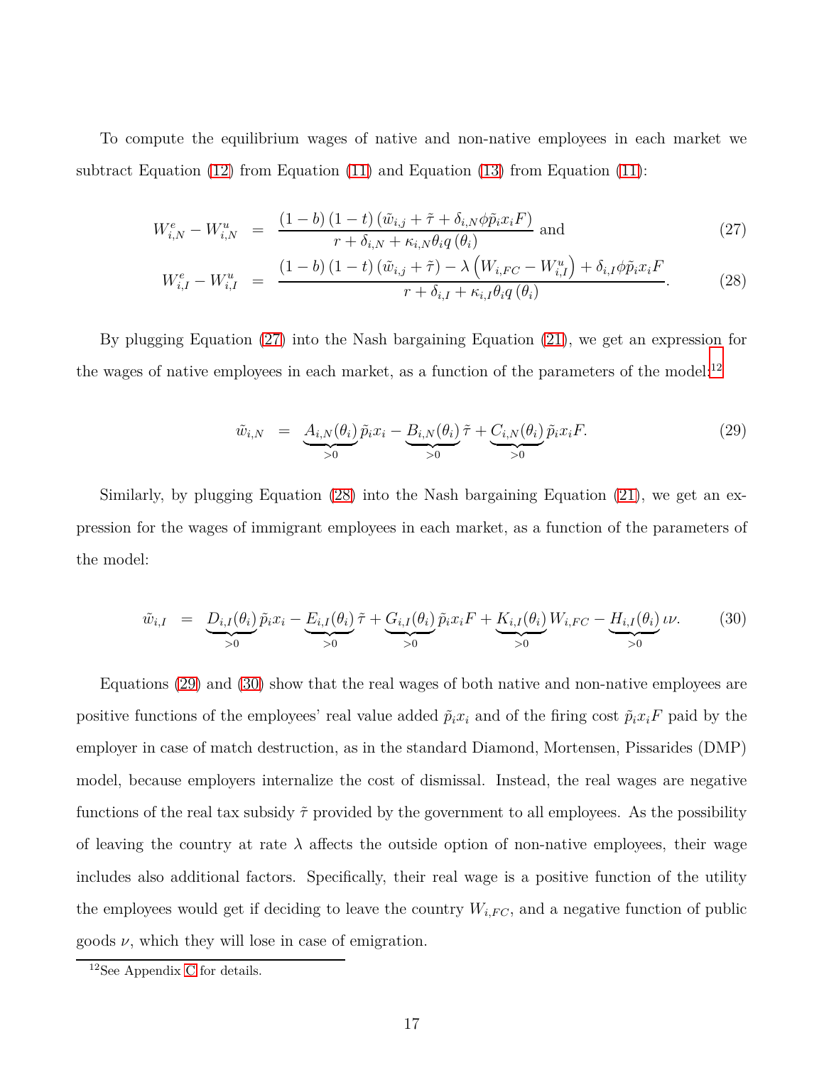To compute the equilibrium wages of native and non-native employees in each market we subtract Equation (12) from Equation (11) and Equation (13) from Equation (11):

$$
\begin{aligned}
W^{e}_{i,N} - W^{u}_{i,N} &= \frac{(1-b)(1-t)\left(\tilde{w}_{i,j} + \tilde{\tau} + \delta_{i,N}\phi\tilde{p}_i x_i F\right)}{r + \delta_{i,N} + \kappa_{i,N}\theta_i q(\theta_i)} \text{ and} \qquad (27) \\
W^{e}_{i,I} - W^{u}_{i,I} &= \frac{(1-b)(1-t)\left(\tilde{w}_{i,j} + \tilde{\tau}\right) - \lambda\left(W_{i,FC} - W^{u}_{i,I}\right) + \delta_{i,I}\phi\tilde{p}_i x_i F}{r + \delta_{i,I} + \kappa_{i,I}\theta_i q(\theta_i)}. \qquad (28)
\end{aligned}
$$

By plugging Equation (27) into the Nash bargaining Equation (21), we get an expression for the wages of native employees in each market, as a function of the parameters of the model:[12]

$$
\tilde{w}_{i,N} = \underbrace{A_{i,N}(\theta_i)}_{>0}\tilde{p}_i x_i - \underbrace{B_{i,N}(\theta_i)}_{>0}\tilde{\tau} + \underbrace{C_{i,N}(\theta_i)}_{>0}\tilde{p}_i x_i F. \qquad (29)
$$

Similarly, by plugging Equation (28) into the Nash bargaining Equation (21), we get an expression for the wages of immigrant employees in each market, as a function of the parameters of the model:

$$
\tilde{w}_{i,I} = \underbrace{D_{i,I}(\theta_i)}_{>0}\tilde{p}_i x_i - \underbrace{E_{i,I}(\theta_i)}_{>0}\tilde{\tau} + \underbrace{G_{i,I}(\theta_i)}_{>0}\tilde{p}_i x_i F + \underbrace{K_{i,I}(\theta_i)}_{>0}W_{i,FC} - \underbrace{H_{i,I}(\theta_i)}_{>0}\iota\nu. \qquad (30)
$$

Equations (29) and (30) show that the real wages of both native and non-native employees are positive functions of the employees' real value added $\tilde{p}_i x_i$ and of the firing cost $\tilde{p}_i x_i F$ paid by the employer in case of match destruction, as in the standard Diamond, Mortensen, Pissarides (DMP) model, because employers internalize the cost of dismissal. Instead, the real wages are negative functions of the real tax subsidy $\tilde{\tau}$ provided by the government to all employees. As the possibility of leaving the country at rate $\lambda$ affects the outside option of non-native employees, their wage includes also additional factors. Specifically, their real wage is a positive function of the utility the employees would get if deciding to leave the country $W_{i,FC}$, and a negative function of public goods $\nu$, which they will lose in case of emigration.

[12] See Appendix C for details.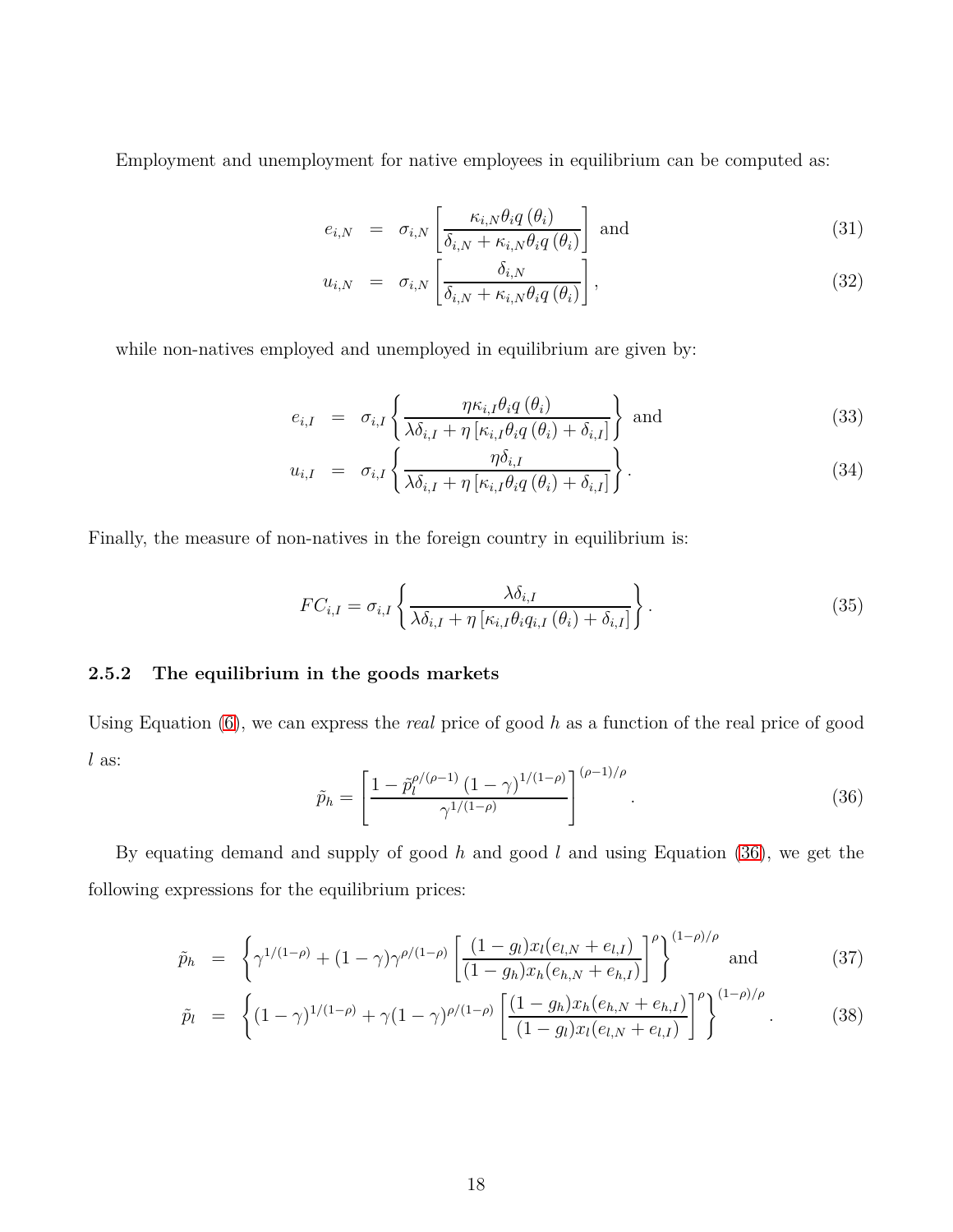Employment and unemployment for native employees in equilibrium can be computed as:

$$e_{i,N} = \sigma_{i,N}\left[\frac{\kappa_{i,N}\theta_i q(\theta_i)}{\delta_{i,N}+\kappa_{i,N}\theta_i q(\theta_i)}\right] \text{ and} \tag{31}$$

$$u_{i,N} = \sigma_{i,N}\left[\frac{\delta_{i,N}}{\delta_{i,N}+\kappa_{i,N}\theta_i q(\theta_i)}\right], \tag{32}$$

while non-natives employed and unemployed in equilibrium are given by:

$$e_{i,I} = \sigma_{i,I}\left\{\frac{\eta\kappa_{i,I}\theta_i q(\theta_i)}{\lambda\delta_{i,I}+\eta\left[\kappa_{i,I}\theta_i q(\theta_i)+\delta_{i,I}\right]}\right\} \text{ and} \tag{33}$$

$$u_{i,I} = \sigma_{i,I}\left\{\frac{\eta\delta_{i,I}}{\lambda\delta_{i,I}+\eta\left[\kappa_{i,I}\theta_i q(\theta_i)+\delta_{i,I}\right]}\right\}. \tag{34}$$

Finally, the measure of non-natives in the foreign country in equilibrium is:

$$FC_{i,I} = \sigma_{i,I}\left\{\frac{\lambda\delta_{i,I}}{\lambda\delta_{i,I}+\eta\left[\kappa_{i,I}\theta_i q_{i,I}(\theta_i)+\delta_{i,I}\right]}\right\}. \tag{35}$$

### 2.5.2 The equilibrium in the goods markets

Using Equation (6), we can express the *real* price of good $h$ as a function of the real price of good $l$ as:

$$\tilde{p}_h = \left[\frac{1-\tilde{p}_l^{\rho/(\rho-1)}(1-\gamma)^{1/(1-\rho)}}{\gamma^{1/(1-\rho)}}\right]^{(\rho-1)/\rho}. \tag{36}$$

By equating demand and supply of good $h$ and good $l$ and using Equation (36), we get the following expressions for the equilibrium prices:

$$\tilde{p}_h = \left\{\gamma^{1/(1-\rho)}+(1-\gamma)\gamma^{\rho/(1-\rho)}\left[\frac{(1-g_l)x_l(e_{l,N}+e_{l,I})}{(1-g_h)x_h(e_{h,N}+e_{h,I})}\right]^{\rho}\right\}^{(1-\rho)/\rho} \text{ and} \tag{37}$$

$$\tilde{p}_l = \left\{(1-\gamma)^{1/(1-\rho)}+\gamma(1-\gamma)^{\rho/(1-\rho)}\left[\frac{(1-g_h)x_h(e_{h,N}+e_{h,I})}{(1-g_l)x_l(e_{l,N}+e_{l,I})}\right]^{\rho}\right\}^{(1-\rho)/\rho}. \tag{38}$$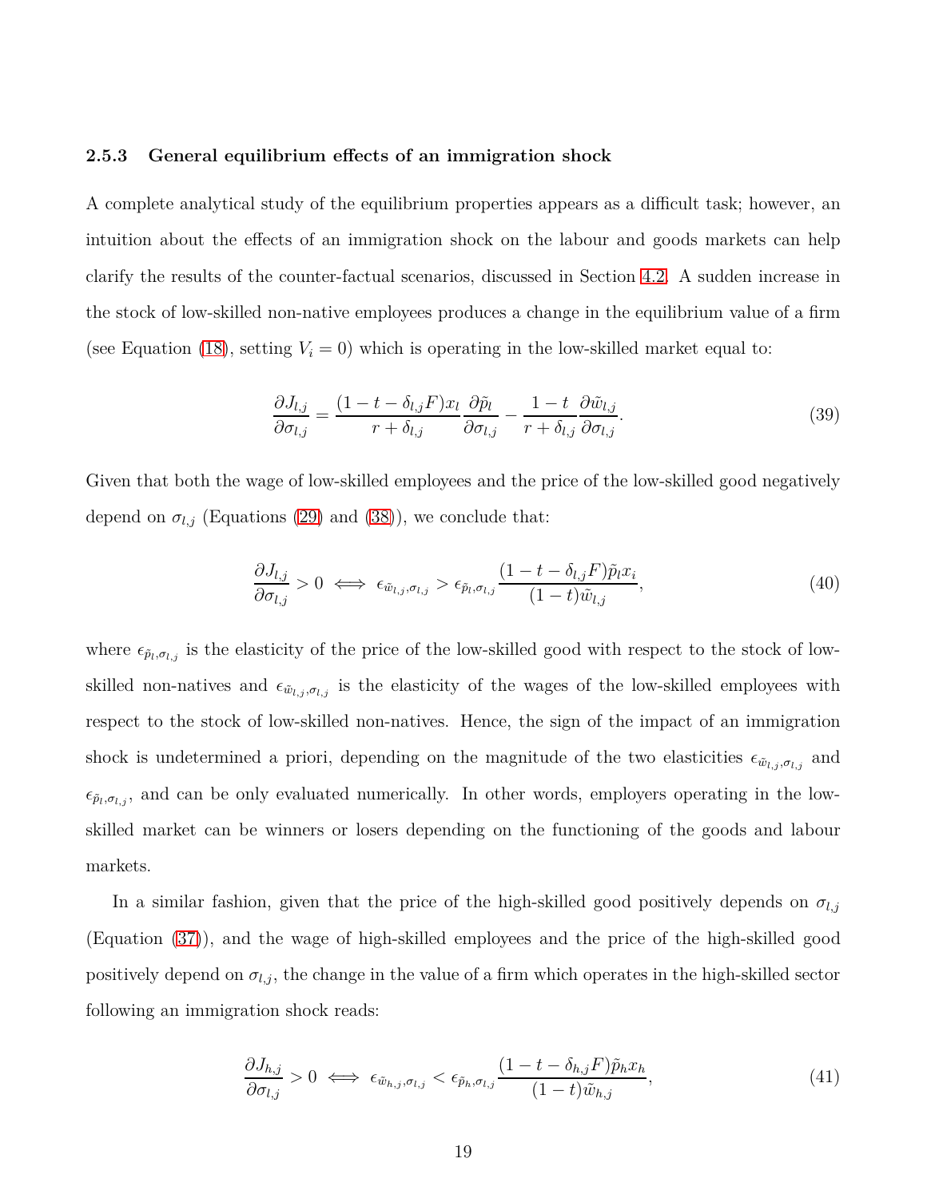### 2.5.3 General equilibrium effects of an immigration shock

A complete analytical study of the equilibrium properties appears as a difficult task; however, an intuition about the effects of an immigration shock on the labour and goods markets can help clarify the results of the counter-factual scenarios, discussed in Section 4.2. A sudden increase in the stock of low-skilled non-native employees produces a change in the equilibrium value of a firm (see Equation (18), setting $V_i = 0$) which is operating in the low-skilled market equal to:

$$\frac{\partial J_{l,j}}{\partial \sigma_{l,j}} = \frac{(1 - t - \delta_{l,j} F) x_l}{r + \delta_{l,j}} \frac{\partial \tilde{p}_l}{\partial \sigma_{l,j}} - \frac{1 - t}{r + \delta_{l,j}} \frac{\partial \tilde{w}_{l,j}}{\partial \sigma_{l,j}}. \tag{39}$$

Given that both the wage of low-skilled employees and the price of the low-skilled good negatively depend on $\sigma_{l,j}$ (Equations (29) and (38)), we conclude that:

$$\frac{\partial J_{l,j}}{\partial \sigma_{l,j}} > 0 \iff \epsilon_{\tilde{w}_{l,j},\sigma_{l,j}} > \epsilon_{\tilde{p}_l,\sigma_{l,j}} \frac{(1 - t - \delta_{l,j} F) \tilde{p}_l x_i}{(1 - t) \tilde{w}_{l,j}}, \tag{40}$$

where $\epsilon_{\tilde{p}_l,\sigma_{l,j}}$ is the elasticity of the price of the low-skilled good with respect to the stock of low-skilled non-natives and $\epsilon_{\tilde{w}_{l,j},\sigma_{l,j}}$ is the elasticity of the wages of the low-skilled employees with respect to the stock of low-skilled non-natives. Hence, the sign of the impact of an immigration shock is undetermined a priori, depending on the magnitude of the two elasticities $\epsilon_{\tilde{w}_{l,j},\sigma_{l,j}}$ and $\epsilon_{\tilde{p}_l,\sigma_{l,j}}$, and can be only evaluated numerically. In other words, employers operating in the low-skilled market can be winners or losers depending on the functioning of the goods and labour markets.

In a similar fashion, given that the price of the high-skilled good positively depends on $\sigma_{l,j}$ (Equation (37)), and the wage of high-skilled employees and the price of the high-skilled good positively depend on $\sigma_{l,j}$, the change in the value of a firm which operates in the high-skilled sector following an immigration shock reads:

$$\frac{\partial J_{h,j}}{\partial \sigma_{l,j}} > 0 \iff \epsilon_{\tilde{w}_{h,j},\sigma_{l,j}} < \epsilon_{\tilde{p}_h,\sigma_{l,j}} \frac{(1 - t - \delta_{h,j} F) \tilde{p}_h x_h}{(1 - t) \tilde{w}_{h,j}}, \tag{41}$$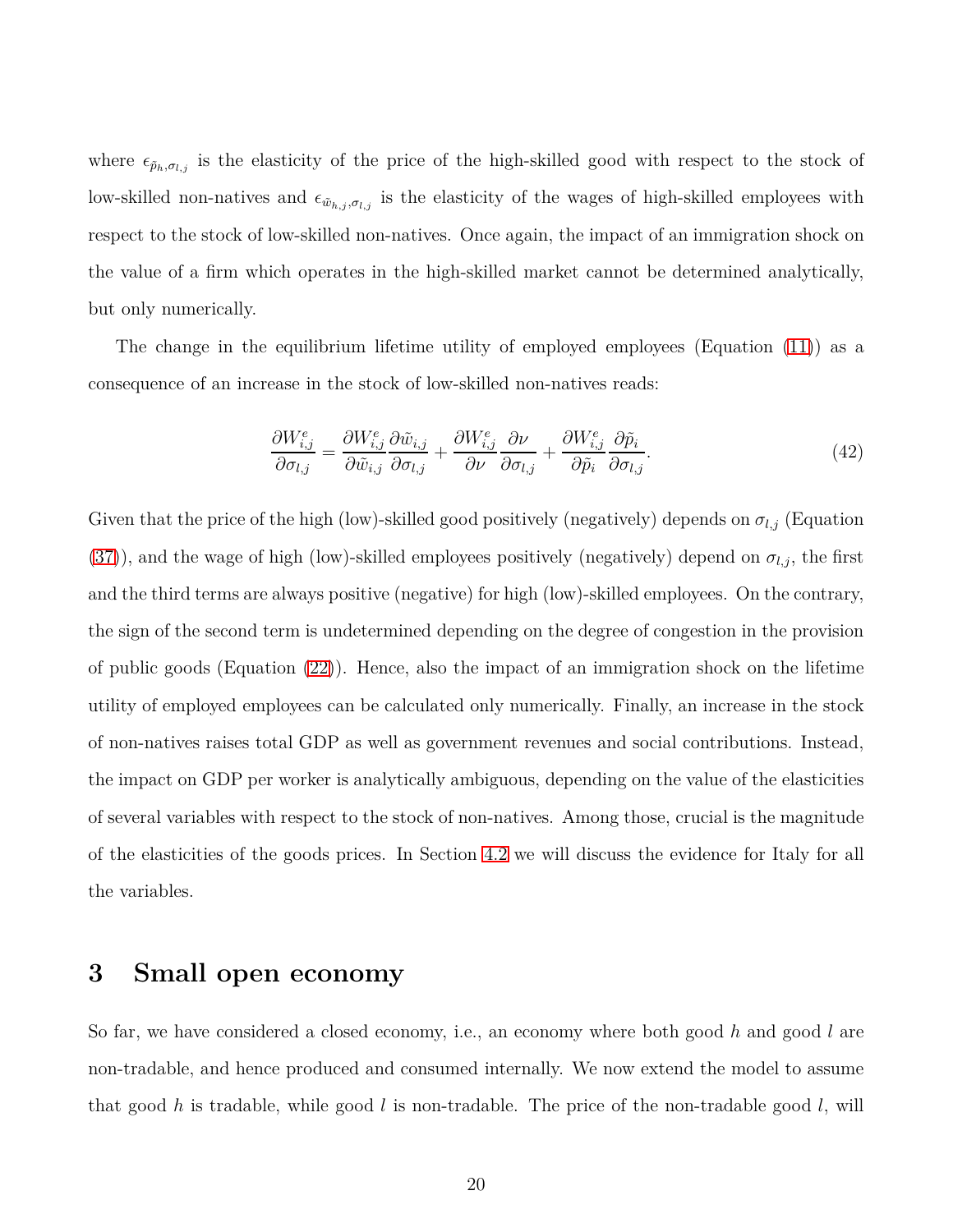where $\epsilon_{\tilde{p}_h,\sigma_{l,j}}$ is the elasticity of the price of the high-skilled good with respect to the stock of low-skilled non-natives and $\epsilon_{\tilde{w}_{h,j},\sigma_{l,j}}$ is the elasticity of the wages of high-skilled employees with respect to the stock of low-skilled non-natives. Once again, the impact of an immigration shock on the value of a firm which operates in the high-skilled market cannot be determined analytically, but only numerically.

The change in the equilibrium lifetime utility of employed employees (Equation (11)) as a consequence of an increase in the stock of low-skilled non-natives reads:

$$\frac{\partial W^e_{i,j}}{\partial \sigma_{l,j}} = \frac{\partial W^e_{i,j}}{\partial \tilde{w}_{i,j}} \frac{\partial \tilde{w}_{i,j}}{\partial \sigma_{l,j}} + \frac{\partial W^e_{i,j}}{\partial \nu} \frac{\partial \nu}{\partial \sigma_{l,j}} + \frac{\partial W^e_{i,j}}{\partial \tilde{p}_i} \frac{\partial \tilde{p}_i}{\partial \sigma_{l,j}}. \tag{42}$$

Given that the price of the high (low)-skilled good positively (negatively) depends on $\sigma_{l,j}$ (Equation (37)), and the wage of high (low)-skilled employees positively (negatively) depend on $\sigma_{l,j}$, the first and the third terms are always positive (negative) for high (low)-skilled employees. On the contrary, the sign of the second term is undetermined depending on the degree of congestion in the provision of public goods (Equation (22)). Hence, also the impact of an immigration shock on the lifetime utility of employed employees can be calculated only numerically. Finally, an increase in the stock of non-natives raises total GDP as well as government revenues and social contributions. Instead, the impact on GDP per worker is analytically ambiguous, depending on the value of the elasticities of several variables with respect to the stock of non-natives. Among those, crucial is the magnitude of the elasticities of the goods prices. In Section 4.2 we will discuss the evidence for Italy for all the variables.

# 3 Small open economy

So far, we have considered a closed economy, i.e., an economy where both good $h$ and good $l$ are non-tradable, and hence produced and consumed internally. We now extend the model to assume that good $h$ is tradable, while good $l$ is non-tradable. The price of the non-tradable good $l$, will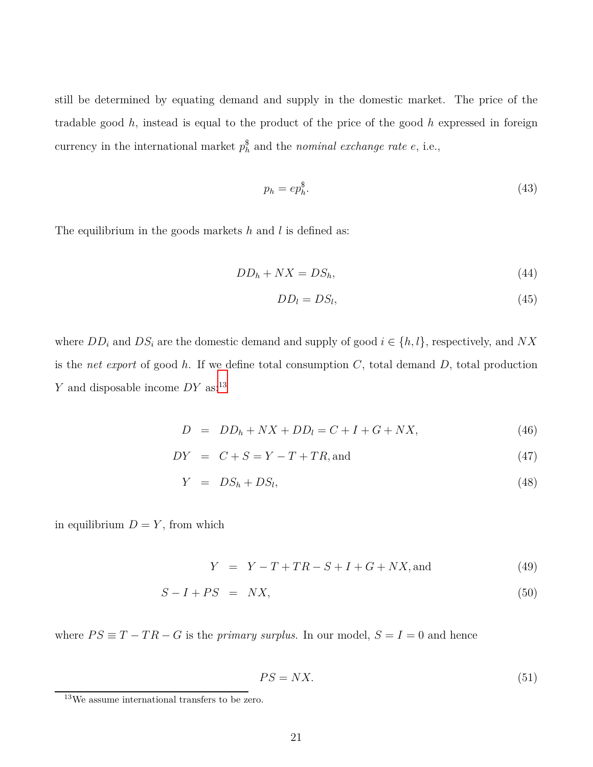still be determined by equating demand and supply in the domestic market. The price of the tradable good $h$, instead is equal to the product of the price of the good $h$ expressed in foreign currency in the international market $p_h^{\$}$ and the *nominal exchange rate* $e$, i.e.,

$$p_h = e p_h^{\$}. \tag{43}$$

The equilibrium in the goods markets $h$ and $l$ is defined as:

$$DD_h + NX = DS_h, \tag{44}$$

$$DD_l = DS_l, \tag{45}$$

where $DD_i$ and $DS_i$ are the domestic demand and supply of good $i \in \{h, l\}$, respectively, and $NX$ is the *net export* of good $h$. If we define total consumption $C$, total demand $D$, total production $Y$ and disposable income $DY$ as:[13]

$$D = DD_h + NX + DD_l = C + I + G + NX, \tag{46}$$

$$DY = C + S = Y - T + TR, \text{and} \tag{47}$$

$$Y = DS_h + DS_l, \tag{48}$$

in equilibrium $D = Y$, from which

$$Y = Y - T + TR - S + I + G + NX, \text{and} \tag{49}$$

$$S - I + PS = NX, \tag{50}$$

where $PS \equiv T - TR - G$ is the *primary surplus*. In our model, $S = I = 0$ and hence

$$PS = NX. \tag{51}$$

[13] We assume international transfers to be zero.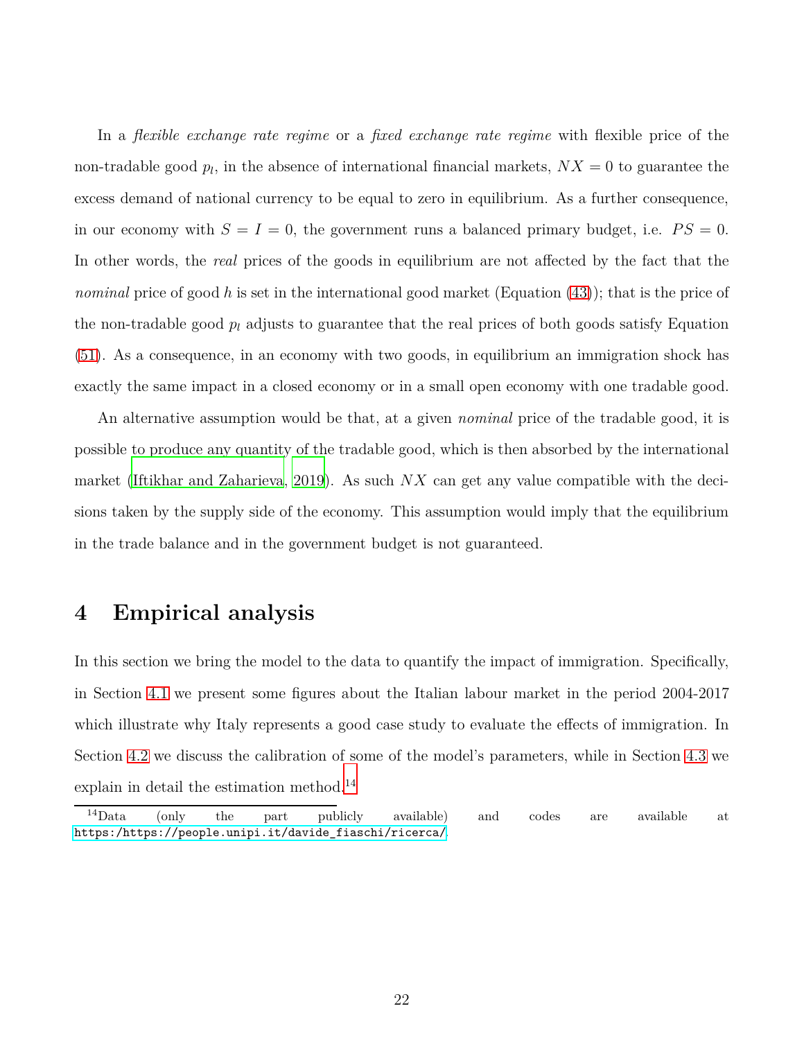In a *flexible exchange rate regime* or a *fixed exchange rate regime* with flexible price of the non-tradable good $p_l$, in the absence of international financial markets, $NX = 0$ to guarantee the excess demand of national currency to be equal to zero in equilibrium. As a further consequence, in our economy with $S = I = 0$, the government runs a balanced primary budget, i.e. $PS = 0$. In other words, the *real* prices of the goods in equilibrium are not affected by the fact that the *nominal* price of good $h$ is set in the international good market (Equation (43)); that is the price of the non-tradable good $p_l$ adjusts to guarantee that the real prices of both goods satisfy Equation (51). As a consequence, in an economy with two goods, in equilibrium an immigration shock has exactly the same impact in a closed economy or in a small open economy with one tradable good.

An alternative assumption would be that, at a given *nominal* price of the tradable good, it is possible to produce any quantity of the tradable good, which is then absorbed by the international market (Iftikhar and Zaharieva, 2019). As such $NX$ can get any value compatible with the decisions taken by the supply side of the economy. This assumption would imply that the equilibrium in the trade balance and in the government budget is not guaranteed.

# 4 Empirical analysis

In this section we bring the model to the data to quantify the impact of immigration. Specifically, in Section 4.1 we present some figures about the Italian labour market in the period 2004-2017 which illustrate why Italy represents a good case study to evaluate the effects of immigration. In Section 4.2 we discuss the calibration of some of the model's parameters, while in Section 4.3 we explain in detail the estimation method.[14]

[14] Data (only the part publicly available) and codes are available at https:/https://people.unipi.it/davide_fiaschi/ricerca/.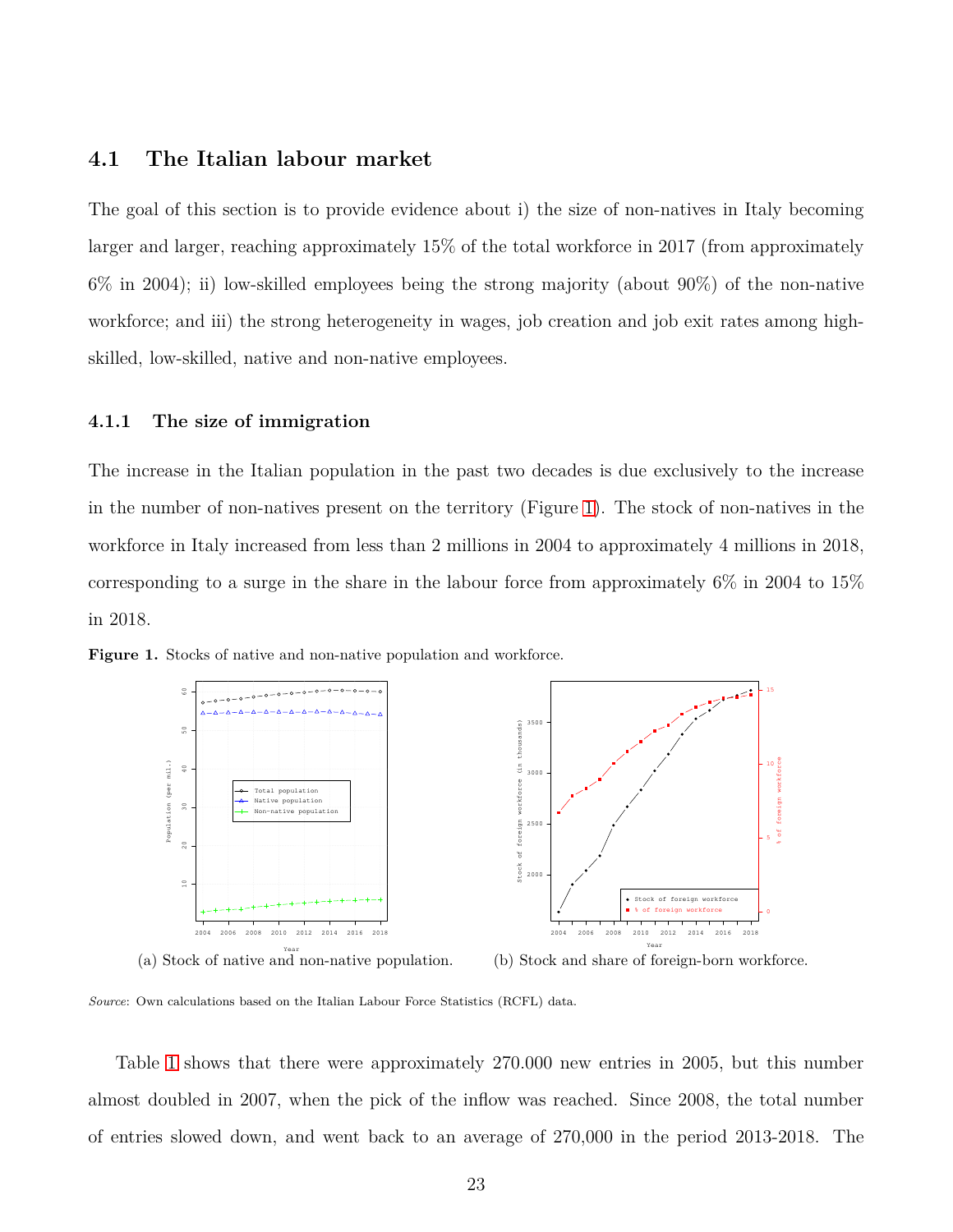## 4.1 The Italian labour market

The goal of this section is to provide evidence about i) the size of non-natives in Italy becoming larger and larger, reaching approximately 15% of the total workforce in 2017 (from approximately 6% in 2004); ii) low-skilled employees being the strong majority (about 90%) of the non-native workforce; and iii) the strong heterogeneity in wages, job creation and job exit rates among high-skilled, low-skilled, native and non-native employees.

### 4.1.1 The size of immigration

The increase in the Italian population in the past two decades is due exclusively to the increase in the number of non-natives present on the territory (Figure 1). The stock of non-natives in the workforce in Italy increased from less than 2 millions in 2004 to approximately 4 millions in 2018, corresponding to a surge in the share in the labour force from approximately 6% in 2004 to 15% in 2018.

**Figure 1.** Stocks of native and non-native population and workforce.

(a) Stock of native and non-native population.

(b) Stock and share of foreign-born workforce.

*Source*: Own calculations based on the Italian Labour Force Statistics (RCFL) data.

Table 1 shows that there were approximately 270.000 new entries in 2005, but this number almost doubled in 2007, when the pick of the inflow was reached. Since 2008, the total number of entries slowed down, and went back to an average of 270,000 in the period 2013-2018. The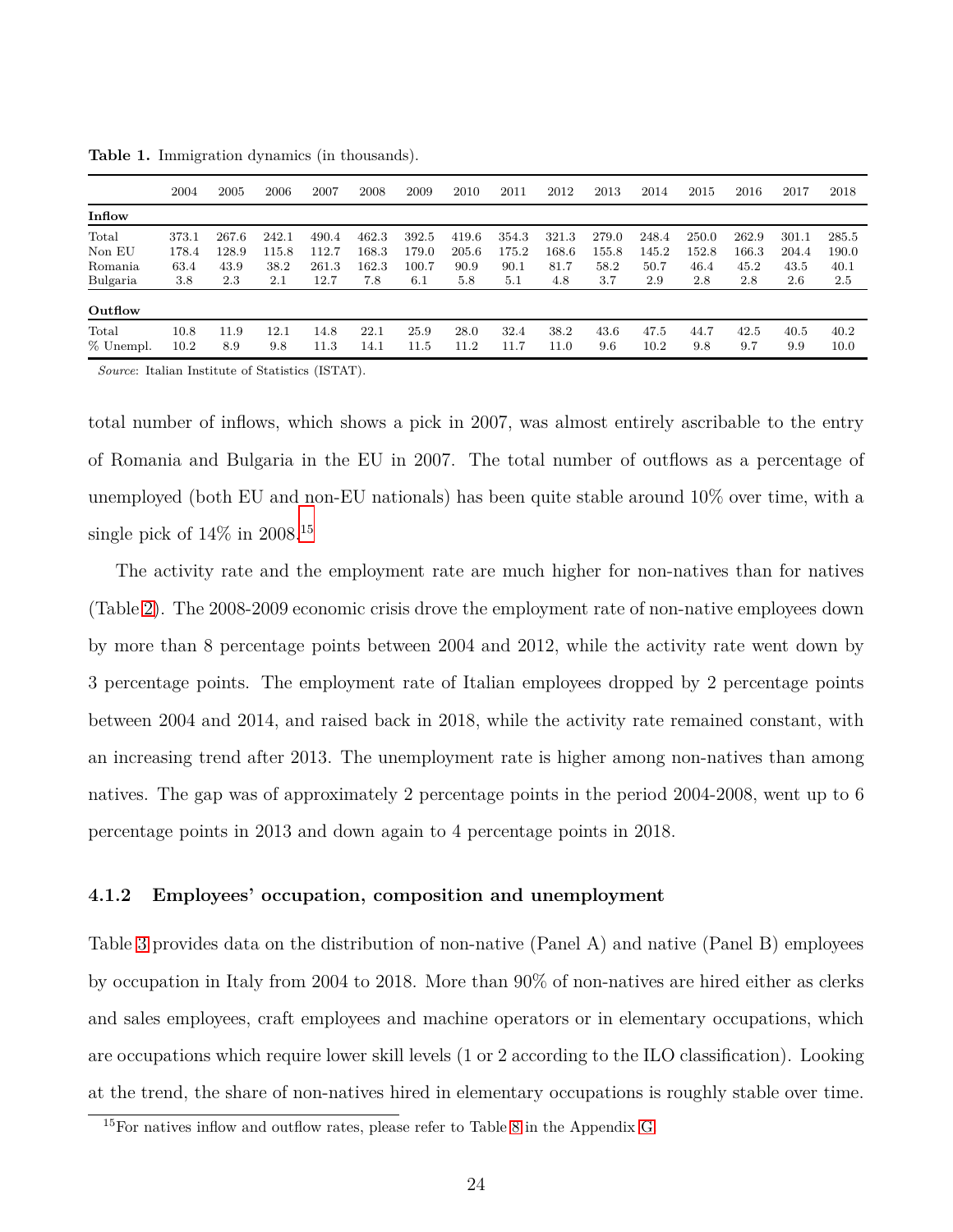**Table 1.** Immigration dynamics (in thousands).

| | 2004 | 2005 | 2006 | 2007 | 2008 | 2009 | 2010 | 2011 | 2012 | 2013 | 2014 | 2015 | 2016 | 2017 | 2018 |
|---|---|---|---|---|---|---|---|---|---|---|---|---|---|---|---|
| **Inflow** | | | | | | | | | | | | | | | |
| Total | 373.1 | 267.6 | 242.1 | 490.4 | 462.3 | 392.5 | 419.6 | 354.3 | 321.3 | 279.0 | 248.4 | 250.0 | 262.9 | 301.1 | 285.5 |
| Non EU | 178.4 | 128.9 | 115.8 | 112.7 | 168.3 | 179.0 | 205.6 | 175.2 | 168.6 | 155.8 | 145.2 | 152.8 | 166.3 | 204.4 | 190.0 |
| Romania | 63.4 | 43.9 | 38.2 | 261.3 | 162.3 | 100.7 | 90.9 | 90.1 | 81.7 | 58.2 | 50.7 | 46.4 | 45.2 | 43.5 | 40.1 |
| Bulgaria | 3.8 | 2.3 | 2.1 | 12.7 | 7.8 | 6.1 | 5.8 | 5.1 | 4.8 | 3.7 | 2.9 | 2.8 | 2.8 | 2.6 | 2.5 |
| **Outflow** | | | | | | | | | | | | | | | |
| Total | 10.8 | 11.9 | 12.1 | 14.8 | 22.1 | 25.9 | 28.0 | 32.4 | 38.2 | 43.6 | 47.5 | 44.7 | 42.5 | 40.5 | 40.2 |
| % Unempl. | 10.2 | 8.9 | 9.8 | 11.3 | 14.1 | 11.5 | 11.2 | 11.7 | 11.0 | 9.6 | 10.2 | 9.8 | 9.7 | 9.9 | 10.0 |

*Source*: Italian Institute of Statistics (ISTAT).

total number of inflows, which shows a pick in 2007, was almost entirely ascribable to the entry of Romania and Bulgaria in the EU in 2007. The total number of outflows as a percentage of unemployed (both EU and non-EU nationals) has been quite stable around 10% over time, with a single pick of 14% in 2008.[15]

The activity rate and the employment rate are much higher for non-natives than for natives (Table 2). The 2008-2009 economic crisis drove the employment rate of non-native employees down by more than 8 percentage points between 2004 and 2012, while the activity rate went down by 3 percentage points. The employment rate of Italian employees dropped by 2 percentage points between 2004 and 2014, and raised back in 2018, while the activity rate remained constant, with an increasing trend after 2013. The unemployment rate is higher among non-natives than among natives. The gap was of approximately 2 percentage points in the period 2004-2008, went up to 6 percentage points in 2013 and down again to 4 percentage points in 2018.

### 4.1.2 Employees' occupation, composition and unemployment

Table 3 provides data on the distribution of non-native (Panel A) and native (Panel B) employees by occupation in Italy from 2004 to 2018. More than 90% of non-natives are hired either as clerks and sales employees, craft employees and machine operators or in elementary occupations, which are occupations which require lower skill levels (1 or 2 according to the ILO classification). Looking at the trend, the share of non-natives hired in elementary occupations is roughly stable over time.

[15] For natives inflow and outflow rates, please refer to Table 8 in the Appendix G.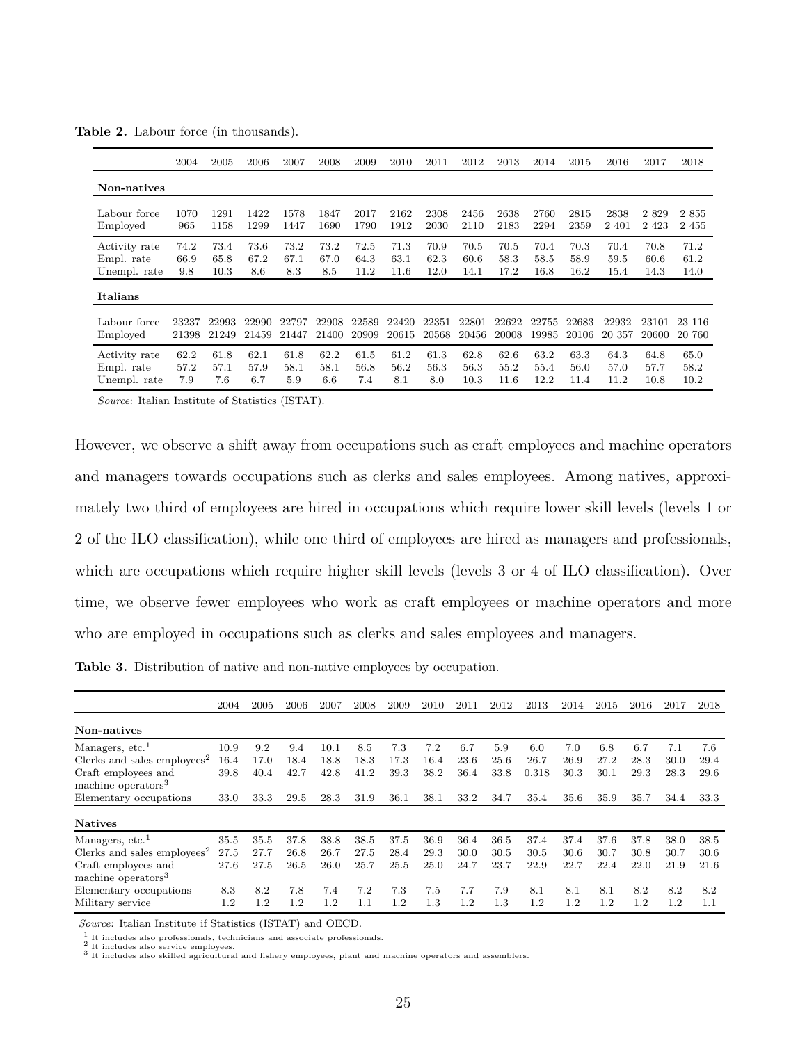**Table 2.** Labour force (in thousands).

| | 2004 | 2005 | 2006 | 2007 | 2008 | 2009 | 2010 | 2011 | 2012 | 2013 | 2014 | 2015 | 2016 | 2017 | 2018 |
|---|---|---|---|---|---|---|---|---|---|---|---|---|---|---|---|
| **Non-natives** | | | | | | | | | | | | | | | |
| Labour force | 1070 | 1291 | 1422 | 1578 | 1847 | 2017 | 2162 | 2308 | 2456 | 2638 | 2760 | 2815 | 2838 | 2 829 | 2 855 |
| Employed | 965 | 1158 | 1299 | 1447 | 1690 | 1790 | 1912 | 2030 | 2110 | 2183 | 2294 | 2359 | 2 401 | 2 423 | 2 455 |
| Activity rate | 74.2 | 73.4 | 73.6 | 73.2 | 73.2 | 72.5 | 71.3 | 70.9 | 70.5 | 70.5 | 70.4 | 70.3 | 70.4 | 70.8 | 71.2 |
| Empl. rate | 66.9 | 65.8 | 67.2 | 67.1 | 67.0 | 64.3 | 63.1 | 62.3 | 60.6 | 58.3 | 58.5 | 58.9 | 59.5 | 60.6 | 61.2 |
| Unempl. rate | 9.8 | 10.3 | 8.6 | 8.3 | 8.5 | 11.2 | 11.6 | 12.0 | 14.1 | 17.2 | 16.8 | 16.2 | 15.4 | 14.3 | 14.0 |
| **Italians** | | | | | | | | | | | | | | | |
| Labour force | 23237 | 22993 | 22990 | 22797 | 22908 | 22589 | 22420 | 22351 | 22801 | 22622 | 22755 | 22683 | 22932 | 23101 | 23 116 |
| Employed | 21398 | 21249 | 21459 | 21447 | 21400 | 20909 | 20615 | 20568 | 20456 | 20008 | 19985 | 20106 | 20 357 | 20600 | 20 760 |
| Activity rate | 62.2 | 61.8 | 62.1 | 61.8 | 62.2 | 61.5 | 61.2 | 61.3 | 62.8 | 62.6 | 63.2 | 63.3 | 64.3 | 64.8 | 65.0 |
| Empl. rate | 57.2 | 57.1 | 57.9 | 58.1 | 58.1 | 56.8 | 56.2 | 56.3 | 56.3 | 55.2 | 55.4 | 56.0 | 57.0 | 57.7 | 58.2 |
| Unempl. rate | 7.9 | 7.6 | 6.7 | 5.9 | 6.6 | 7.4 | 8.1 | 8.0 | 10.3 | 11.6 | 12.2 | 11.4 | 11.2 | 10.8 | 10.2 |

*Source*: Italian Institute of Statistics (ISTAT).

However, we observe a shift away from occupations such as craft employees and machine operators and managers towards occupations such as clerks and sales employees. Among natives, approximately two third of employees are hired in occupations which require lower skill levels (levels 1 or 2 of the ILO classification), while one third of employees are hired as managers and professionals, which are occupations which require higher skill levels (levels 3 or 4 of ILO classification). Over time, we observe fewer employees who work as craft employees or machine operators and more who are employed in occupations such as clerks and sales employees and managers.

**Table 3.** Distribution of native and non-native employees by occupation.

| | 2004 | 2005 | 2006 | 2007 | 2008 | 2009 | 2010 | 2011 | 2012 | 2013 | 2014 | 2015 | 2016 | 2017 | 2018 |
|---|---|---|---|---|---|---|---|---|---|---|---|---|---|---|---|
| **Non-natives** | | | | | | | | | | | | | | | |
| Managers, etc.[1] | 10.9 | 9.2 | 9.4 | 10.1 | 8.5 | 7.3 | 7.2 | 6.7 | 5.9 | 6.0 | 7.0 | 6.8 | 6.7 | 7.1 | 7.6 |
| Clerks and sales employees[2] | 16.4 | 17.0 | 18.4 | 18.8 | 18.3 | 17.3 | 16.4 | 23.6 | 25.6 | 26.7 | 26.9 | 27.2 | 28.3 | 30.0 | 29.4 |
| Craft employees and machine operators[3] | 39.8 | 40.4 | 42.7 | 42.8 | 41.2 | 39.3 | 38.2 | 36.4 | 33.8 | 0.318 | 30.3 | 30.1 | 29.3 | 28.3 | 29.6 |
| Elementary occupations | 33.0 | 33.3 | 29.5 | 28.3 | 31.9 | 36.1 | 38.1 | 33.2 | 34.7 | 35.4 | 35.6 | 35.9 | 35.7 | 34.4 | 33.3 |
| **Natives** | | | | | | | | | | | | | | | |
| Managers, etc.[1] | 35.5 | 35.5 | 37.8 | 38.8 | 38.5 | 37.5 | 36.9 | 36.4 | 36.5 | 37.4 | 37.4 | 37.6 | 37.8 | 38.0 | 38.5 |
| Clerks and sales employees[2] | 27.5 | 27.7 | 26.8 | 26.7 | 27.5 | 28.4 | 29.3 | 30.0 | 30.5 | 30.5 | 30.6 | 30.7 | 30.8 | 30.7 | 30.6 |
| Craft employees and machine operators[3] | 27.6 | 27.5 | 26.5 | 26.0 | 25.7 | 25.5 | 25.0 | 24.7 | 23.7 | 22.9 | 22.7 | 22.4 | 22.0 | 21.9 | 21.6 |
| Elementary occupations | 8.3 | 8.2 | 7.8 | 7.4 | 7.2 | 7.3 | 7.5 | 7.7 | 7.9 | 8.1 | 8.1 | 8.1 | 8.2 | 8.2 | 8.2 |
| Military service | 1.2 | 1.2 | 1.2 | 1.2 | 1.1 | 1.2 | 1.3 | 1.2 | 1.3 | 1.2 | 1.2 | 1.2 | 1.2 | 1.2 | 1.1 |

*Source*: Italian Institute if Statistics (ISTAT) and OECD.

[1] It includes also professionals, technicians and associate professionals.
[2] It includes also service employees.
[3] It includes also skilled agricultural and fishery employees, plant and machine operators and assemblers.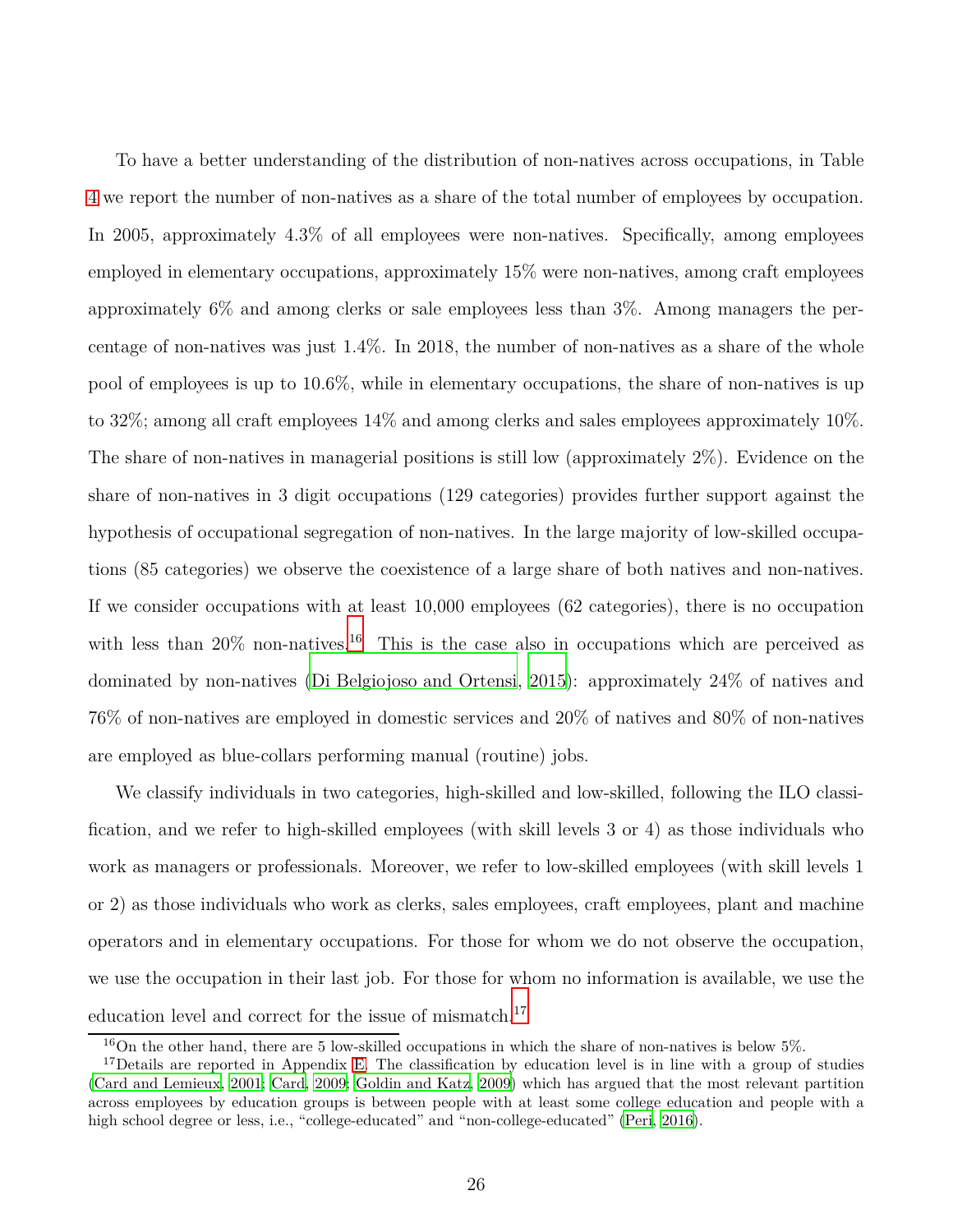To have a better understanding of the distribution of non-natives across occupations, in Table 4 we report the number of non-natives as a share of the total number of employees by occupation. In 2005, approximately 4.3% of all employees were non-natives. Specifically, among employees employed in elementary occupations, approximately 15% were non-natives, among craft employees approximately 6% and among clerks or sale employees less than 3%. Among managers the percentage of non-natives was just 1.4%. In 2018, the number of non-natives as a share of the whole pool of employees is up to 10.6%, while in elementary occupations, the share of non-natives is up to 32%; among all craft employees 14% and among clerks and sales employees approximately 10%. The share of non-natives in managerial positions is still low (approximately 2%). Evidence on the share of non-natives in 3 digit occupations (129 categories) provides further support against the hypothesis of occupational segregation of non-natives. In the large majority of low-skilled occupations (85 categories) we observe the coexistence of a large share of both natives and non-natives. If we consider occupations with at least 10,000 employees (62 categories), there is no occupation with less than 20% non-natives.[16] This is the case also in occupations which are perceived as dominated by non-natives (Di Belgiojoso and Ortensi, 2015): approximately 24% of natives and 76% of non-natives are employed in domestic services and 20% of natives and 80% of non-natives are employed as blue-collars performing manual (routine) jobs.

We classify individuals in two categories, high-skilled and low-skilled, following the ILO classification, and we refer to high-skilled employees (with skill levels 3 or 4) as those individuals who work as managers or professionals. Moreover, we refer to low-skilled employees (with skill levels 1 or 2) as those individuals who work as clerks, sales employees, craft employees, plant and machine operators and in elementary occupations. For those for whom we do not observe the occupation, we use the occupation in their last job. For those for whom no information is available, we use the education level and correct for the issue of mismatch.[17]

[16] On the other hand, there are 5 low-skilled occupations in which the share of non-natives is below 5%.

[17] Details are reported in Appendix E. The classification by education level is in line with a group of studies (Card and Lemieux, 2001; Card, 2009; Goldin and Katz, 2009) which has argued that the most relevant partition across employees by education groups is between people with at least some college education and people with a high school degree or less, i.e., "college-educated" and "non-college-educated" (Peri, 2016).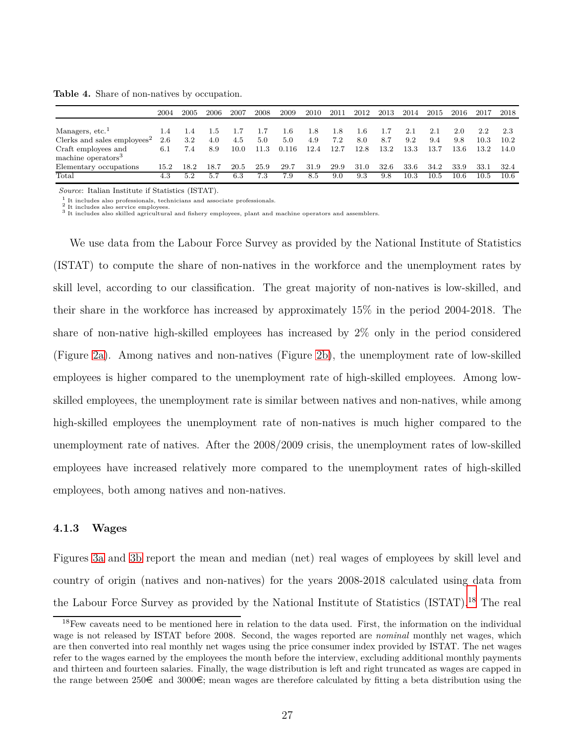**Table 4.** Share of non-natives by occupation.

| | 2004 | 2005 | 2006 | 2007 | 2008 | 2009 | 2010 | 2011 | 2012 | 2013 | 2014 | 2015 | 2016 | 2017 | 2018 |
|---|---|---|---|---|---|---|---|---|---|---|---|---|---|---|---|
| Managers, etc.[1] | 1.4 | 1.4 | 1.5 | 1.7 | 1.7 | 1.6 | 1.8 | 1.8 | 1.6 | 1.7 | 2.1 | 2.1 | 2.0 | 2.2 | 2.3 |
| Clerks and sales employees[2] | 2.6 | 3.2 | 4.0 | 4.5 | 5.0 | 5.0 | 4.9 | 7.2 | 8.0 | 8.7 | 9.2 | 9.4 | 9.8 | 10.3 | 10.2 |
| Craft employees and machine operators[3] | 6.1 | 7.4 | 8.9 | 10.0 | 11.3 | 0.116 | 12.4 | 12.7 | 12.8 | 13.2 | 13.3 | 13.7 | 13.6 | 13.2 | 14.0 |
| Elementary occupations | 15.2 | 18.2 | 18.7 | 20.5 | 25.9 | 29.7 | 31.9 | 29.9 | 31.0 | 32.6 | 33.6 | 34.2 | 33.9 | 33.1 | 32.4 |
| Total | 4.3 | 5.2 | 5.7 | 6.3 | 7.3 | 7.9 | 8.5 | 9.0 | 9.3 | 9.8 | 10.3 | 10.5 | 10.6 | 10.5 | 10.6 |

*Source*: Italian Institute if Statistics (ISTAT).

[1] It includes also professionals, technicians and associate professionals.
[2] It includes also service employees.
[3] It includes also skilled agricultural and fishery employees, plant and machine operators and assemblers.

We use data from the Labour Force Survey as provided by the National Institute of Statistics (ISTAT) to compute the share of non-natives in the workforce and the unemployment rates by skill level, according to our classification. The great majority of non-natives is low-skilled, and their share in the workforce has increased by approximately 15% in the period 2004-2018. The share of non-native high-skilled employees has increased by 2% only in the period considered (Figure 2a). Among natives and non-natives (Figure 2b), the unemployment rate of low-skilled employees is higher compared to the unemployment rate of high-skilled employees. Among low-skilled employees, the unemployment rate is similar between natives and non-natives, while among high-skilled employees the unemployment rate of non-natives is much higher compared to the unemployment rate of natives. After the 2008/2009 crisis, the unemployment rates of low-skilled employees have increased relatively more compared to the unemployment rates of high-skilled employees, both among natives and non-natives.

### 4.1.3 Wages

Figures 3a and 3b report the mean and median (net) real wages of employees by skill level and country of origin (natives and non-natives) for the years 2008-2018 calculated using data from the Labour Force Survey as provided by the National Institute of Statistics (ISTAT).[18] The real

[18] Few caveats need to be mentioned here in relation to the data used. First, the information on the individual wage is not released by ISTAT before 2008. Second, the wages reported are *nominal* monthly net wages, which are then converted into real monthly net wages using the price consumer index provided by ISTAT. The net wages refer to the wages earned by the employees the month before the interview, excluding additional monthly payments and thirteen and fourteen salaries. Finally, the wage distribution is left and right truncated as wages are capped in the range between 250€ and 3000€; mean wages are therefore calculated by fitting a beta distribution using the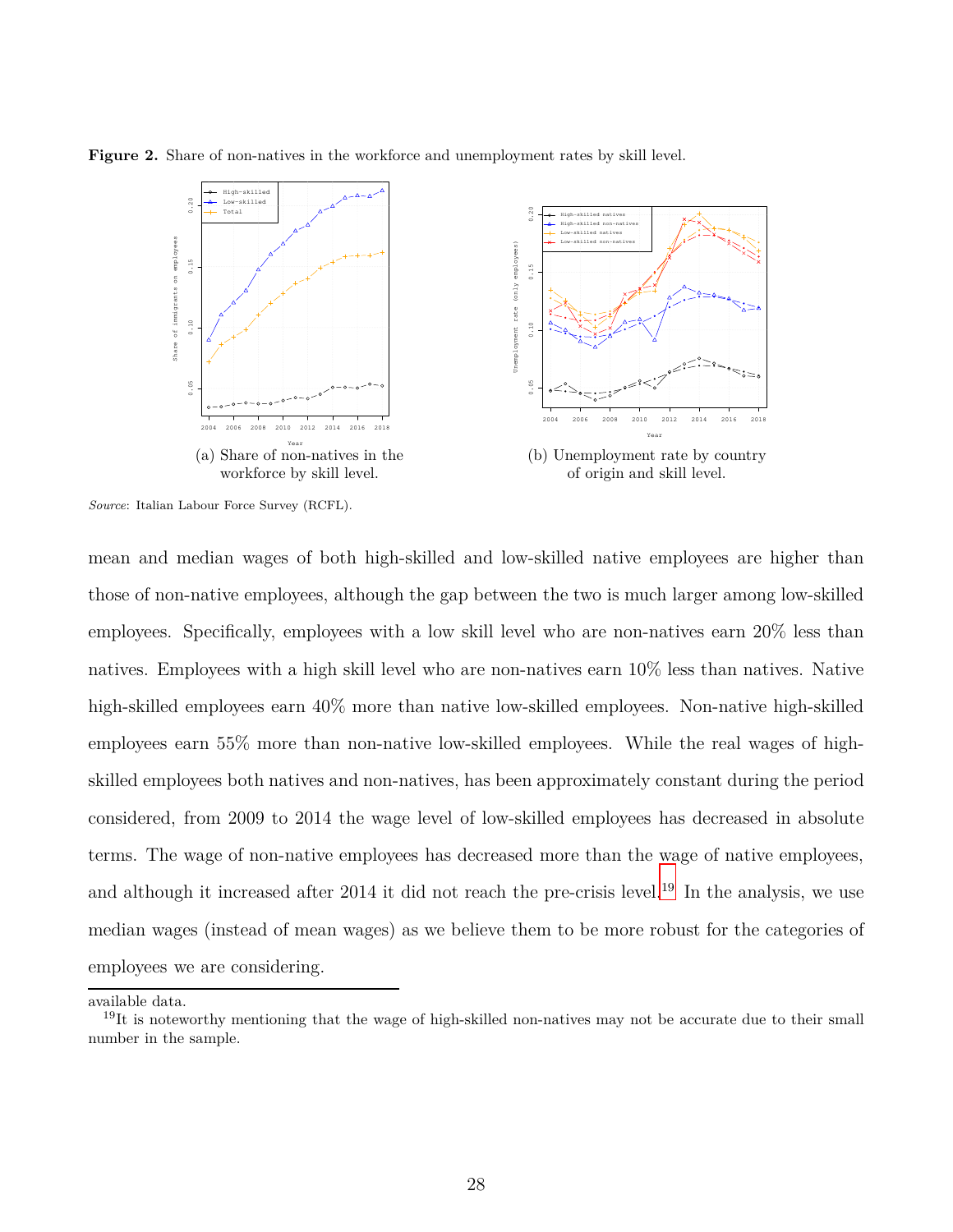**Figure 2.** Share of non-natives in the workforce and unemployment rates by skill level.

(a) Share of non-natives in the workforce by skill level.

(b) Unemployment rate by country of origin and skill level.

*Source*: Italian Labour Force Survey (RCFL).

mean and median wages of both high-skilled and low-skilled native employees are higher than those of non-native employees, although the gap between the two is much larger among low-skilled employees. Specifically, employees with a low skill level who are non-natives earn 20% less than natives. Employees with a high skill level who are non-natives earn 10% less than natives. Native high-skilled employees earn 40% more than native low-skilled employees. Non-native high-skilled employees earn 55% more than non-native low-skilled employees. While the real wages of high-skilled employees both natives and non-natives, has been approximately constant during the period considered, from 2009 to 2014 the wage level of low-skilled employees has decreased in absolute terms. The wage of non-native employees has decreased more than the wage of native employees, and although it increased after 2014 it did not reach the pre-crisis level.[19] In the analysis, we use median wages (instead of mean wages) as we believe them to be more robust for the categories of employees we are considering.

available data.

[19] It is noteworthy mentioning that the wage of high-skilled non-natives may not be accurate due to their small number in the sample.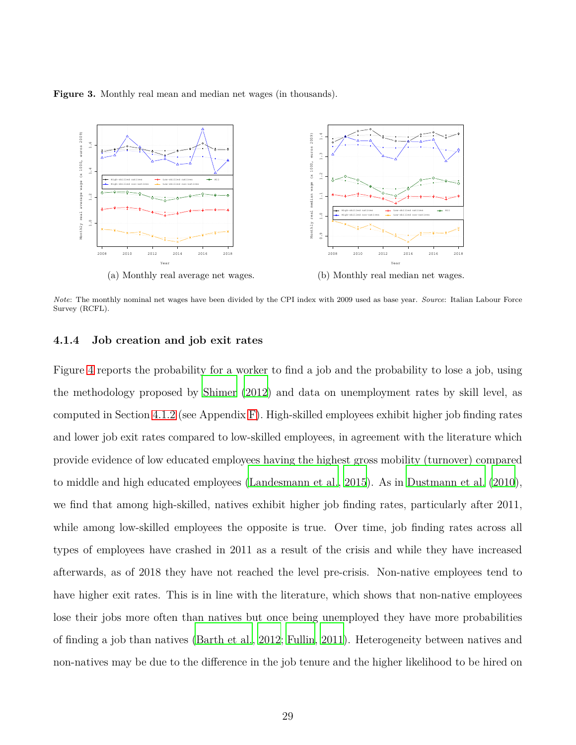**Figure 3.** Monthly real mean and median net wages (in thousands).

(a) Monthly real average net wages.

(b) Monthly real median net wages.

*Note*: The monthly nominal net wages have been divided by the CPI index with 2009 used as base year. *Source*: Italian Labour Force Survey (RCFL).

### 4.1.4 Job creation and job exit rates

Figure 4 reports the probability for a worker to find a job and the probability to lose a job, using the methodology proposed by Shimer (2012) and data on unemployment rates by skill level, as computed in Section 4.1.2 (see Appendix F). High-skilled employees exhibit higher job finding rates and lower job exit rates compared to low-skilled employees, in agreement with the literature which provide evidence of low educated employees having the highest gross mobility (turnover) compared to middle and high educated employees (Landesmann et al., 2015). As in Dustmann et al. (2010), we find that among high-skilled, natives exhibit higher job finding rates, particularly after 2011, while among low-skilled employees the opposite is true. Over time, job finding rates across all types of employees have crashed in 2011 as a result of the crisis and while they have increased afterwards, as of 2018 they have not reached the level pre-crisis. Non-native employees tend to have higher exit rates. This is in line with the literature, which shows that non-native employees lose their jobs more often than natives but once being unemployed they have more probabilities of finding a job than natives (Barth et al., 2012; Fullin, 2011). Heterogeneity between natives and non-natives may be due to the difference in the job tenure and the higher likelihood to be hired on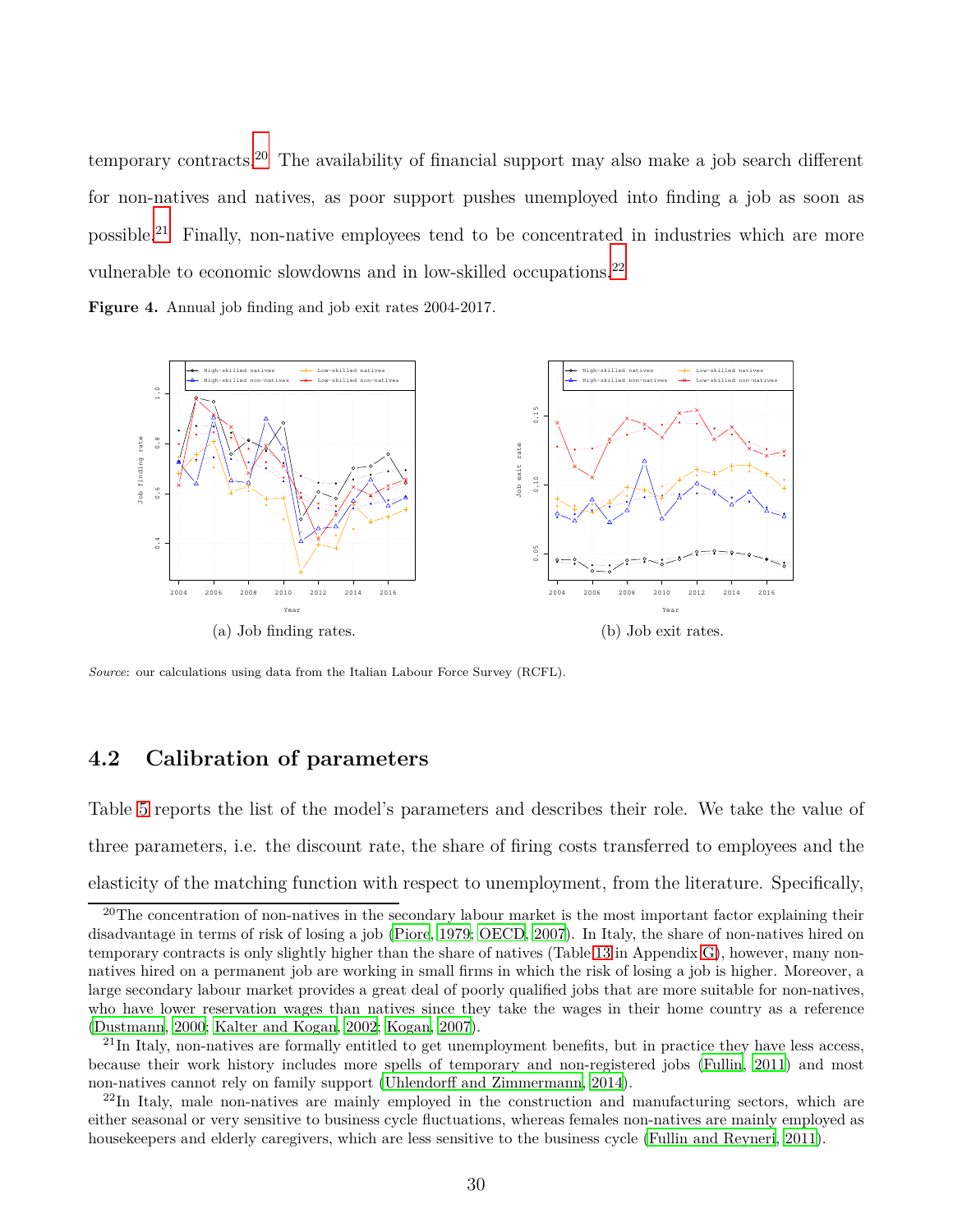temporary contracts.[20] The availability of financial support may also make a job search different for non-natives and natives, as poor support pushes unemployed into finding a job as soon as possible.[21] Finally, non-native employees tend to be concentrated in industries which are more vulnerable to economic slowdowns and in low-skilled occupations.[22]

**Figure 4.** Annual job finding and job exit rates 2004-2017.

(a) Job finding rates.

(b) Job exit rates.

*Source*: our calculations using data from the Italian Labour Force Survey (RCFL).

## 4.2 Calibration of parameters

Table 5 reports the list of the model's parameters and describes their role. We take the value of three parameters, i.e. the discount rate, the share of firing costs transferred to employees and the elasticity of the matching function with respect to unemployment, from the literature. Specifically,

[20]The concentration of non-natives in the secondary labour market is the most important factor explaining their disadvantage in terms of risk of losing a job (Piore, 1979; OECD, 2007). In Italy, the share of non-natives hired on temporary contracts is only slightly higher than the share of natives (Table 13 in Appendix G), however, many non-natives hired on a permanent job are working in small firms in which the risk of losing a job is higher. Moreover, a large secondary labour market provides a great deal of poorly qualified jobs that are more suitable for non-natives, who have lower reservation wages than natives since they take the wages in their home country as a reference (Dustmann, 2000; Kalter and Kogan, 2002; Kogan, 2007).

[21]In Italy, non-natives are formally entitled to get unemployment benefits, but in practice they have less access, because their work history includes more spells of temporary and non-registered jobs (Fullin, 2011) and most non-natives cannot rely on family support (Uhlendorff and Zimmermann, 2014).

[22]In Italy, male non-natives are mainly employed in the construction and manufacturing sectors, which are either seasonal or very sensitive to business cycle fluctuations, whereas females non-natives are mainly employed as housekeepers and elderly caregivers, which are less sensitive to the business cycle (Fullin and Reyneri, 2011).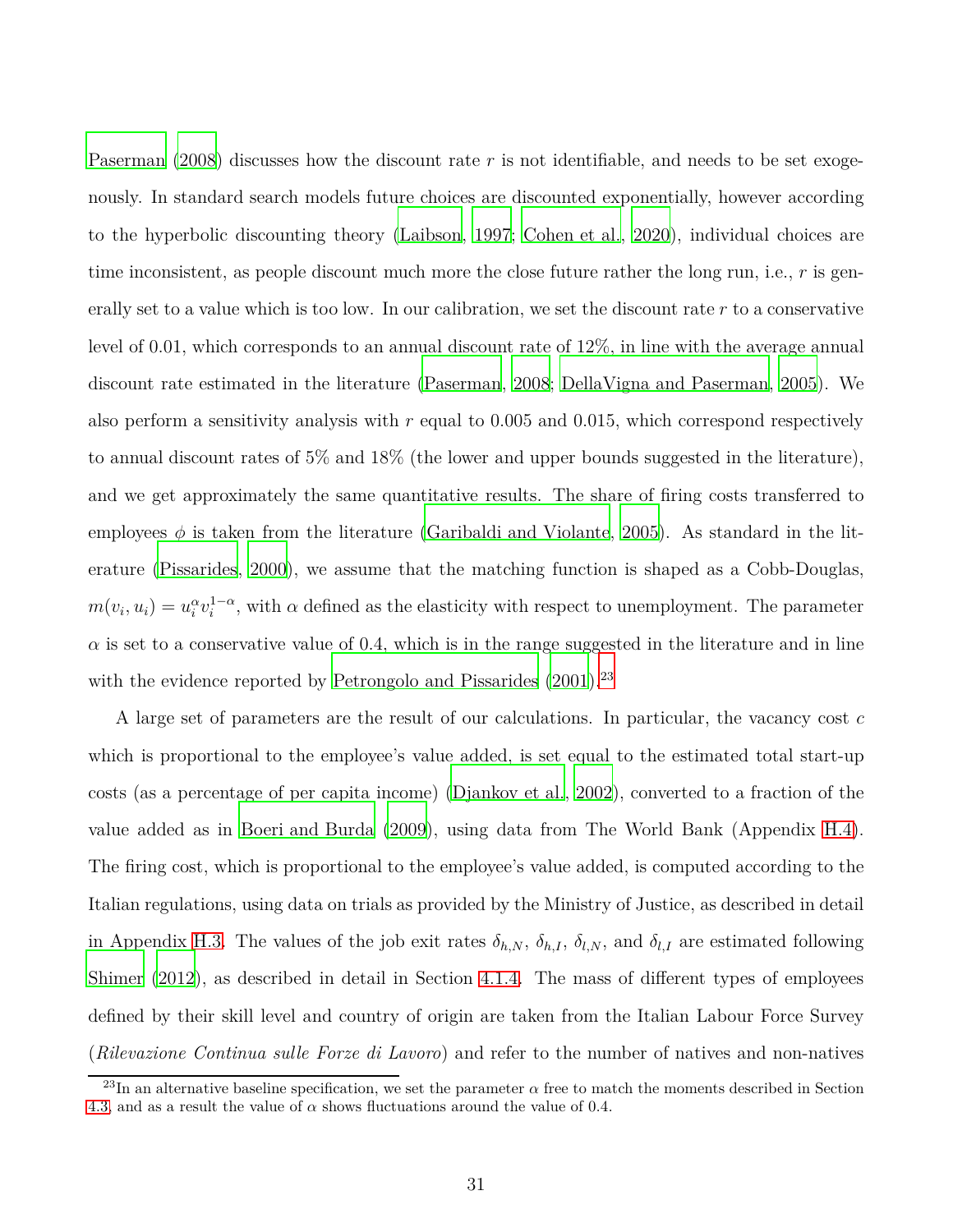Paserman (2008) discusses how the discount rate $r$ is not identifiable, and needs to be set exogenously. In standard search models future choices are discounted exponentially, however according to the hyperbolic discounting theory (Laibson, 1997; Cohen et al., 2020), individual choices are time inconsistent, as people discount much more the close future rather the long run, i.e., $r$ is generally set to a value which is too low. In our calibration, we set the discount rate $r$ to a conservative level of 0.01, which corresponds to an annual discount rate of 12%, in line with the average annual discount rate estimated in the literature (Paserman, 2008; DellaVigna and Paserman, 2005). We also perform a sensitivity analysis with $r$ equal to 0.005 and 0.015, which correspond respectively to annual discount rates of 5% and 18% (the lower and upper bounds suggested in the literature), and we get approximately the same quantitative results. The share of firing costs transferred to employees $\phi$ is taken from the literature (Garibaldi and Violante, 2005). As standard in the literature (Pissarides, 2000), we assume that the matching function is shaped as a Cobb-Douglas, $m(v_i, u_i) = u_i^{\alpha} v_i^{1-\alpha}$, with $\alpha$ defined as the elasticity with respect to unemployment. The parameter $\alpha$ is set to a conservative value of 0.4, which is in the range suggested in the literature and in line with the evidence reported by Petrongolo and Pissarides (2001).[23]

A large set of parameters are the result of our calculations. In particular, the vacancy cost $c$ which is proportional to the employee's value added, is set equal to the estimated total start-up costs (as a percentage of per capita income) (Djankov et al., 2002), converted to a fraction of the value added as in Boeri and Burda (2009), using data from The World Bank (Appendix H.4). The firing cost, which is proportional to the employee's value added, is computed according to the Italian regulations, using data on trials as provided by the Ministry of Justice, as described in detail in Appendix H.3. The values of the job exit rates $\delta_{h,N}$, $\delta_{h,I}$, $\delta_{l,N}$, and $\delta_{l,I}$ are estimated following Shimer (2012), as described in detail in Section 4.1.4. The mass of different types of employees defined by their skill level and country of origin are taken from the Italian Labour Force Survey (*Rilevazione Continua sulle Forze di Lavoro*) and refer to the number of natives and non-natives

[23] In an alternative baseline specification, we set the parameter $\alpha$ free to match the moments described in Section 4.3, and as a result the value of $\alpha$ shows fluctuations around the value of 0.4.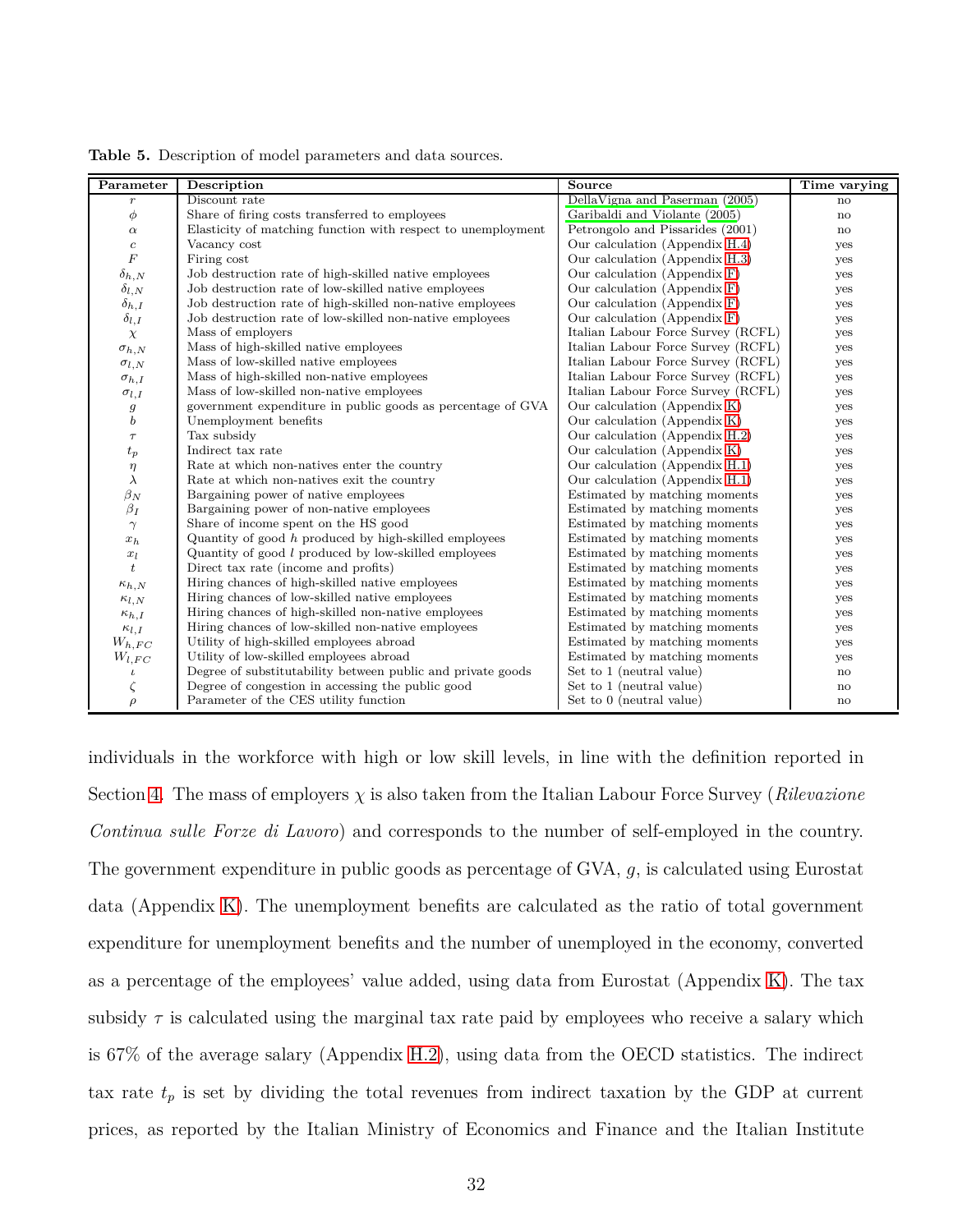**Table 5.** Description of model parameters and data sources.

| Parameter | Description | Source | Time varying |
|---|---|---|---|
| $r$ | Discount rate | DellaVigna and Paserman (2005) | no |
| $\phi$ | Share of firing costs transferred to employees | Garibaldi and Violante (2005) | no |
| $\alpha$ | Elasticity of matching function with respect to unemployment | Petrongolo and Pissarides (2001) | no |
| $c$ | Vacancy cost | Our calculation (Appendix H.4) | yes |
| $F$ | Firing cost | Our calculation (Appendix H.3) | yes |
| $\delta_{h,N}$ | Job destruction rate of high-skilled native employees | Our calculation (Appendix F) | yes |
| $\delta_{l,N}$ | Job destruction rate of low-skilled native employees | Our calculation (Appendix F) | yes |
| $\delta_{h,I}$ | Job destruction rate of high-skilled non-native employees | Our calculation (Appendix F) | yes |
| $\delta_{l,I}$ | Job destruction rate of low-skilled non-native employees | Our calculation (Appendix F) | yes |
| $\chi$ | Mass of employers | Italian Labour Force Survey (RCFL) | yes |
| $\sigma_{h,N}$ | Mass of high-skilled native employees | Italian Labour Force Survey (RCFL) | yes |
| $\sigma_{l,N}$ | Mass of low-skilled native employees | Italian Labour Force Survey (RCFL) | yes |
| $\sigma_{h,I}$ | Mass of high-skilled non-native employees | Italian Labour Force Survey (RCFL) | yes |
| $\sigma_{l,I}$ | Mass of low-skilled non-native employees | Italian Labour Force Survey (RCFL) | yes |
| $g$ | government expenditure in public goods as percentage of GVA | Our calculation (Appendix K) | yes |
| $b$ | Unemployment benefits | Our calculation (Appendix K) | yes |
| $\tau$ | Tax subsidy | Our calculation (Appendix H.2) | yes |
| $t_p$ | Indirect tax rate | Our calculation (Appendix K) | yes |
| $\eta$ | Rate at which non-natives enter the country | Our calculation (Appendix H.1) | yes |
| $\lambda$ | Rate at which non-natives exit the country | Our calculation (Appendix H.1) | yes |
| $\beta_N$ | Bargaining power of native employees | Estimated by matching moments | yes |
| $\beta_I$ | Bargaining power of non-native employees | Estimated by matching moments | yes |
| $\gamma$ | Share of income spent on the HS good | Estimated by matching moments | yes |
| $x_h$ | Quantity of good $h$ produced by high-skilled employees | Estimated by matching moments | yes |
| $x_l$ | Quantity of good $l$ produced by low-skilled employees | Estimated by matching moments | yes |
| $t$ | Direct tax rate (income and profits) | Estimated by matching moments | yes |
| $\kappa_{h,N}$ | Hiring chances of high-skilled native employees | Estimated by matching moments | yes |
| $\kappa_{l,N}$ | Hiring chances of low-skilled native employees | Estimated by matching moments | yes |
| $\kappa_{h,I}$ | Hiring chances of high-skilled non-native employees | Estimated by matching moments | yes |
| $\kappa_{l,I}$ | Hiring chances of low-skilled non-native employees | Estimated by matching moments | yes |
| $W_{h,FC}$ | Utility of high-skilled employees abroad | Estimated by matching moments | yes |
| $W_{l,FC}$ | Utility of low-skilled employees abroad | Estimated by matching moments | yes |
| $\iota$ | Degree of substitutability between public and private goods | Set to 1 (neutral value) | no |
| $\zeta$ | Degree of congestion in accessing the public good | Set to 1 (neutral value) | no |
| $\rho$ | Parameter of the CES utility function | Set to 0 (neutral value) | no |

individuals in the workforce with high or low skill levels, in line with the definition reported in Section 4. The mass of employers $\chi$ is also taken from the Italian Labour Force Survey (*Rilevazione Continua sulle Forze di Lavoro*) and corresponds to the number of self-employed in the country. The government expenditure in public goods as percentage of GVA, $g$, is calculated using Eurostat data (Appendix K). The unemployment benefits are calculated as the ratio of total government expenditure for unemployment benefits and the number of unemployed in the economy, converted as a percentage of the employees' value added, using data from Eurostat (Appendix K). The tax subsidy $\tau$ is calculated using the marginal tax rate paid by employees who receive a salary which is 67% of the average salary (Appendix H.2), using data from the OECD statistics. The indirect tax rate $t_p$ is set by dividing the total revenues from indirect taxation by the GDP at current prices, as reported by the Italian Ministry of Economics and Finance and the Italian Institute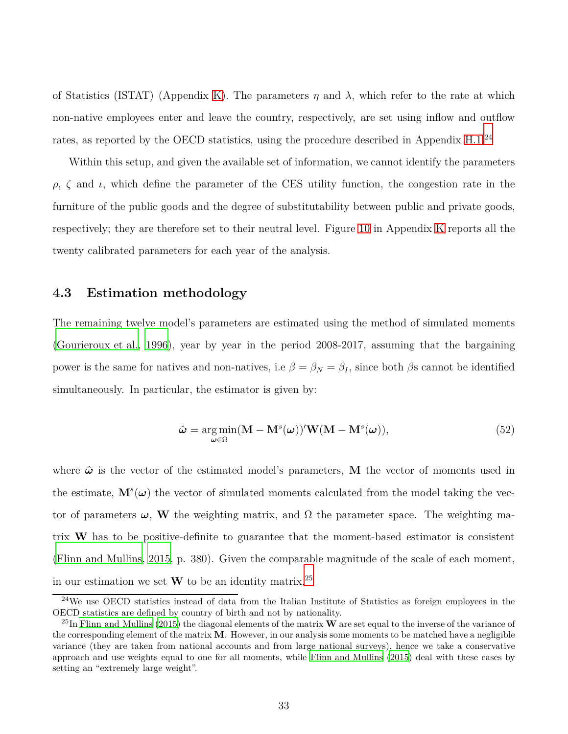of Statistics (ISTAT) (Appendix K). The parameters $\eta$ and $\lambda$, which refer to the rate at which non-native employees enter and leave the country, respectively, are set using inflow and outflow rates, as reported by the OECD statistics, using the procedure described in Appendix H.1.[24]

Within this setup, and given the available set of information, we cannot identify the parameters $\rho$, $\zeta$ and $\iota$, which define the parameter of the CES utility function, the congestion rate in the furniture of the public goods and the degree of substitutability between public and private goods, respectively; they are therefore set to their neutral level. Figure 10 in Appendix K reports all the twenty calibrated parameters for each year of the analysis.

### 4.3 Estimation methodology

The remaining twelve model's parameters are estimated using the method of simulated moments (Gourieroux et al., 1996), year by year in the period 2008-2017, assuming that the bargaining power is the same for natives and non-natives, i.e $\beta = \beta_N = \beta_I$, since both $\beta$s cannot be identified simultaneously. In particular, the estimator is given by:

$$\hat{\boldsymbol{\omega}} = \underset{\boldsymbol{\omega} \in \Omega}{\arg\min} (\mathbf{M} - \mathbf{M}^s(\boldsymbol{\omega}))' \mathbf{W} (\mathbf{M} - \mathbf{M}^s(\boldsymbol{\omega})), \tag{52}$$

where $\hat{\boldsymbol{\omega}}$ is the vector of the estimated model's parameters, $\mathbf{M}$ the vector of moments used in the estimate, $\mathbf{M}^s(\boldsymbol{\omega})$ the vector of simulated moments calculated from the model taking the vector of parameters $\boldsymbol{\omega}$, $\mathbf{W}$ the weighting matrix, and $\Omega$ the parameter space. The weighting matrix $\mathbf{W}$ has to be positive-definite to guarantee that the moment-based estimator is consistent (Flinn and Mullins, 2015, p. 380). Given the comparable magnitude of the scale of each moment, in our estimation we set $\mathbf{W}$ to be an identity matrix.[25]

---

[24] We use OECD statistics instead of data from the Italian Institute of Statistics as foreign employees in the OECD statistics are defined by country of birth and not by nationality.

[25] In Flinn and Mullins (2015) the diagonal elements of the matrix $\mathbf{W}$ are set equal to the inverse of the variance of the corresponding element of the matrix $\mathbf{M}$. However, in our analysis some moments to be matched have a negligible variance (they are taken from national accounts and from large national surveys), hence we take a conservative approach and use weights equal to one for all moments, while Flinn and Mullins (2015) deal with these cases by setting an "extremely large weight".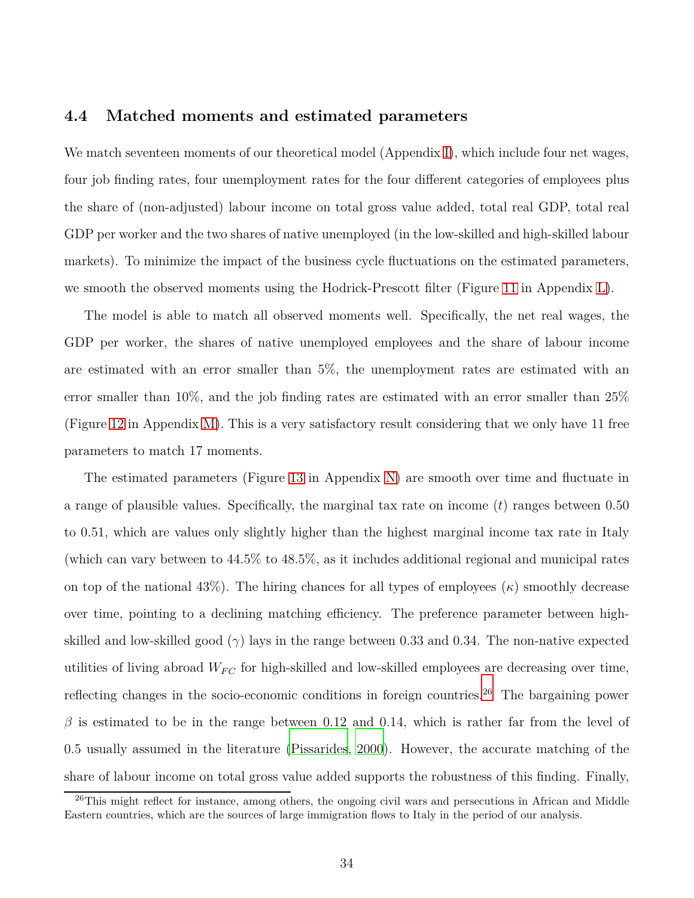### 4.4 Matched moments and estimated parameters

We match seventeen moments of our theoretical model (Appendix I), which include four net wages, four job finding rates, four unemployment rates for the four different categories of employees plus the share of (non-adjusted) labour income on total gross value added, total real GDP, total real GDP per worker and the two shares of native unemployed (in the low-skilled and high-skilled labour markets). To minimize the impact of the business cycle fluctuations on the estimated parameters, we smooth the observed moments using the Hodrick-Prescott filter (Figure 11 in Appendix L).

The model is able to match all observed moments well. Specifically, the net real wages, the GDP per worker, the shares of native unemployed employees and the share of labour income are estimated with an error smaller than 5%, the unemployment rates are estimated with an error smaller than 10%, and the job finding rates are estimated with an error smaller than 25% (Figure 12 in Appendix M). This is a very satisfactory result considering that we only have 11 free parameters to match 17 moments.

The estimated parameters (Figure 13 in Appendix N) are smooth over time and fluctuate in a range of plausible values. Specifically, the marginal tax rate on income ($t$) ranges between 0.50 to 0.51, which are values only slightly higher than the highest marginal income tax rate in Italy (which can vary between to 44.5% to 48.5%, as it includes additional regional and municipal rates on top of the national 43%). The hiring chances for all types of employees ($\kappa$) smoothly decrease over time, pointing to a declining matching efficiency. The preference parameter between high-skilled and low-skilled good ($\gamma$) lays in the range between 0.33 and 0.34. The non-native expected utilities of living abroad $W_{FC}$ for high-skilled and low-skilled employees are decreasing over time, reflecting changes in the socio-economic conditions in foreign countries.[26] The bargaining power $\beta$ is estimated to be in the range between 0.12 and 0.14, which is rather far from the level of 0.5 usually assumed in the literature (Pissarides, 2000). However, the accurate matching of the share of labour income on total gross value added supports the robustness of this finding. Finally,

[26] This might reflect for instance, among others, the ongoing civil wars and persecutions in African and Middle Eastern countries, which are the sources of large immigration flows to Italy in the period of our analysis.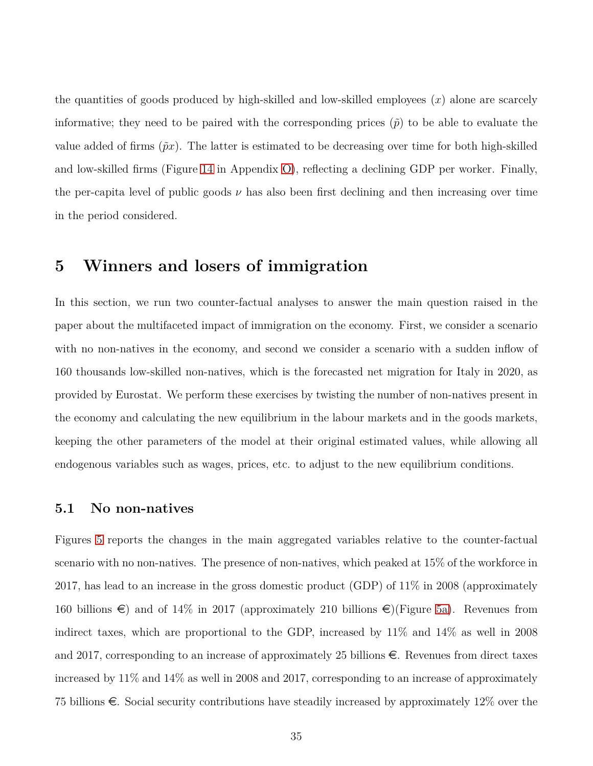the quantities of goods produced by high-skilled and low-skilled employees ($x$) alone are scarcely informative; they need to be paired with the corresponding prices ($\tilde{p}$) to be able to evaluate the value added of firms ($\tilde{p}x$). The latter is estimated to be decreasing over time for both high-skilled and low-skilled firms (Figure 14 in Appendix O), reflecting a declining GDP per worker. Finally, the per-capita level of public goods $\nu$ has also been first declining and then increasing over time in the period considered.

# 5 Winners and losers of immigration

In this section, we run two counter-factual analyses to answer the main question raised in the paper about the multifaceted impact of immigration on the economy. First, we consider a scenario with no non-natives in the economy, and second we consider a scenario with a sudden inflow of 160 thousands low-skilled non-natives, which is the forecasted net migration for Italy in 2020, as provided by Eurostat. We perform these exercises by twisting the number of non-natives present in the economy and calculating the new equilibrium in the labour markets and in the goods markets, keeping the other parameters of the model at their original estimated values, while allowing all endogenous variables such as wages, prices, etc. to adjust to the new equilibrium conditions.

## 5.1 No non-natives

Figures 5 reports the changes in the main aggregated variables relative to the counter-factual scenario with no non-natives. The presence of non-natives, which peaked at 15% of the workforce in 2017, has lead to an increase in the gross domestic product (GDP) of 11% in 2008 (approximately 160 billions €) and of 14% in 2017 (approximately 210 billions €)(Figure 5a). Revenues from indirect taxes, which are proportional to the GDP, increased by 11% and 14% as well in 2008 and 2017, corresponding to an increase of approximately 25 billions €. Revenues from direct taxes increased by 11% and 14% as well in 2008 and 2017, corresponding to an increase of approximately 75 billions €. Social security contributions have steadily increased by approximately 12% over the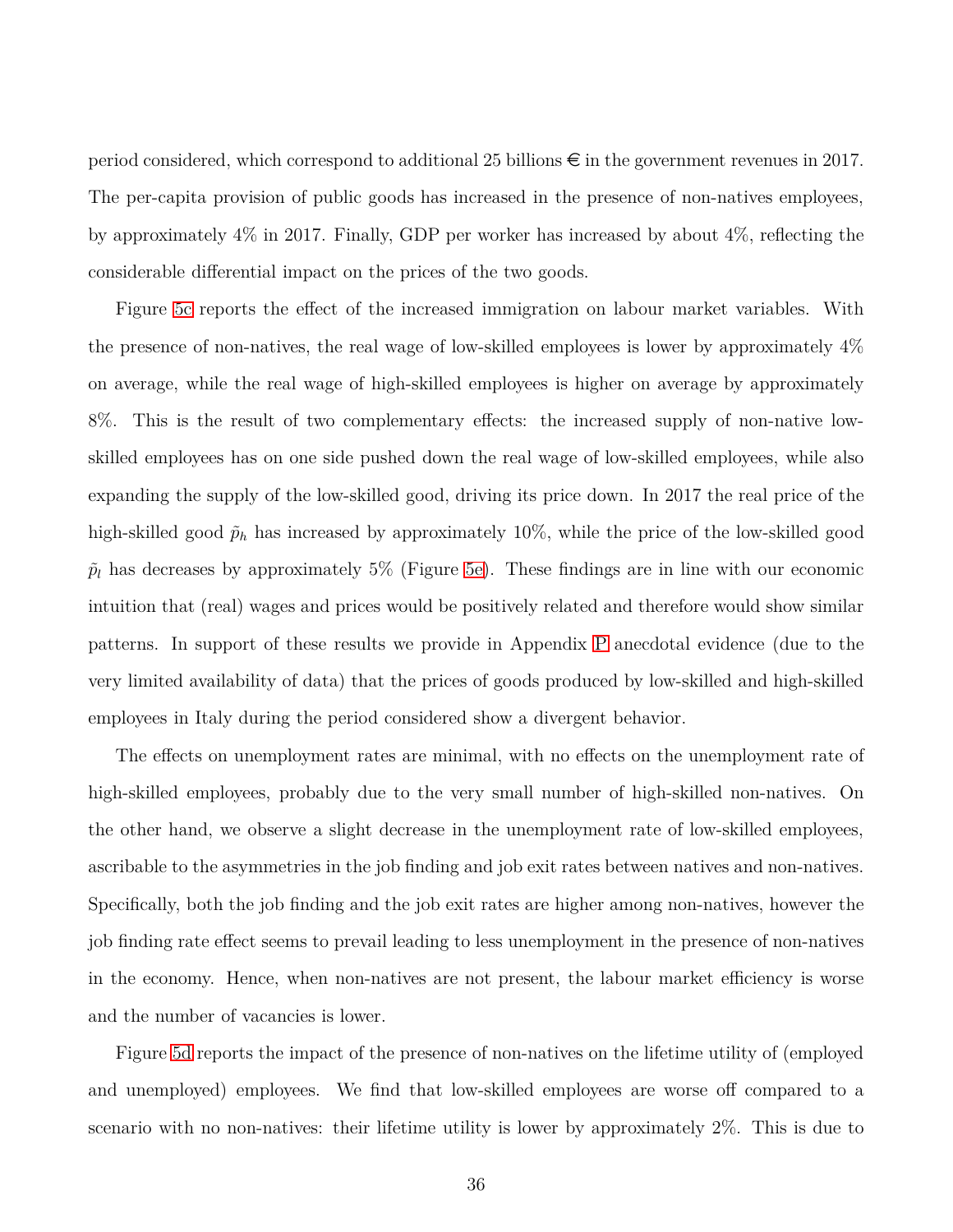period considered, which correspond to additional 25 billions € in the government revenues in 2017. The per-capita provision of public goods has increased in the presence of non-natives employees, by approximately 4% in 2017. Finally, GDP per worker has increased by about 4%, reflecting the considerable differential impact on the prices of the two goods.

Figure 5c reports the effect of the increased immigration on labour market variables. With the presence of non-natives, the real wage of low-skilled employees is lower by approximately 4% on average, while the real wage of high-skilled employees is higher on average by approximately 8%. This is the result of two complementary effects: the increased supply of non-native low-skilled employees has on one side pushed down the real wage of low-skilled employees, while also expanding the supply of the low-skilled good, driving its price down. In 2017 the real price of the high-skilled good $\tilde{p}_h$ has increased by approximately 10%, while the price of the low-skilled good $\tilde{p}_l$ has decreases by approximately 5% (Figure 5e). These findings are in line with our economic intuition that (real) wages and prices would be positively related and therefore would show similar patterns. In support of these results we provide in Appendix P anecdotal evidence (due to the very limited availability of data) that the prices of goods produced by low-skilled and high-skilled employees in Italy during the period considered show a divergent behavior.

The effects on unemployment rates are minimal, with no effects on the unemployment rate of high-skilled employees, probably due to the very small number of high-skilled non-natives. On the other hand, we observe a slight decrease in the unemployment rate of low-skilled employees, ascribable to the asymmetries in the job finding and job exit rates between natives and non-natives. Specifically, both the job finding and the job exit rates are higher among non-natives, however the job finding rate effect seems to prevail leading to less unemployment in the presence of non-natives in the economy. Hence, when non-natives are not present, the labour market efficiency is worse and the number of vacancies is lower.

Figure 5d reports the impact of the presence of non-natives on the lifetime utility of (employed and unemployed) employees. We find that low-skilled employees are worse off compared to a scenario with no non-natives: their lifetime utility is lower by approximately 2%. This is due to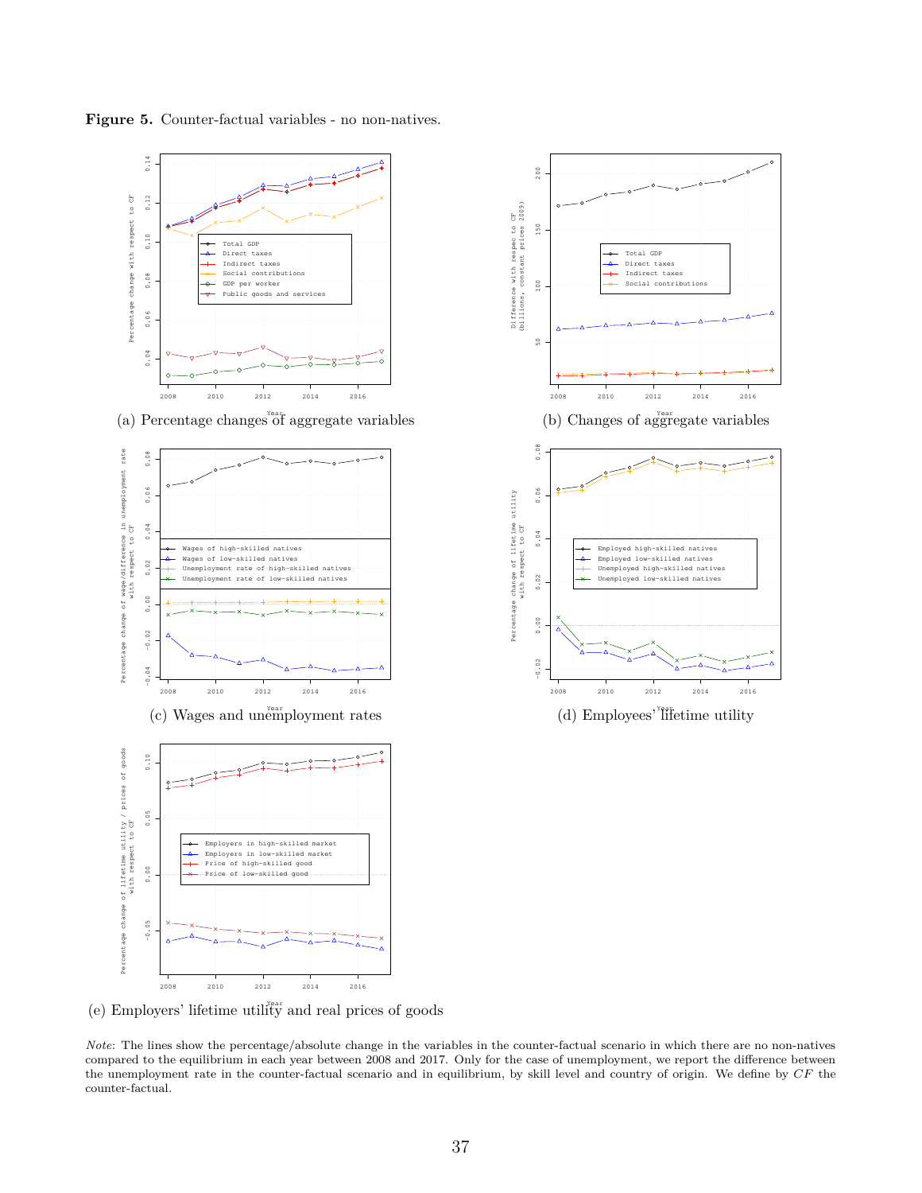**Figure 5.** Counter-factual variables - no non-natives.

(a) Percentage changes of aggregate variables

(b) Changes of aggregate variables

(c) Wages and unemployment rates

(d) Employees' lifetime utility

(e) Employers' lifetime utility and real prices of goods

*Note*: The lines show the percentage/absolute change in the variables in the counter-factual scenario in which there are no non-natives compared to the equilibrium in each year between 2008 and 2017. Only for the case of unemployment, we report the difference between the unemployment rate in the counter-factual scenario and in equilibrium, by skill level and country of origin. We define by *CF* the counter-factual.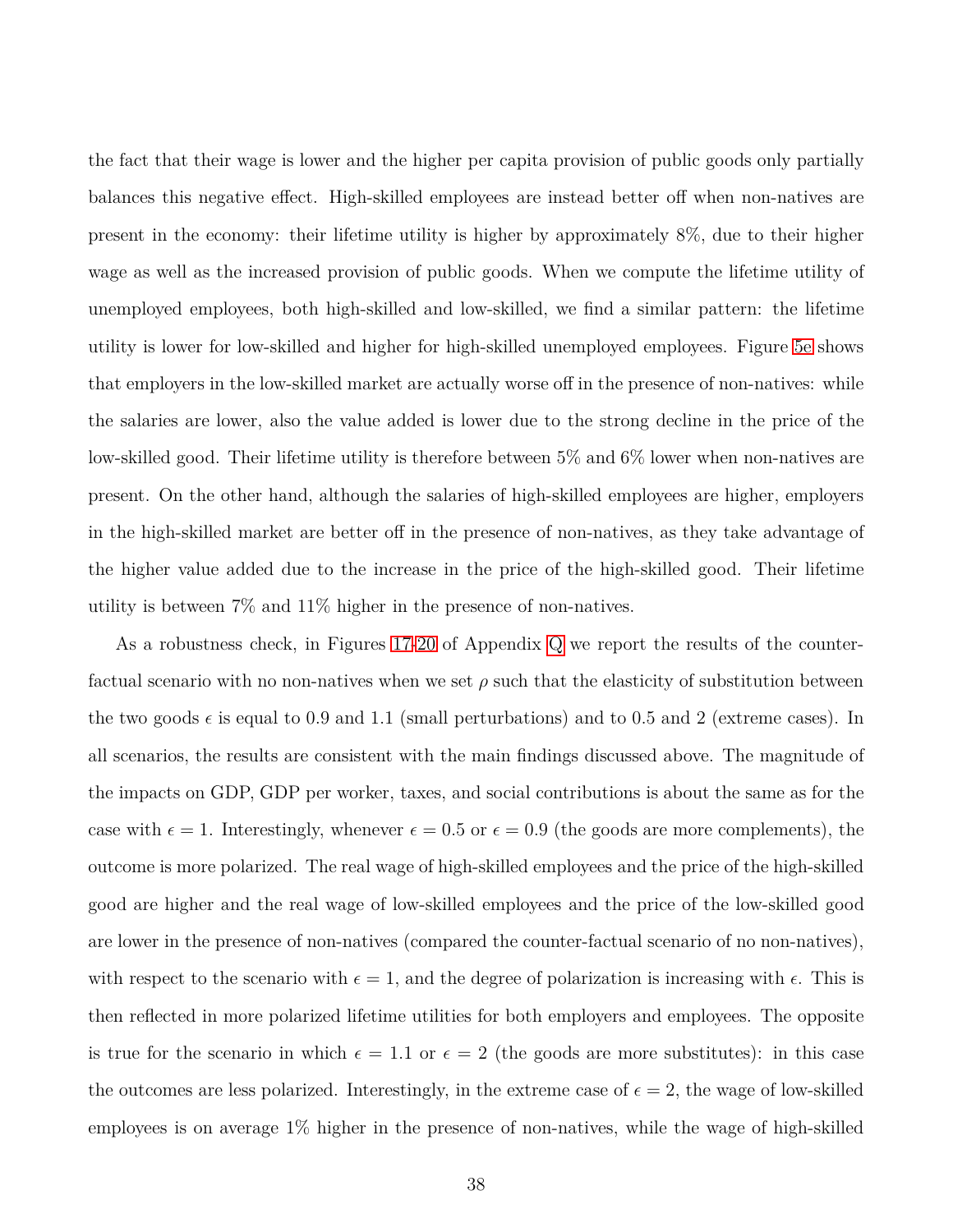the fact that their wage is lower and the higher per capita provision of public goods only partially balances this negative effect. High-skilled employees are instead better off when non-natives are present in the economy: their lifetime utility is higher by approximately 8%, due to their higher wage as well as the increased provision of public goods. When we compute the lifetime utility of unemployed employees, both high-skilled and low-skilled, we find a similar pattern: the lifetime utility is lower for low-skilled and higher for high-skilled unemployed employees. Figure 5e shows that employers in the low-skilled market are actually worse off in the presence of non-natives: while the salaries are lower, also the value added is lower due to the strong decline in the price of the low-skilled good. Their lifetime utility is therefore between 5% and 6% lower when non-natives are present. On the other hand, although the salaries of high-skilled employees are higher, employers in the high-skilled market are better off in the presence of non-natives, as they take advantage of the higher value added due to the increase in the price of the high-skilled good. Their lifetime utility is between 7% and 11% higher in the presence of non-natives.

As a robustness check, in Figures 17-20 of Appendix Q we report the results of the counter-factual scenario with no non-natives when we set $\rho$ such that the elasticity of substitution between the two goods $\epsilon$ is equal to 0.9 and 1.1 (small perturbations) and to 0.5 and 2 (extreme cases). In all scenarios, the results are consistent with the main findings discussed above. The magnitude of the impacts on GDP, GDP per worker, taxes, and social contributions is about the same as for the case with $\epsilon = 1$. Interestingly, whenever $\epsilon = 0.5$ or $\epsilon = 0.9$ (the goods are more complements), the outcome is more polarized. The real wage of high-skilled employees and the price of the high-skilled good are higher and the real wage of low-skilled employees and the price of the low-skilled good are lower in the presence of non-natives (compared the counter-factual scenario of no non-natives), with respect to the scenario with $\epsilon = 1$, and the degree of polarization is increasing with $\epsilon$. This is then reflected in more polarized lifetime utilities for both employers and employees. The opposite is true for the scenario in which $\epsilon = 1.1$ or $\epsilon = 2$ (the goods are more substitutes): in this case the outcomes are less polarized. Interestingly, in the extreme case of $\epsilon = 2$, the wage of low-skilled employees is on average 1% higher in the presence of non-natives, while the wage of high-skilled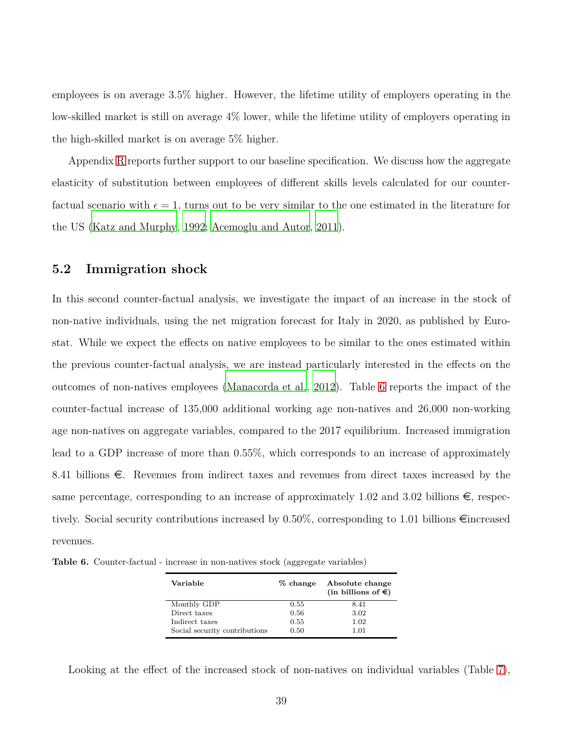employees is on average 3.5% higher. However, the lifetime utility of employers operating in the low-skilled market is still on average 4% lower, while the lifetime utility of employers operating in the high-skilled market is on average 5% higher.

Appendix R reports further support to our baseline specification. We discuss how the aggregate elasticity of substitution between employees of different skills levels calculated for our counter-factual scenario with $\epsilon = 1$, turns out to be very similar to the one estimated in the literature for the US (Katz and Murphy, 1992; Acemoglu and Autor, 2011).

### 5.2 Immigration shock

In this second counter-factual analysis, we investigate the impact of an increase in the stock of non-native individuals, using the net migration forecast for Italy in 2020, as published by Eurostat. While we expect the effects on native employees to be similar to the ones estimated within the previous counter-factual analysis, we are instead particularly interested in the effects on the outcomes of non-natives employees (Manacorda et al., 2012). Table 6 reports the impact of the counter-factual increase of 135,000 additional working age non-natives and 26,000 non-working age non-natives on aggregate variables, compared to the 2017 equilibrium. Increased immigration lead to a GDP increase of more than 0.55%, which corresponds to an increase of approximately 8.41 billions €. Revenues from indirect taxes and revenues from direct taxes increased by the same percentage, corresponding to an increase of approximately 1.02 and 3.02 billions €, respectively. Social security contributions increased by 0.50%, corresponding to 1.01 billions €increased revenues.

**Table 6.** Counter-factual - increase in non-natives stock (aggregate variables)

| Variable | % change | Absolute change (in billions of €) |
|---|---|---|
| Monthly GDP | 0.55 | 8.41 |
| Direct taxes | 0.56 | 3.02 |
| Indirect taxes | 0.55 | 1.02 |
| Social security contributions | 0.50 | 1.01 |

Looking at the effect of the increased stock of non-natives on individual variables (Table 7),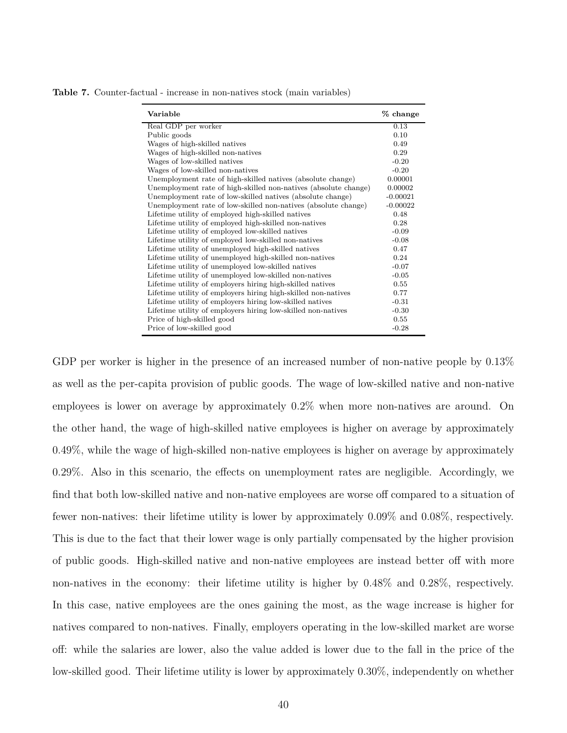**Table 7.** Counter-factual - increase in non-natives stock (main variables)

| Variable | % change |
|---|---|
| Real GDP per worker | 0.13 |
| Public goods | 0.10 |
| Wages of high-skilled natives | 0.49 |
| Wages of high-skilled non-natives | 0.29 |
| Wages of low-skilled natives | -0.20 |
| Wages of low-skilled non-natives | -0.20 |
| Unemployment rate of high-skilled natives (absolute change) | 0.00001 |
| Unemployment rate of high-skilled non-natives (absolute change) | 0.00002 |
| Unemployment rate of low-skilled natives (absolute change) | -0.00021 |
| Unemployment rate of low-skilled non-natives (absolute change) | -0.00022 |
| Lifetime utility of employed high-skilled natives | 0.48 |
| Lifetime utility of employed high-skilled non-natives | 0.28 |
| Lifetime utility of employed low-skilled natives | -0.09 |
| Lifetime utility of employed low-skilled non-natives | -0.08 |
| Lifetime utility of unemployed high-skilled natives | 0.47 |
| Lifetime utility of unemployed high-skilled non-natives | 0.24 |
| Lifetime utility of unemployed low-skilled natives | -0.07 |
| Lifetime utility of unemployed low-skilled non-natives | -0.05 |
| Lifetime utility of employers hiring high-skilled natives | 0.55 |
| Lifetime utility of employers hiring high-skilled non-natives | 0.77 |
| Lifetime utility of employers hiring low-skilled natives | -0.31 |
| Lifetime utility of employers hiring low-skilled non-natives | -0.30 |
| Price of high-skilled good | 0.55 |
| Price of low-skilled good | -0.28 |

GDP per worker is higher in the presence of an increased number of non-native people by 0.13% as well as the per-capita provision of public goods. The wage of low-skilled native and non-native employees is lower on average by approximately 0.2% when more non-natives are around. On the other hand, the wage of high-skilled native employees is higher on average by approximately 0.49%, while the wage of high-skilled non-native employees is higher on average by approximately 0.29%. Also in this scenario, the effects on unemployment rates are negligible. Accordingly, we find that both low-skilled native and non-native employees are worse off compared to a situation of fewer non-natives: their lifetime utility is lower by approximately 0.09% and 0.08%, respectively. This is due to the fact that their lower wage is only partially compensated by the higher provision of public goods. High-skilled native and non-native employees are instead better off with more non-natives in the economy: their lifetime utility is higher by 0.48% and 0.28%, respectively. In this case, native employees are the ones gaining the most, as the wage increase is higher for natives compared to non-natives. Finally, employers operating in the low-skilled market are worse off: while the salaries are lower, also the value added is lower due to the fall in the price of the low-skilled good. Their lifetime utility is lower by approximately 0.30%, independently on whether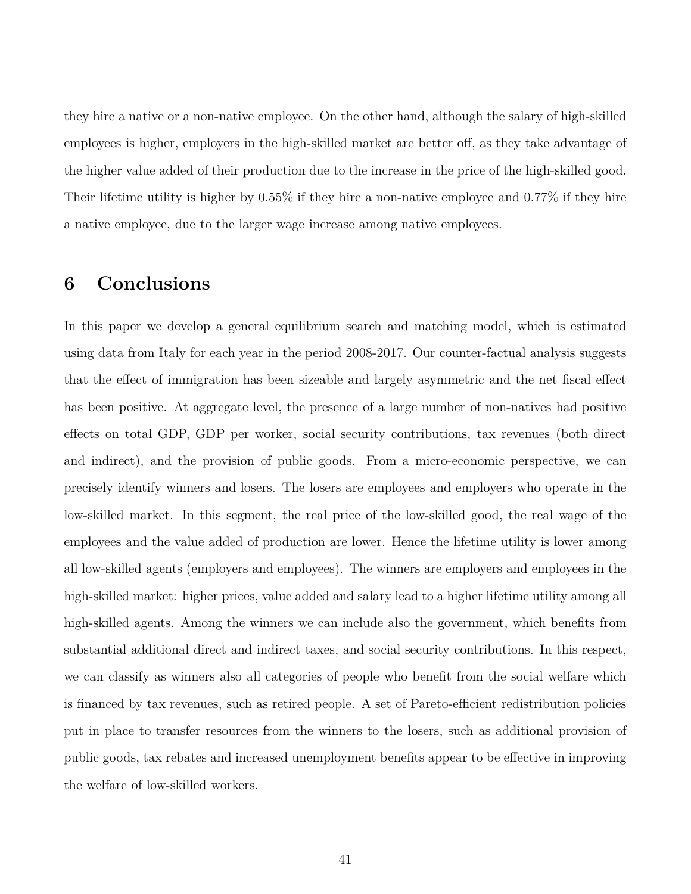they hire a native or a non-native employee. On the other hand, although the salary of high-skilled employees is higher, employers in the high-skilled market are better off, as they take advantage of the higher value added of their production due to the increase in the price of the high-skilled good. Their lifetime utility is higher by 0.55% if they hire a non-native employee and 0.77% if they hire a native employee, due to the larger wage increase among native employees.

# 6 Conclusions

In this paper we develop a general equilibrium search and matching model, which is estimated using data from Italy for each year in the period 2008-2017. Our counter-factual analysis suggests that the effect of immigration has been sizeable and largely asymmetric and the net fiscal effect has been positive. At aggregate level, the presence of a large number of non-natives had positive effects on total GDP, GDP per worker, social security contributions, tax revenues (both direct and indirect), and the provision of public goods. From a micro-economic perspective, we can precisely identify winners and losers. The losers are employees and employers who operate in the low-skilled market. In this segment, the real price of the low-skilled good, the real wage of the employees and the value added of production are lower. Hence the lifetime utility is lower among all low-skilled agents (employers and employees). The winners are employers and employees in the high-skilled market: higher prices, value added and salary lead to a higher lifetime utility among all high-skilled agents. Among the winners we can include also the government, which benefits from substantial additional direct and indirect taxes, and social security contributions. In this respect, we can classify as winners also all categories of people who benefit from the social welfare which is financed by tax revenues, such as retired people. A set of Pareto-efficient redistribution policies put in place to transfer resources from the winners to the losers, such as additional provision of public goods, tax rebates and increased unemployment benefits appear to be effective in improving the welfare of low-skilled workers.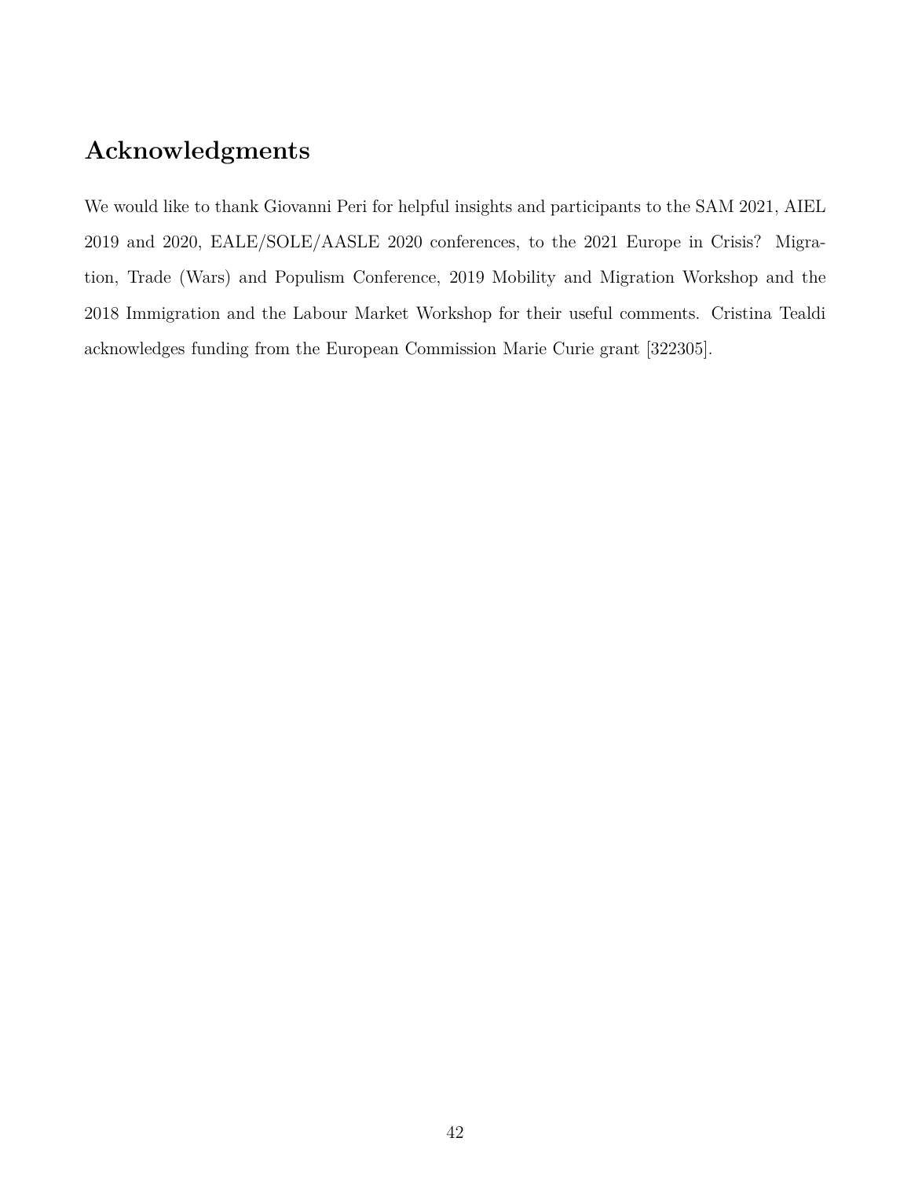# Acknowledgments

We would like to thank Giovanni Peri for helpful insights and participants to the SAM 2021, AIEL 2019 and 2020, EALE/SOLE/AASLE 2020 conferences, to the 2021 Europe in Crisis? Migration, Trade (Wars) and Populism Conference, 2019 Mobility and Migration Workshop and the 2018 Immigration and the Labour Market Workshop for their useful comments. Cristina Tealdi acknowledges funding from the European Commission Marie Curie grant [322305].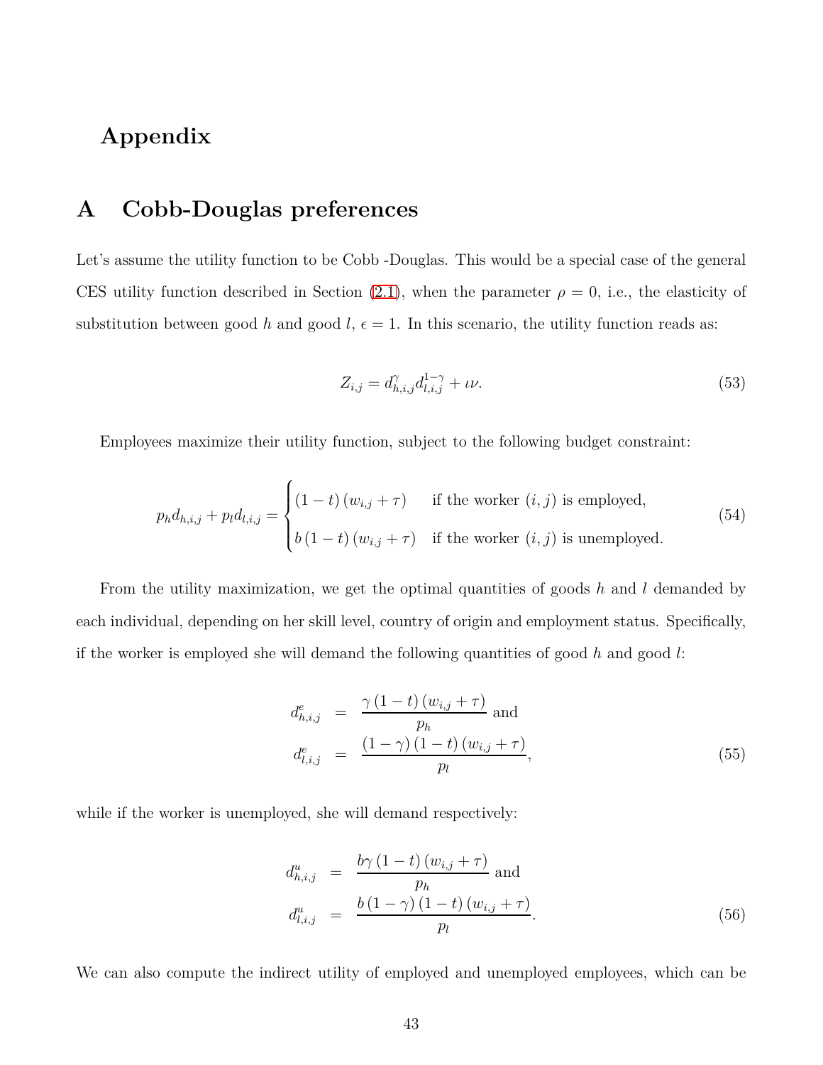# Appendix

## A Cobb-Douglas preferences

Let's assume the utility function to be Cobb -Douglas. This would be a special case of the general CES utility function described in Section (2.1), when the parameter $\rho = 0$, i.e., the elasticity of substitution between good $h$ and good $l$, $\epsilon = 1$. In this scenario, the utility function reads as:

$$Z_{i,j} = d_{h,i,j}^{\gamma} d_{l,i,j}^{1-\gamma} + \iota\nu. \tag{53}$$

Employees maximize their utility function, subject to the following budget constraint:

$$p_h d_{h,i,j} + p_l d_{l,i,j} = \begin{cases} (1-t)(w_{i,j} + \tau) & \text{if the worker } (i,j) \text{ is employed,} \\ b(1-t)(w_{i,j} + \tau) & \text{if the worker } (i,j) \text{ is unemployed.} \end{cases} \tag{54}$$

From the utility maximization, we get the optimal quantities of goods $h$ and $l$ demanded by each individual, depending on her skill level, country of origin and employment status. Specifically, if the worker is employed she will demand the following quantities of good $h$ and good $l$:

$$\begin{aligned} d_{h,i,j}^{e} &= \frac{\gamma(1-t)(w_{i,j} + \tau)}{p_h} \text{ and} \\ d_{l,i,j}^{e} &= \frac{(1-\gamma)(1-t)(w_{i,j} + \tau)}{p_l}, \end{aligned} \tag{55}$$

while if the worker is unemployed, she will demand respectively:

$$\begin{aligned} d_{h,i,j}^{u} &= \frac{b\gamma(1-t)(w_{i,j} + \tau)}{p_h} \text{ and} \\ d_{l,i,j}^{u} &= \frac{b(1-\gamma)(1-t)(w_{i,j} + \tau)}{p_l}. \end{aligned} \tag{56}$$

We can also compute the indirect utility of employed and unemployed employees, which can be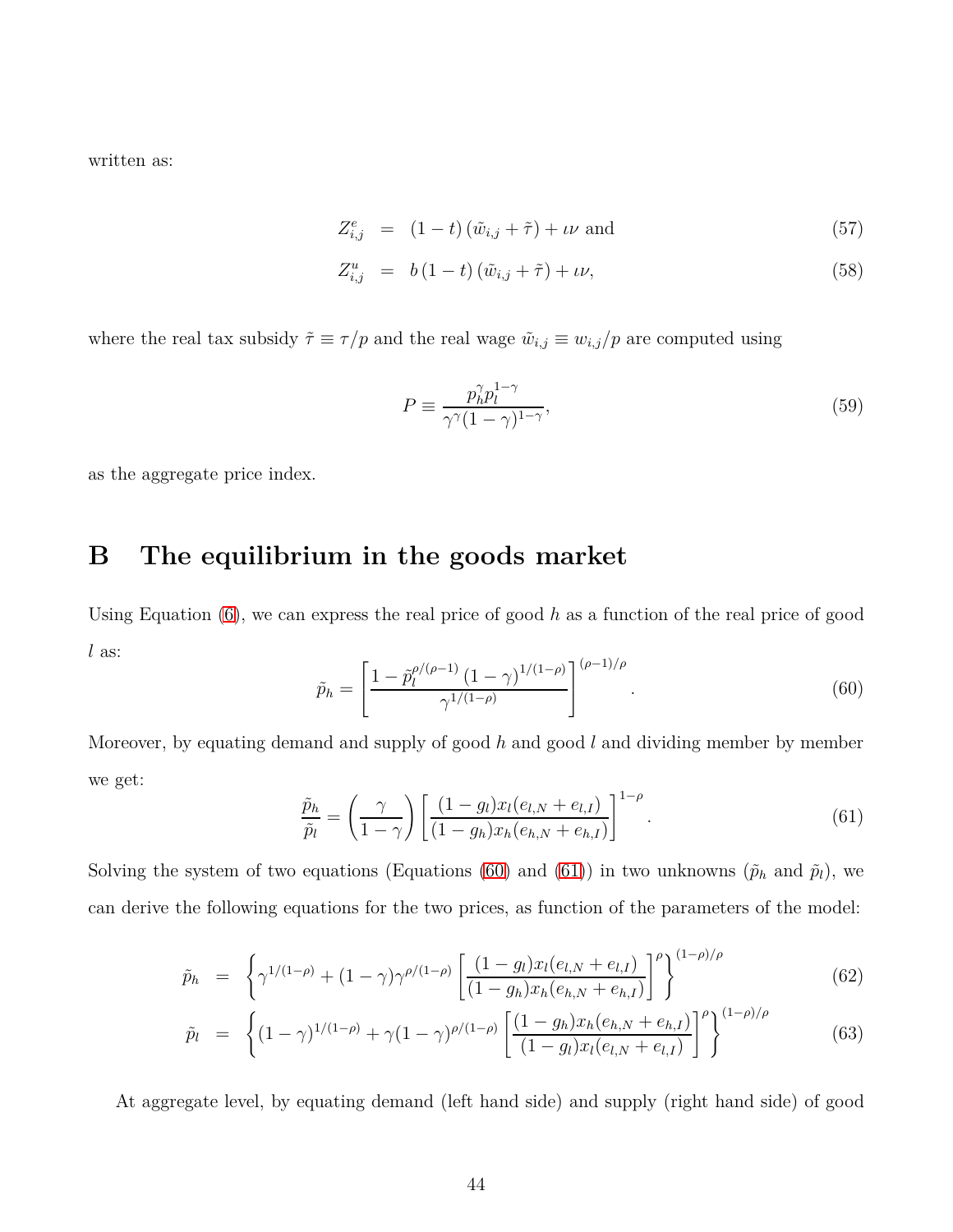written as:

$$Z^e_{i,j} = (1-t)(\tilde{w}_{i,j} + \tilde{\tau}) + \iota\nu \text{ and} \tag{57}$$

$$Z^u_{i,j} = b(1-t)(\tilde{w}_{i,j} + \tilde{\tau}) + \iota\nu, \tag{58}$$

where the real tax subsidy $\tilde{\tau} \equiv \tau/p$ and the real wage $\tilde{w}_{i,j} \equiv w_{i,j}/p$ are computed using

$$P \equiv \frac{p_h^{\gamma} p_l^{1-\gamma}}{\gamma^{\gamma}(1-\gamma)^{1-\gamma}}, \tag{59}$$

as the aggregate price index.

# B The equilibrium in the goods market

Using Equation (6), we can express the real price of good $h$ as a function of the real price of good $l$ as:

$$\tilde{p}_h = \left[\frac{1 - \tilde{p}_l^{\rho/(\rho-1)}(1-\gamma)^{1/(1-\rho)}}{\gamma^{1/(1-\rho)}}\right]^{(\rho-1)/\rho}. \tag{60}$$

Moreover, by equating demand and supply of good $h$ and good $l$ and dividing member by member we get:

$$\frac{\tilde{p}_h}{\tilde{p}_l} = \left(\frac{\gamma}{1-\gamma}\right)\left[\frac{(1-g_l)x_l(e_{l,N}+e_{l,I})}{(1-g_h)x_h(e_{h,N}+e_{h,I})}\right]^{1-\rho}. \tag{61}$$

Solving the system of two equations (Equations (60) and (61)) in two unknowns ($\tilde{p}_h$ and $\tilde{p}_l$), we can derive the following equations for the two prices, as function of the parameters of the model:

$$\tilde{p}_h = \left\{\gamma^{1/(1-\rho)} + (1-\gamma)\gamma^{\rho/(1-\rho)}\left[\frac{(1-g_l)x_l(e_{l,N}+e_{l,I})}{(1-g_h)x_h(e_{h,N}+e_{h,I})}\right]^{\rho}\right\}^{(1-\rho)/\rho} \tag{62}$$

$$\tilde{p}_l = \left\{(1-\gamma)^{1/(1-\rho)} + \gamma(1-\gamma)^{\rho/(1-\rho)}\left[\frac{(1-g_h)x_h(e_{h,N}+e_{h,I})}{(1-g_l)x_l(e_{l,N}+e_{l,I})}\right]^{\rho}\right\}^{(1-\rho)/\rho} \tag{63}$$

At aggregate level, by equating demand (left hand side) and supply (right hand side) of good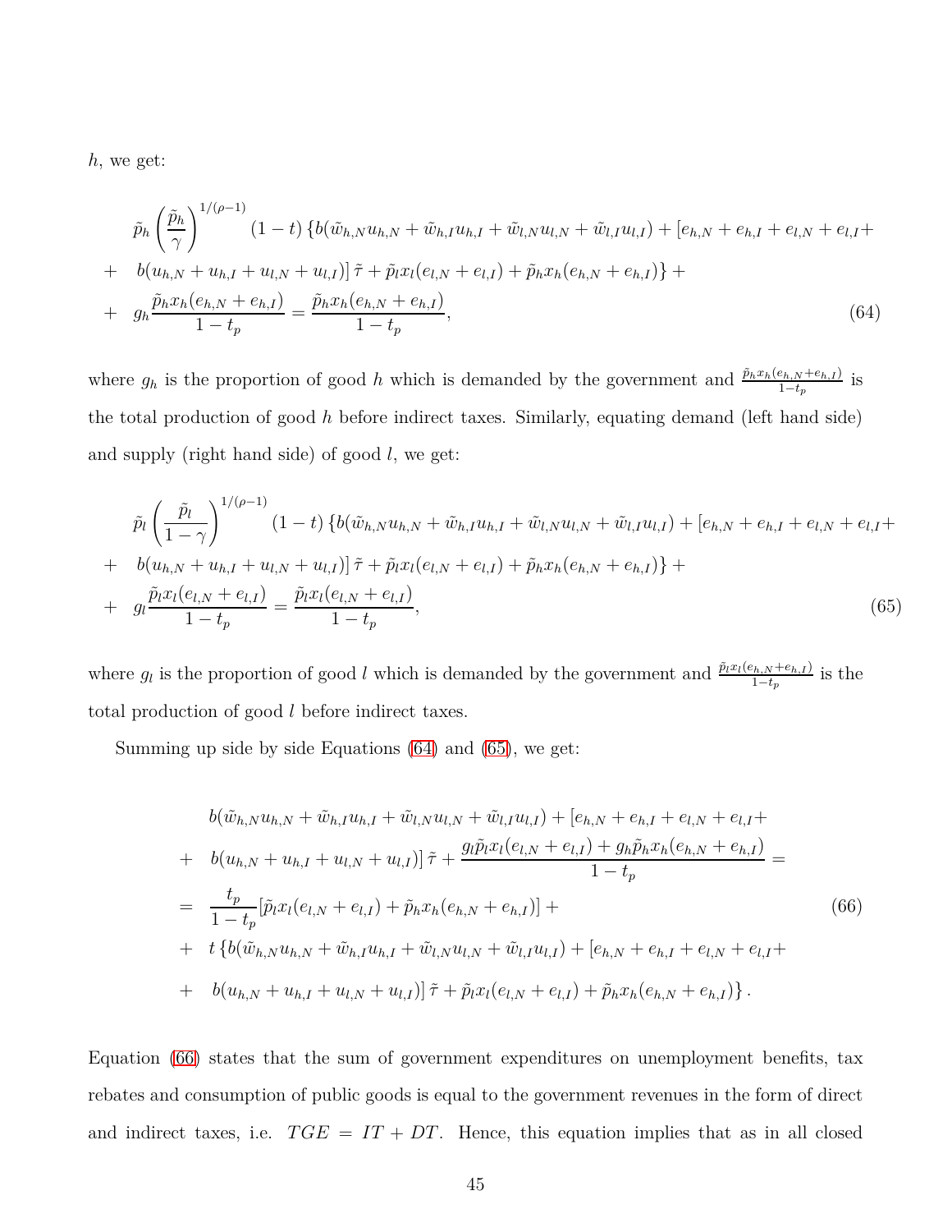$h$, we get:

$$
\begin{aligned}
& \tilde{p}_h \left(\frac{\tilde{p}_h}{\gamma}\right)^{1/(\rho-1)} (1-t) \left\{ b(\tilde{w}_{h,N}u_{h,N} + \tilde{w}_{h,I}u_{h,I} + \tilde{w}_{l,N}u_{l,N} + \tilde{w}_{l,I}u_{l,I}) + [e_{h,N} + e_{h,I} + e_{l,N} + e_{l,I} + \right. \\
+ & \left. \quad b(u_{h,N} + u_{h,I} + u_{l,N} + u_{l,I})] \tilde{\tau} + \tilde{p}_l x_l(e_{l,N} + e_{l,I}) + \tilde{p}_h x_h(e_{h,N} + e_{h,I}) \right\} + \\
+ & \quad g_h \frac{\tilde{p}_h x_h(e_{h,N} + e_{h,I})}{1-t_p} = \frac{\tilde{p}_h x_h(e_{h,N} + e_{h,I})}{1-t_p},
\end{aligned}
\tag{64}
$$

where $g_h$ is the proportion of good $h$ which is demanded by the government and $\frac{\tilde{p}_h x_h(e_{h,N}+e_{h,I})}{1-t_p}$ is the total production of good $h$ before indirect taxes. Similarly, equating demand (left hand side) and supply (right hand side) of good $l$, we get:

$$
\begin{aligned}
& \tilde{p}_l \left(\frac{\tilde{p}_l}{1-\gamma}\right)^{1/(\rho-1)} (1-t) \left\{ b(\tilde{w}_{h,N}u_{h,N} + \tilde{w}_{h,I}u_{h,I} + \tilde{w}_{l,N}u_{l,N} + \tilde{w}_{l,I}u_{l,I}) + [e_{h,N} + e_{h,I} + e_{l,N} + e_{l,I} + \right. \\
+ & \left. \quad b(u_{h,N} + u_{h,I} + u_{l,N} + u_{l,I})] \tilde{\tau} + \tilde{p}_l x_l(e_{l,N} + e_{l,I}) + \tilde{p}_h x_h(e_{h,N} + e_{h,I}) \right\} + \\
+ & \quad g_l \frac{\tilde{p}_l x_l(e_{l,N} + e_{l,I})}{1-t_p} = \frac{\tilde{p}_l x_l(e_{l,N} + e_{l,I})}{1-t_p},
\end{aligned}
\tag{65}
$$

where $g_l$ is the proportion of good $l$ which is demanded by the government and $\frac{\tilde{p}_l x_l(e_{h,N}+e_{h,I})}{1-t_p}$ is the total production of good $l$ before indirect taxes.

Summing up side by side Equations (64) and (65), we get:

$$
\begin{aligned}
& b(\tilde{w}_{h,N}u_{h,N} + \tilde{w}_{h,I}u_{h,I} + \tilde{w}_{l,N}u_{l,N} + \tilde{w}_{l,I}u_{l,I}) + [e_{h,N} + e_{h,I} + e_{l,N} + e_{l,I} + \\
+ & \quad b(u_{h,N} + u_{h,I} + u_{l,N} + u_{l,I})] \tilde{\tau} + \frac{g_l \tilde{p}_l x_l(e_{l,N} + e_{l,I}) + g_h \tilde{p}_h x_h(e_{h,N} + e_{h,I})}{1-t_p} = \\
= & \quad \frac{t_p}{1-t_p} [\tilde{p}_l x_l(e_{l,N} + e_{l,I}) + \tilde{p}_h x_h(e_{h,N} + e_{h,I})] + \\
+ & \quad t \left\{ b(\tilde{w}_{h,N}u_{h,N} + \tilde{w}_{h,I}u_{h,I} + \tilde{w}_{l,N}u_{l,N} + \tilde{w}_{l,I}u_{l,I}) + [e_{h,N} + e_{h,I} + e_{l,N} + e_{l,I} + \right. \\
+ & \left. \quad b(u_{h,N} + u_{h,I} + u_{l,N} + u_{l,I})] \tilde{\tau} + \tilde{p}_l x_l(e_{l,N} + e_{l,I}) + \tilde{p}_h x_h(e_{h,N} + e_{h,I}) \right\}.
\end{aligned}
\tag{66}
$$

Equation (66) states that the sum of government expenditures on unemployment benefits, tax rebates and consumption of public goods is equal to the government revenues in the form of direct and indirect taxes, i.e. $TGE = IT + DT$. Hence, this equation implies that as in all closed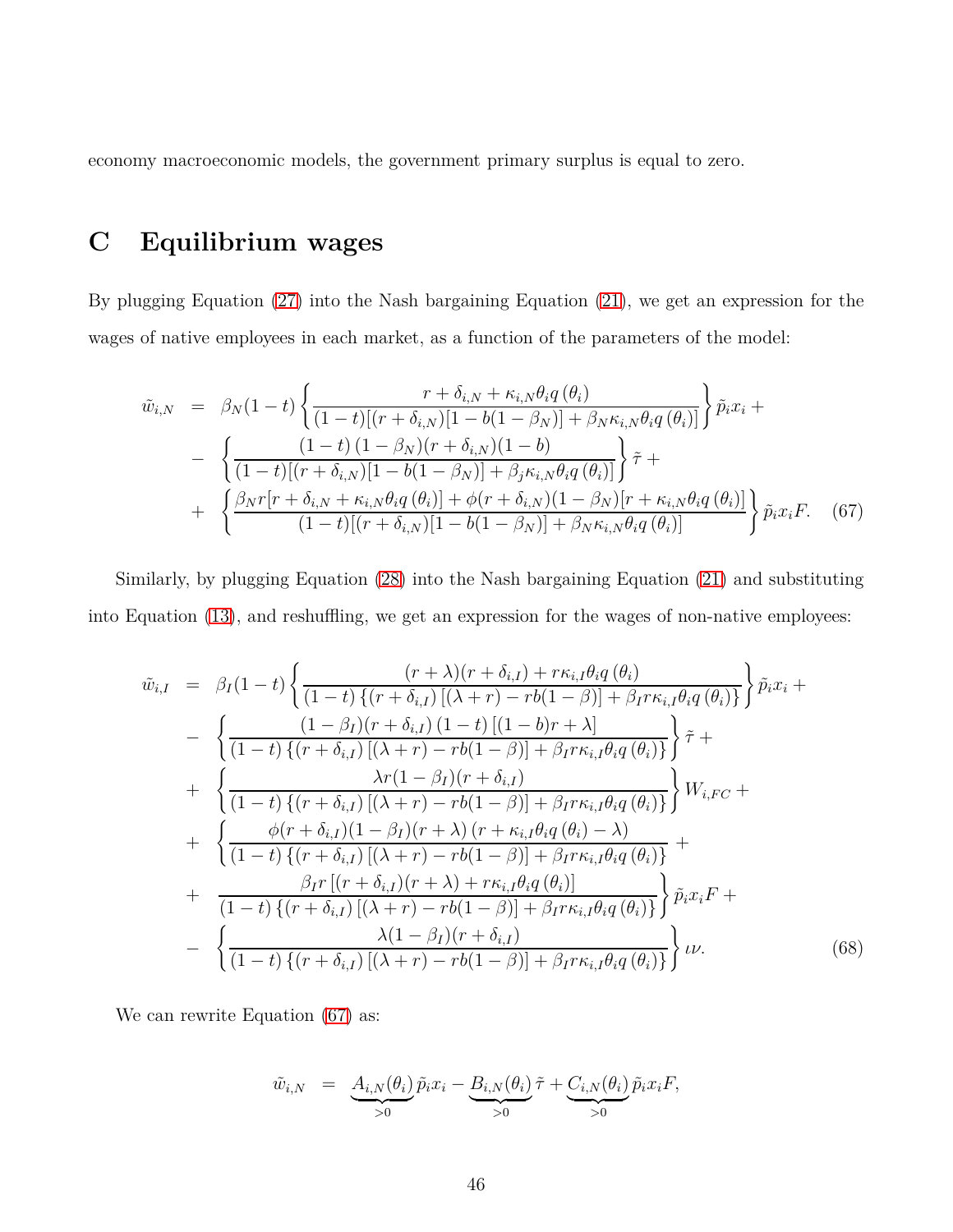economy macroeconomic models, the government primary surplus is equal to zero.

# C Equilibrium wages

By plugging Equation (27) into the Nash bargaining Equation (21), we get an expression for the wages of native employees in each market, as a function of the parameters of the model:

$$
\begin{aligned}
\tilde{w}_{i,N} &= \beta_N(1-t)\left\{\frac{r+\delta_{i,N}+\kappa_{i,N}\theta_i q(\theta_i)}{(1-t)[(r+\delta_{i,N})[1-b(1-\beta_N)]+\beta_N\kappa_{i,N}\theta_i q(\theta_i)]}\right\}\tilde{p}_i x_i + \\
&- \left\{\frac{(1-t)(1-\beta_N)(r+\delta_{i,N})(1-b)}{(1-t)[(r+\delta_{i,N})[1-b(1-\beta_N)]+\beta_j\kappa_{i,N}\theta_i q(\theta_i)]}\right\}\tilde{\tau} + \\
&+ \left\{\frac{\beta_N r[r+\delta_{i,N}+\kappa_{i,N}\theta_i q(\theta_i)]+\phi(r+\delta_{i,N})(1-\beta_N)[r+\kappa_{i,N}\theta_i q(\theta_i)]}{(1-t)[(r+\delta_{i,N})[1-b(1-\beta_N)]+\beta_N\kappa_{i,N}\theta_i q(\theta_i)]}\right\}\tilde{p}_i x_i F. \quad (67)
\end{aligned}
$$

Similarly, by plugging Equation (28) into the Nash bargaining Equation (21) and substituting into Equation (13), and reshuffling, we get an expression for the wages of non-native employees:

$$
\begin{aligned}
\tilde{w}_{i,I} &= \beta_I(1-t)\left\{\frac{(r+\lambda)(r+\delta_{i,I})+r\kappa_{i,I}\theta_i q(\theta_i)}{(1-t)\{(r+\delta_{i,I})[(\lambda+r)-rb(1-\beta)]+\beta_I r\kappa_{i,I}\theta_i q(\theta_i)\}}\right\}\tilde{p}_i x_i + \\
&- \left\{\frac{(1-\beta_I)(r+\delta_{i,I})(1-t)[(1-b)r+\lambda]}{(1-t)\{(r+\delta_{i,I})[(\lambda+r)-rb(1-\beta)]+\beta_I r\kappa_{i,I}\theta_i q(\theta_i)\}}\right\}\tilde{\tau} + \\
&+ \left\{\frac{\lambda r(1-\beta_I)(r+\delta_{i,I})}{(1-t)\{(r+\delta_{i,I})[(\lambda+r)-rb(1-\beta)]+\beta_I r\kappa_{i,I}\theta_i q(\theta_i)\}}\right\}W_{i,FC} + \\
&+ \left\{\frac{\phi(r+\delta_{i,I})(1-\beta_I)(r+\lambda)(r+\kappa_{i,I}\theta_i q(\theta_i)-\lambda)}{(1-t)\{(r+\delta_{i,I})[(\lambda+r)-rb(1-\beta)]+\beta_I r\kappa_{i,I}\theta_i q(\theta_i)\}}\right. + \\
&+ \left.\frac{\beta_I r[(r+\delta_{i,I})(r+\lambda)+r\kappa_{i,I}\theta_i q(\theta_i)]}{(1-t)\{(r+\delta_{i,I})[(\lambda+r)-rb(1-\beta)]+\beta_I r\kappa_{i,I}\theta_i q(\theta_i)\}}\right\}\tilde{p}_i x_i F + \\
&- \left\{\frac{\lambda(1-\beta_I)(r+\delta_{i,I})}{(1-t)\{(r+\delta_{i,I})[(\lambda+r)-rb(1-\beta)]+\beta_I r\kappa_{i,I}\theta_i q(\theta_i)\}}\right\}\iota\nu. \quad (68)
\end{aligned}
$$

We can rewrite Equation (67) as:

$$
\tilde{w}_{i,N} = \underbrace{A_{i,N}(\theta_i)}_{>0}\tilde{p}_i x_i - \underbrace{B_{i,N}(\theta_i)}_{>0}\tilde{\tau} + \underbrace{C_{i,N}(\theta_i)}_{>0}\tilde{p}_i x_i F,
$$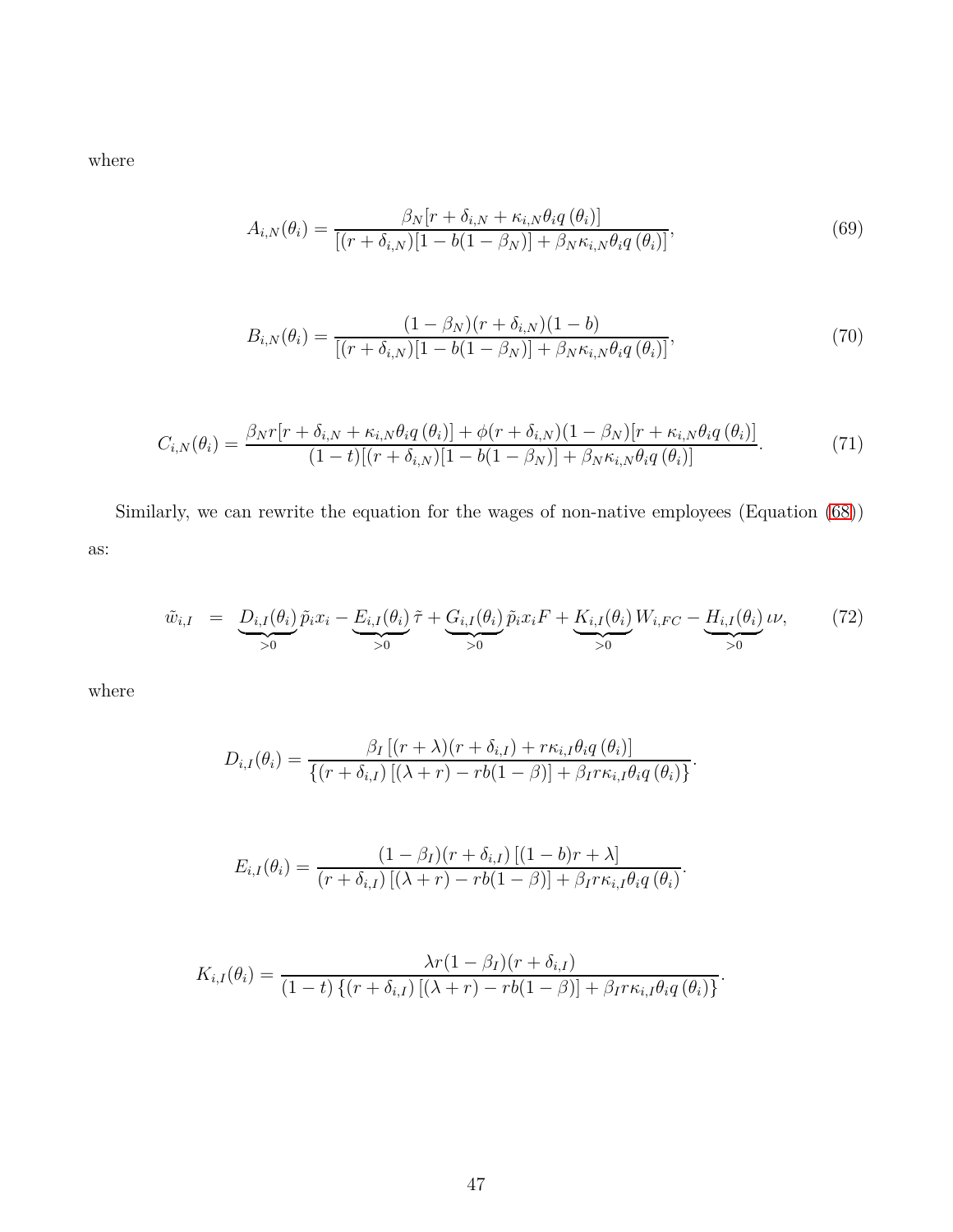where

$$A_{i,N}(\theta_i) = \frac{\beta_N[r + \delta_{i,N} + \kappa_{i,N}\theta_i q(\theta_i)]}{[(r + \delta_{i,N})[1 - b(1 - \beta_N)] + \beta_N \kappa_{i,N}\theta_i q(\theta_i)]}, \tag{69}$$

$$B_{i,N}(\theta_i) = \frac{(1 - \beta_N)(r + \delta_{i,N})(1 - b)}{[(r + \delta_{i,N})[1 - b(1 - \beta_N)] + \beta_N \kappa_{i,N}\theta_i q(\theta_i)]}, \tag{70}$$

$$C_{i,N}(\theta_i) = \frac{\beta_N r[r + \delta_{i,N} + \kappa_{i,N}\theta_i q(\theta_i)] + \phi(r + \delta_{i,N})(1 - \beta_N)[r + \kappa_{i,N}\theta_i q(\theta_i)]}{(1 - t)[(r + \delta_{i,N})[1 - b(1 - \beta_N)] + \beta_N \kappa_{i,N}\theta_i q(\theta_i)]}. \tag{71}$$

Similarly, we can rewrite the equation for the wages of non-native employees (Equation (68)) as:

$$\tilde{w}_{i,I} = \underbrace{D_{i,I}(\theta_i)}_{>0} \tilde{p}_i x_i - \underbrace{E_{i,I}(\theta_i)}_{>0} \tilde{\tau} + \underbrace{G_{i,I}(\theta_i)}_{>0} \tilde{p}_i x_i F + \underbrace{K_{i,I}(\theta_i)}_{>0} W_{i,FC} - \underbrace{H_{i,I}(\theta_i)}_{>0} \iota\nu, \tag{72}$$

where

$$D_{i,I}(\theta_i) = \frac{\beta_I\left[(r + \lambda)(r + \delta_{i,I}) + r\kappa_{i,I}\theta_i q(\theta_i)\right]}{\left\{(r + \delta_{i,I})\left[(\lambda + r) - rb(1 - \beta)\right] + \beta_I r \kappa_{i,I}\theta_i q(\theta_i)\right\}}.$$

$$E_{i,I}(\theta_i) = \frac{(1 - \beta_I)(r + \delta_{i,I})\left[(1 - b)r + \lambda\right]}{(r + \delta_{i,I})\left[(\lambda + r) - rb(1 - \beta)\right] + \beta_I r \kappa_{i,I}\theta_i q(\theta_i)}.$$

$$K_{i,I}(\theta_i) = \frac{\lambda r(1 - \beta_I)(r + \delta_{i,I})}{(1 - t)\left\{(r + \delta_{i,I})\left[(\lambda + r) - rb(1 - \beta)\right] + \beta_I r \kappa_{i,I}\theta_i q(\theta_i)\right\}}.$$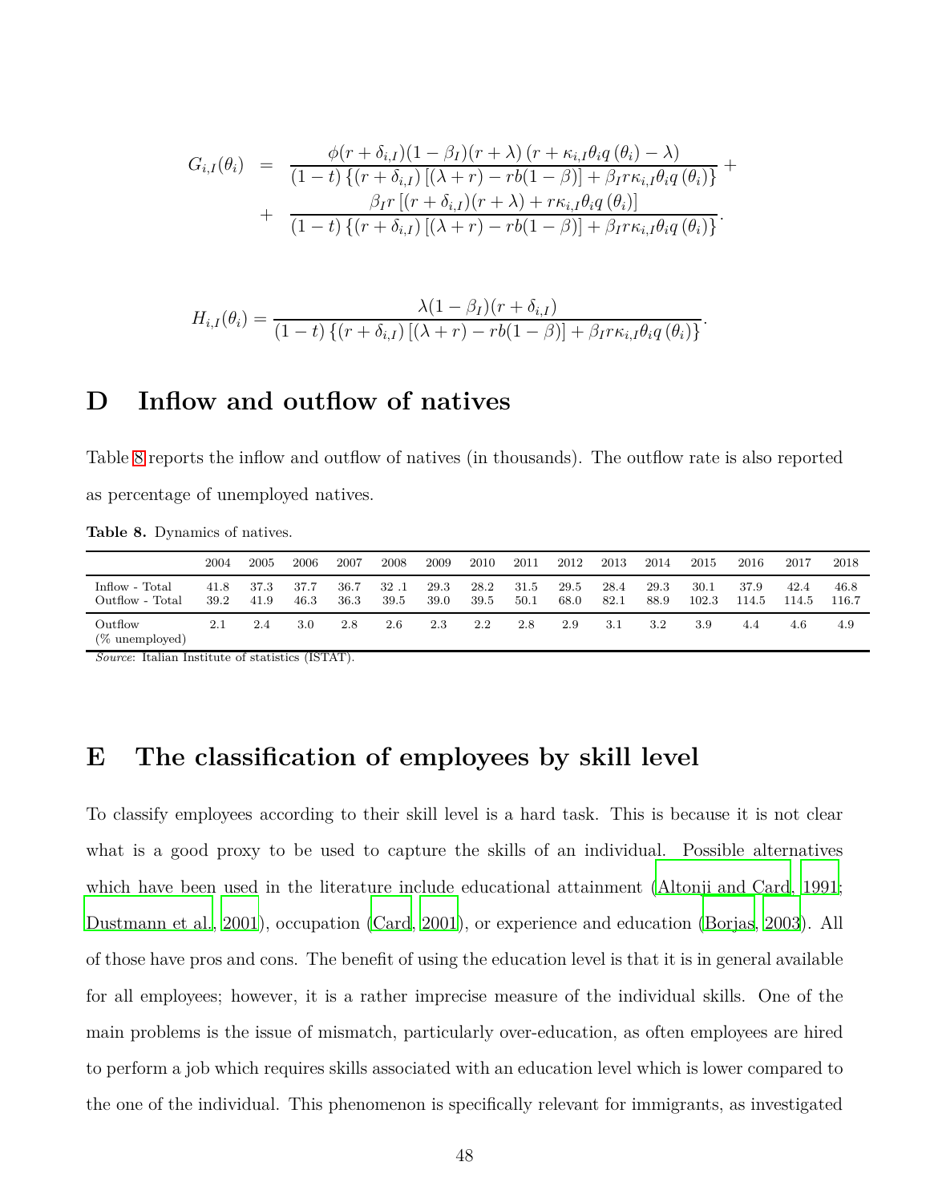$$
\begin{aligned}
G_{i,I}(\theta_i) &= \frac{\phi(r+\delta_{i,I})(1-\beta_I)(r+\lambda)\left(r+\kappa_{i,I}\theta_i q\left(\theta_i\right)-\lambda\right)}{(1-t)\left\{(r+\delta_{i,I})\left[(\lambda+r)-rb(1-\beta)\right]+\beta_I r\kappa_{i,I}\theta_i q\left(\theta_i\right)\right\}}+ \\
&+ \frac{\beta_I r\left[(r+\delta_{i,I})(r+\lambda)+r\kappa_{i,I}\theta_i q\left(\theta_i\right)\right]}{(1-t)\left\{(r+\delta_{i,I})\left[(\lambda+r)-rb(1-\beta)\right]+\beta_I r\kappa_{i,I}\theta_i q\left(\theta_i\right)\right\}}.
\end{aligned}
$$

$$
H_{i,I}(\theta_i) = \frac{\lambda(1-\beta_I)(r+\delta_{i,I})}{(1-t)\left\{(r+\delta_{i,I})\left[(\lambda+r)-rb(1-\beta)\right]+\beta_I r\kappa_{i,I}\theta_i q\left(\theta_i\right)\right\}}.
$$

# D Inflow and outflow of natives

Table 8 reports the inflow and outflow of natives (in thousands). The outflow rate is also reported as percentage of unemployed natives.

**Table 8.** Dynamics of natives.

| | 2004 | 2005 | 2006 | 2007 | 2008 | 2009 | 2010 | 2011 | 2012 | 2013 | 2014 | 2015 | 2016 | 2017 | 2018 |
|---|---|---|---|---|---|---|---|---|---|---|---|---|---|---|---|
| Inflow - Total | 41.8 | 37.3 | 37.7 | 36.7 | 32 .1 | 29.3 | 28.2 | 31.5 | 29.5 | 28.4 | 29.3 | 30.1 | 37.9 | 42.4 | 46.8 |
| Outflow - Total | 39.2 | 41.9 | 46.3 | 36.3 | 39.5 | 39.0 | 39.5 | 50.1 | 68.0 | 82.1 | 88.9 | 102.3 | 114.5 | 114.5 | 116.7 |
| Outflow (% unemployed) | 2.1 | 2.4 | 3.0 | 2.8 | 2.6 | 2.3 | 2.2 | 2.8 | 2.9 | 3.1 | 3.2 | 3.9 | 4.4 | 4.6 | 4.9 |

*Source*: Italian Institute of statistics (ISTAT).

# E The classification of employees by skill level

To classify employees according to their skill level is a hard task. This is because it is not clear what is a good proxy to be used to capture the skills of an individual. Possible alternatives which have been used in the literature include educational attainment (Altonji and Card, 1991; Dustmann et al., 2001), occupation (Card, 2001), or experience and education (Borjas, 2003). All of those have pros and cons. The benefit of using the education level is that it is in general available for all employees; however, it is a rather imprecise measure of the individual skills. One of the main problems is the issue of mismatch, particularly over-education, as often employees are hired to perform a job which requires skills associated with an education level which is lower compared to the one of the individual. This phenomenon is specifically relevant for immigrants, as investigated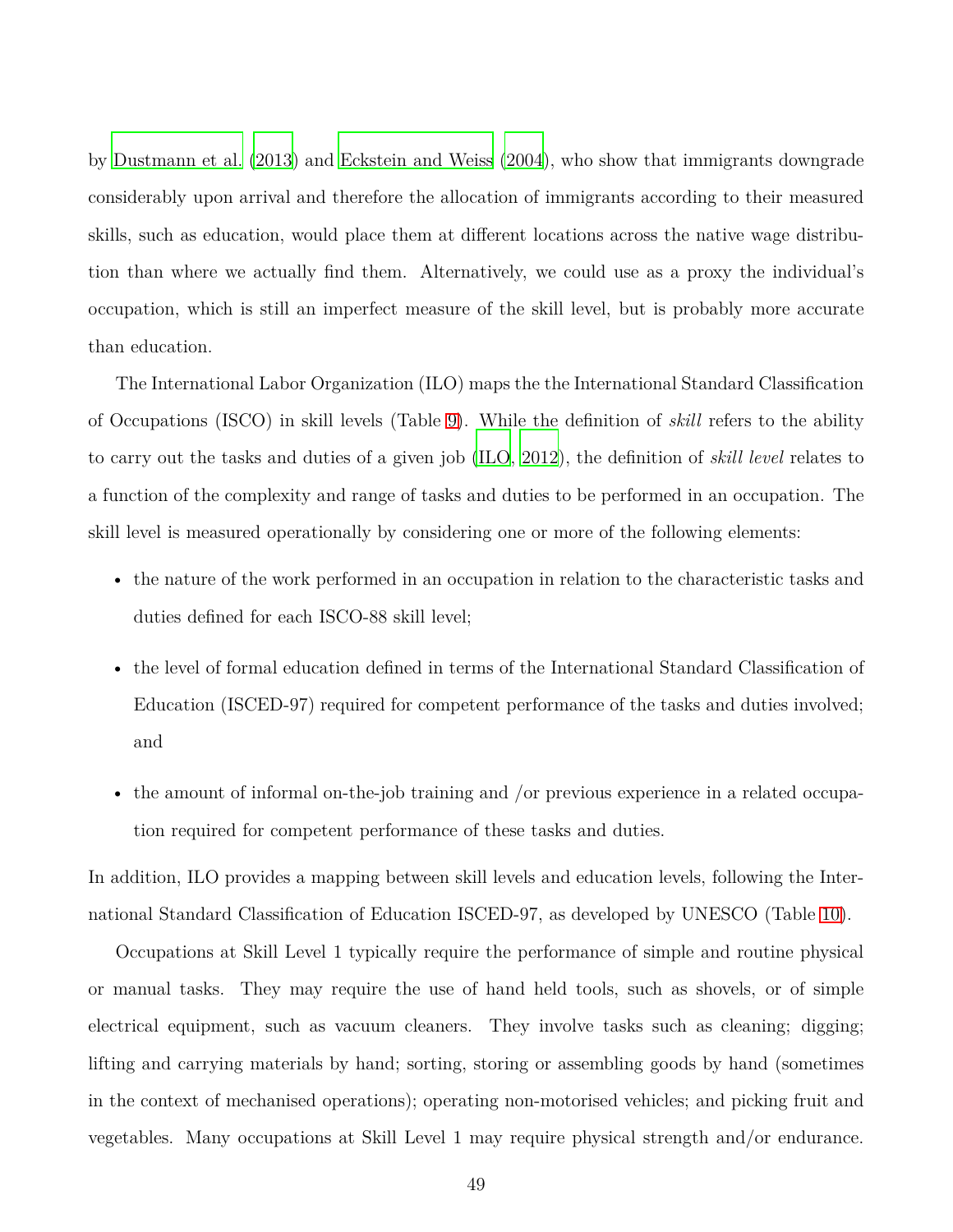by Dustmann et al. (2013) and Eckstein and Weiss (2004), who show that immigrants downgrade considerably upon arrival and therefore the allocation of immigrants according to their measured skills, such as education, would place them at different locations across the native wage distribution than where we actually find them. Alternatively, we could use as a proxy the individual's occupation, which is still an imperfect measure of the skill level, but is probably more accurate than education.

The International Labor Organization (ILO) maps the the International Standard Classification of Occupations (ISCO) in skill levels (Table 9). While the definition of *skill* refers to the ability to carry out the tasks and duties of a given job (ILO, 2012), the definition of *skill level* relates to a function of the complexity and range of tasks and duties to be performed in an occupation. The skill level is measured operationally by considering one or more of the following elements:

- the nature of the work performed in an occupation in relation to the characteristic tasks and duties defined for each ISCO-88 skill level;
- the level of formal education defined in terms of the International Standard Classification of Education (ISCED-97) required for competent performance of the tasks and duties involved; and
- the amount of informal on-the-job training and /or previous experience in a related occupation required for competent performance of these tasks and duties.

In addition, ILO provides a mapping between skill levels and education levels, following the International Standard Classification of Education ISCED-97, as developed by UNESCO (Table 10).

Occupations at Skill Level 1 typically require the performance of simple and routine physical or manual tasks. They may require the use of hand held tools, such as shovels, or of simple electrical equipment, such as vacuum cleaners. They involve tasks such as cleaning; digging; lifting and carrying materials by hand; sorting, storing or assembling goods by hand (sometimes in the context of mechanised operations); operating non-motorised vehicles; and picking fruit and vegetables. Many occupations at Skill Level 1 may require physical strength and/or endurance.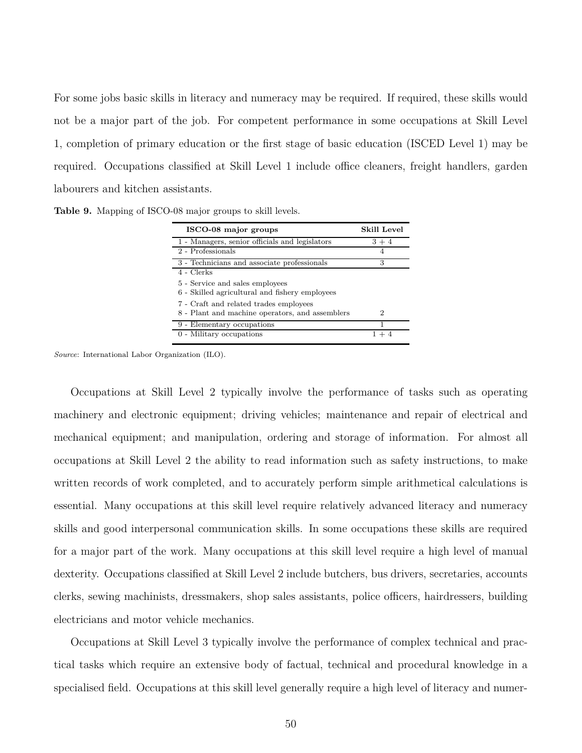For some jobs basic skills in literacy and numeracy may be required. If required, these skills would not be a major part of the job. For competent performance in some occupations at Skill Level 1, completion of primary education or the first stage of basic education (ISCED Level 1) may be required. Occupations classified at Skill Level 1 include office cleaners, freight handlers, garden labourers and kitchen assistants.

**Table 9.** Mapping of ISCO-08 major groups to skill levels.

| ISCO-08 major groups | Skill Level |
|---|---|
| 1 - Managers, senior officials and legislators | 3 + 4 |
| 2 - Professionals | 4 |
| 3 - Technicians and associate professionals | 3 |
| 4 - Clerks<br>5 - Service and sales employees<br>6 - Skilled agricultural and fishery employees<br>7 - Craft and related trades employees<br>8 - Plant and machine operators, and assemblers | 2 |
| 9 - Elementary occupations | 1 |
| 0 - Military occupations | 1 + 4 |

*Source*: International Labor Organization (ILO).

Occupations at Skill Level 2 typically involve the performance of tasks such as operating machinery and electronic equipment; driving vehicles; maintenance and repair of electrical and mechanical equipment; and manipulation, ordering and storage of information. For almost all occupations at Skill Level 2 the ability to read information such as safety instructions, to make written records of work completed, and to accurately perform simple arithmetical calculations is essential. Many occupations at this skill level require relatively advanced literacy and numeracy skills and good interpersonal communication skills. In some occupations these skills are required for a major part of the work. Many occupations at this skill level require a high level of manual dexterity. Occupations classified at Skill Level 2 include butchers, bus drivers, secretaries, accounts clerks, sewing machinists, dressmakers, shop sales assistants, police officers, hairdressers, building electricians and motor vehicle mechanics.

Occupations at Skill Level 3 typically involve the performance of complex technical and practical tasks which require an extensive body of factual, technical and procedural knowledge in a specialised field. Occupations at this skill level generally require a high level of literacy and numer-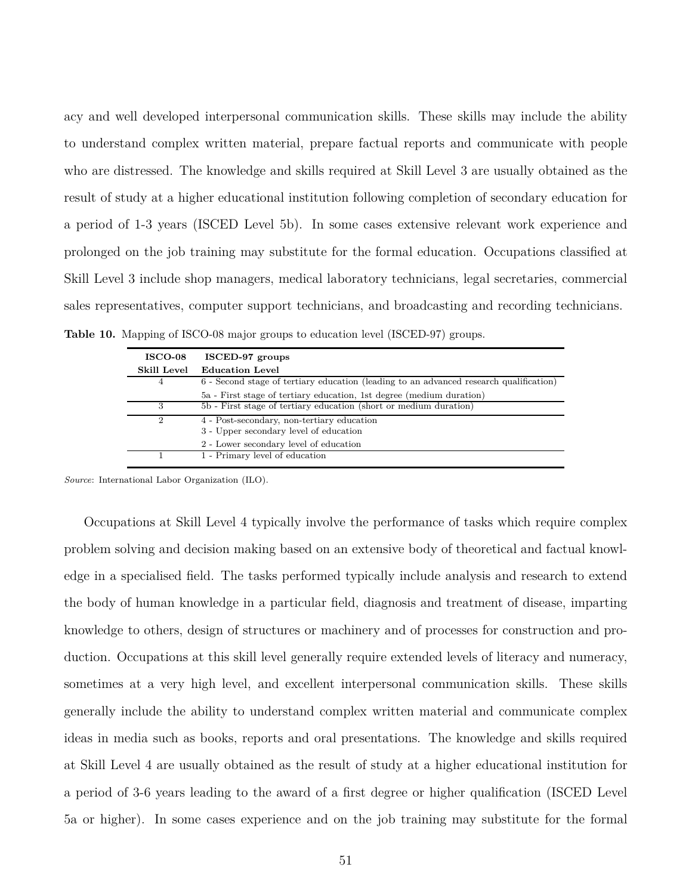acy and well developed interpersonal communication skills. These skills may include the ability to understand complex written material, prepare factual reports and communicate with people who are distressed. The knowledge and skills required at Skill Level 3 are usually obtained as the result of study at a higher educational institution following completion of secondary education for a period of 1-3 years (ISCED Level 5b). In some cases extensive relevant work experience and prolonged on the job training may substitute for the formal education. Occupations classified at Skill Level 3 include shop managers, medical laboratory technicians, legal secretaries, commercial sales representatives, computer support technicians, and broadcasting and recording technicians.

**Table 10.** Mapping of ISCO-08 major groups to education level (ISCED-97) groups.

| ISCO-08 Skill Level | ISCED-97 groups Education Level |
|---|---|
| 4 | 6 - Second stage of tertiary education (leading to an advanced research qualification) |
| | 5a - First stage of tertiary education, 1st degree (medium duration) |
| 3 | 5b - First stage of tertiary education (short or medium duration) |
| 2 | 4 - Post-secondary, non-tertiary education |
| | 3 - Upper secondary level of education |
| | 2 - Lower secondary level of education |
| 1 | 1 - Primary level of education |

*Source*: International Labor Organization (ILO).

Occupations at Skill Level 4 typically involve the performance of tasks which require complex problem solving and decision making based on an extensive body of theoretical and factual knowledge in a specialised field. The tasks performed typically include analysis and research to extend the body of human knowledge in a particular field, diagnosis and treatment of disease, imparting knowledge to others, design of structures or machinery and of processes for construction and production. Occupations at this skill level generally require extended levels of literacy and numeracy, sometimes at a very high level, and excellent interpersonal communication skills. These skills generally include the ability to understand complex written material and communicate complex ideas in media such as books, reports and oral presentations. The knowledge and skills required at Skill Level 4 are usually obtained as the result of study at a higher educational institution for a period of 3-6 years leading to the award of a first degree or higher qualification (ISCED Level 5a or higher). In some cases experience and on the job training may substitute for the formal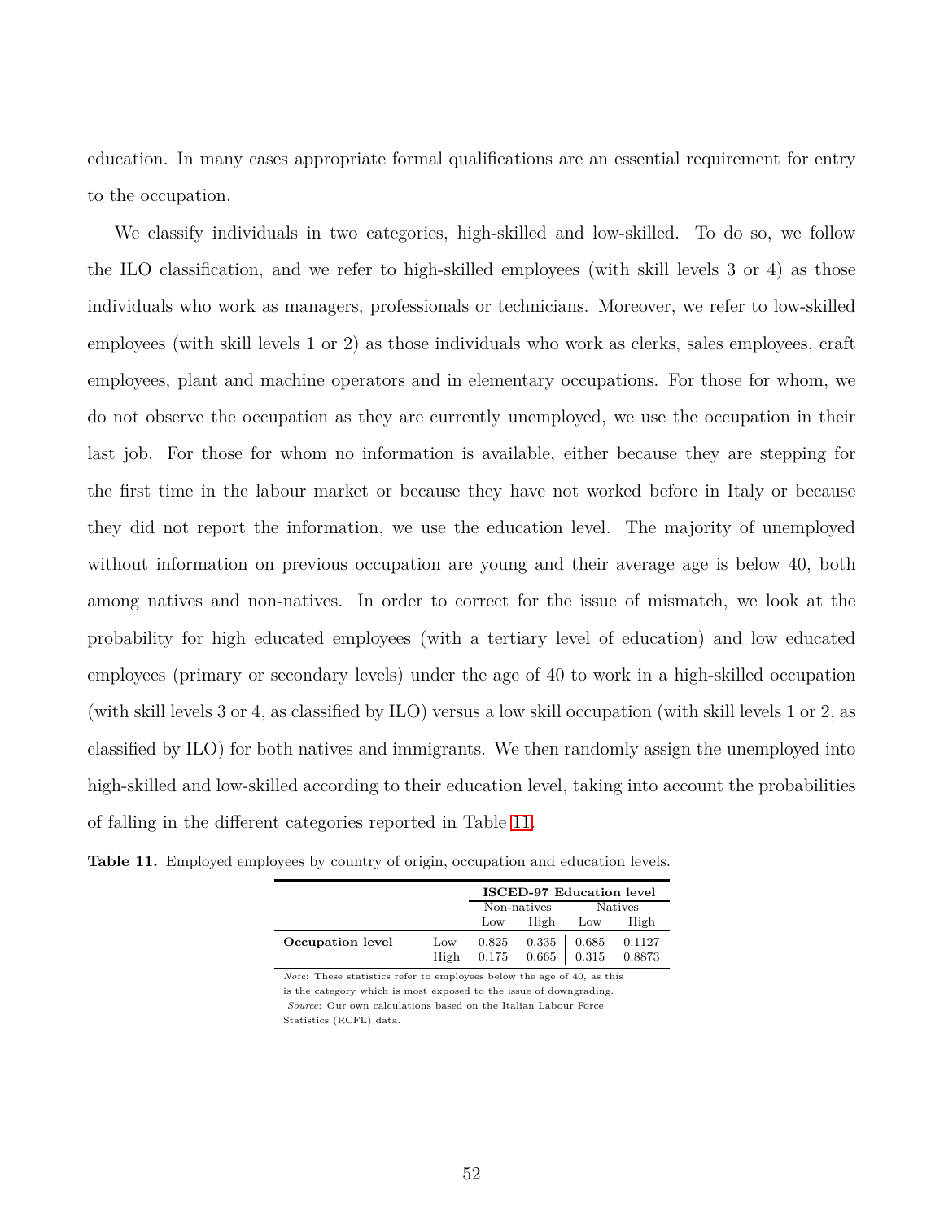education. In many cases appropriate formal qualifications are an essential requirement for entry to the occupation.

We classify individuals in two categories, high-skilled and low-skilled. To do so, we follow the ILO classification, and we refer to high-skilled employees (with skill levels 3 or 4) as those individuals who work as managers, professionals or technicians. Moreover, we refer to low-skilled employees (with skill levels 1 or 2) as those individuals who work as clerks, sales employees, craft employees, plant and machine operators and in elementary occupations. For those for whom, we do not observe the occupation as they are currently unemployed, we use the occupation in their last job. For those for whom no information is available, either because they are stepping for the first time in the labour market or because they have not worked before in Italy or because they did not report the information, we use the education level. The majority of unemployed without information on previous occupation are young and their average age is below 40, both among natives and non-natives. In order to correct for the issue of mismatch, we look at the probability for high educated employees (with a tertiary level of education) and low educated employees (primary or secondary levels) under the age of 40 to work in a high-skilled occupation (with skill levels 3 or 4, as classified by ILO) versus a low skill occupation (with skill levels 1 or 2, as classified by ILO) for both natives and immigrants. We then randomly assign the unemployed into high-skilled and low-skilled according to their education level, taking into account the probabilities of falling in the different categories reported in Table 11.

**Table 11.** Employed employees by country of origin, occupation and education levels.

| | | **ISCED-97 Education level** | | | |
|---|---|---|---|---|---|
| | | Non-natives | | Natives | |
| | | Low | High | Low | High |
| **Occupation level** | Low | 0.825 | 0.335 | 0.685 | 0.1127 |
| | High | 0.175 | 0.665 | 0.315 | 0.8873 |

*Note*: These statistics refer to employees below the age of 40, as this is the category which is most exposed to the issue of downgrading.
*Source*: Our own calculations based on the Italian Labour Force Statistics (RCFL) data.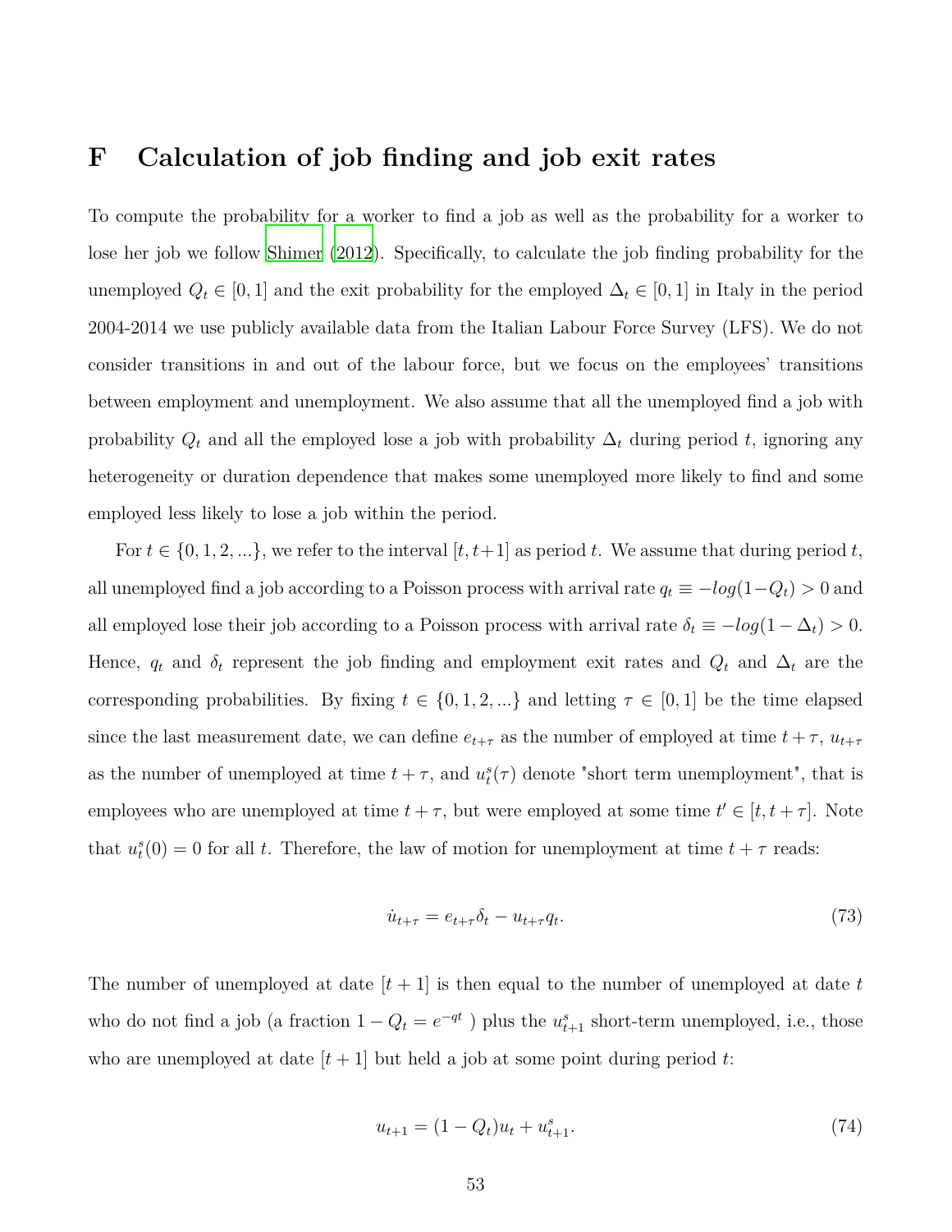# F Calculation of job finding and job exit rates

To compute the probability for a worker to find a job as well as the probability for a worker to lose her job we follow Shimer (2012). Specifically, to calculate the job finding probability for the unemployed $Q_t \in [0,1]$ and the exit probability for the employed $\Delta_t \in [0,1]$ in Italy in the period 2004-2014 we use publicly available data from the Italian Labour Force Survey (LFS). We do not consider transitions in and out of the labour force, but we focus on the employees' transitions between employment and unemployment. We also assume that all the unemployed find a job with probability $Q_t$ and all the employed lose a job with probability $\Delta_t$ during period $t$, ignoring any heterogeneity or duration dependence that makes some unemployed more likely to find and some employed less likely to lose a job within the period.

For $t \in \{0, 1, 2, ...\}$, we refer to the interval $[t, t+1]$ as period $t$. We assume that during period $t$, all unemployed find a job according to a Poisson process with arrival rate $q_t \equiv -log(1-Q_t) > 0$ and all employed lose their job according to a Poisson process with arrival rate $\delta_t \equiv -log(1-\Delta_t) > 0$. Hence, $q_t$ and $\delta_t$ represent the job finding and employment exit rates and $Q_t$ and $\Delta_t$ are the corresponding probabilities. By fixing $t \in \{0, 1, 2, ...\}$ and letting $\tau \in [0, 1]$ be the time elapsed since the last measurement date, we can define $e_{t+\tau}$ as the number of employed at time $t+\tau$, $u_{t+\tau}$ as the number of unemployed at time $t+\tau$, and $u^s_t(\tau)$ denote "short term unemployment", that is employees who are unemployed at time $t+\tau$, but were employed at some time $t' \in [t, t+\tau]$. Note that $u^s_t(0) = 0$ for all $t$. Therefore, the law of motion for unemployment at time $t+\tau$ reads:

$$\dot{u}_{t+\tau} = e_{t+\tau}\delta_t - u_{t+\tau}q_t. \tag{73}$$

The number of unemployed at date $[t+1]$ is then equal to the number of unemployed at date $t$ who do not find a job (a fraction $1 - Q_t = e^{-qt}$ ) plus the $u^s_{t+1}$ short-term unemployed, i.e., those who are unemployed at date $[t+1]$ but held a job at some point during period $t$:

$$u_{t+1} = (1 - Q_t)u_t + u^s_{t+1}. \tag{74}$$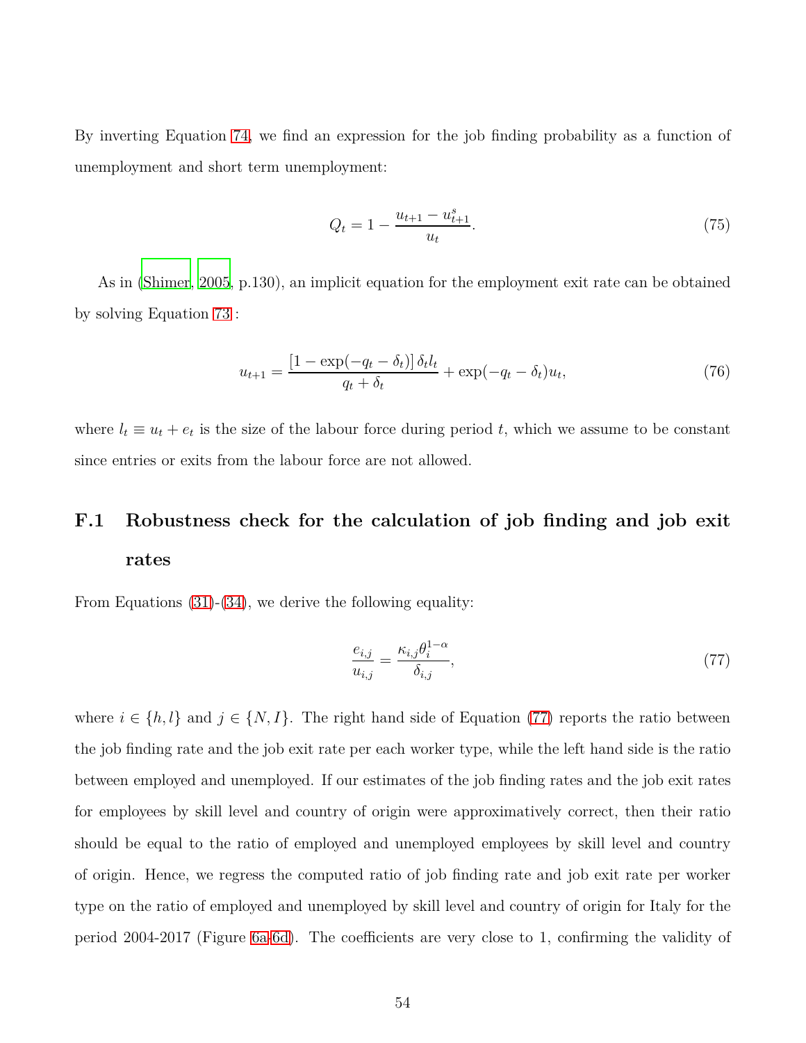By inverting Equation 74, we find an expression for the job finding probability as a function of unemployment and short term unemployment:

$$Q_t = 1 - \frac{u_{t+1} - u^s_{t+1}}{u_t}. \tag{75}$$

As in (Shimer, 2005, p.130), an implicit equation for the employment exit rate can be obtained by solving Equation 73 :

$$u_{t+1} = \frac{[1 - \exp(-q_t - \delta_t)]\,\delta_t l_t}{q_t + \delta_t} + \exp(-q_t - \delta_t)u_t, \tag{76}$$

where $l_t \equiv u_t + e_t$ is the size of the labour force during period $t$, which we assume to be constant since entries or exits from the labour force are not allowed.

## F.1 Robustness check for the calculation of job finding and job exit rates

From Equations (31)-(34), we derive the following equality:

$$\frac{e_{i,j}}{u_{i,j}} = \frac{\kappa_{i,j}\theta_i^{1-\alpha}}{\delta_{i,j}}, \tag{77}$$

where $i \in \{h, l\}$ and $j \in \{N, I\}$. The right hand side of Equation (77) reports the ratio between the job finding rate and the job exit rate per each worker type, while the left hand side is the ratio between employed and unemployed. If our estimates of the job finding rates and the job exit rates for employees by skill level and country of origin were approximatively correct, then their ratio should be equal to the ratio of employed and unemployed employees by skill level and country of origin. Hence, we regress the computed ratio of job finding rate and job exit rate per worker type on the ratio of employed and unemployed by skill level and country of origin for Italy for the period 2004-2017 (Figure 6a-6d). The coefficients are very close to 1, confirming the validity of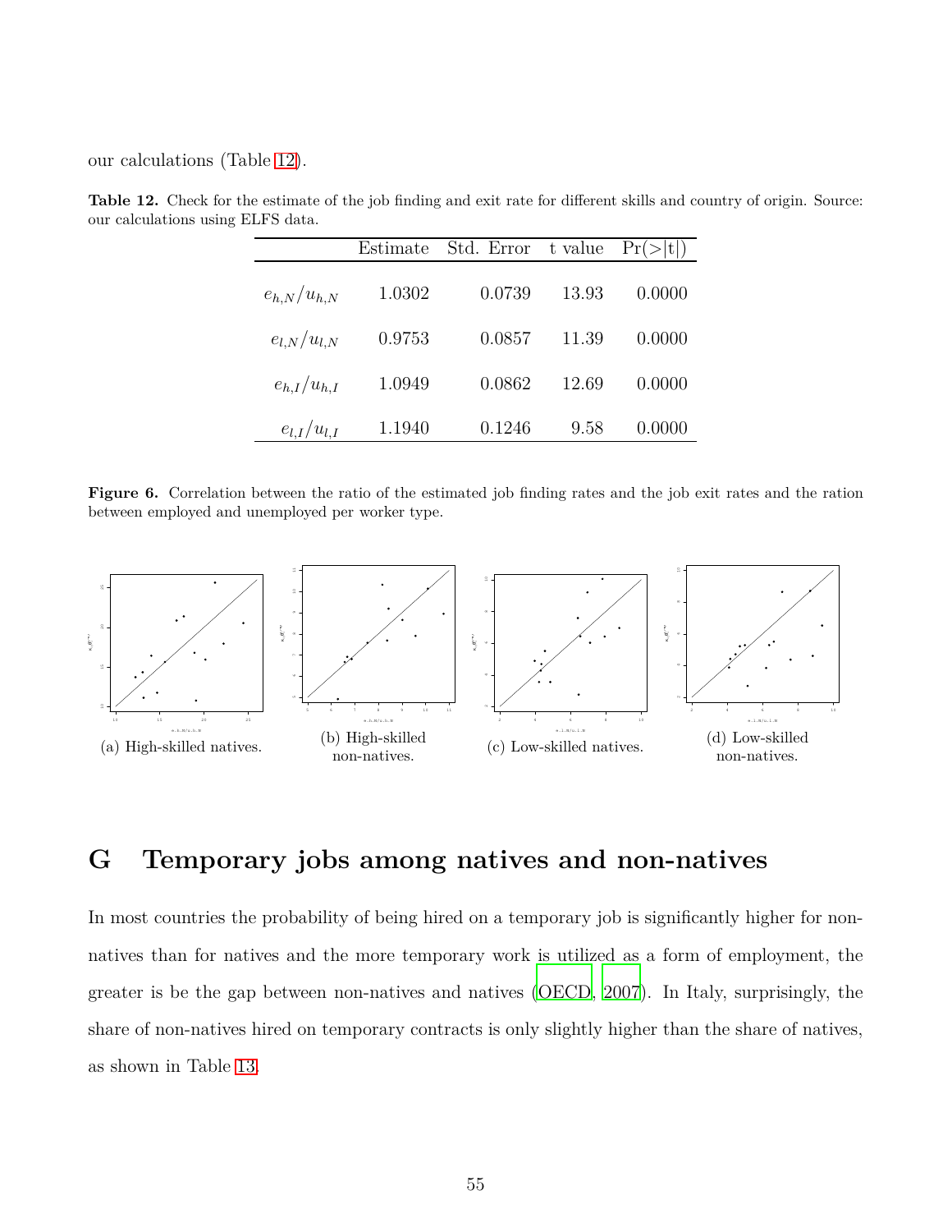our calculations (Table 12).

**Table 12.** Check for the estimate of the job finding and exit rate for different skills and country of origin. Source: our calculations using ELFS data.

| | Estimate | Std. Error | t value | Pr(>\|t\|) |
|---|---|---|---|---|
| $e_{h,N}/u_{h,N}$ | 1.0302 | 0.0739 | 13.93 | 0.0000 |
| $e_{l,N}/u_{l,N}$ | 0.9753 | 0.0857 | 11.39 | 0.0000 |
| $e_{h,I}/u_{h,I}$ | 1.0949 | 0.0862 | 12.69 | 0.0000 |
| $e_{l,I}/u_{l,I}$ | 1.1940 | 0.1246 | 9.58 | 0.0000 |

**Figure 6.** Correlation between the ratio of the estimated job finding rates and the job exit rates and the ration between employed and unemployed per worker type.

(a) High-skilled natives.

(b) High-skilled non-natives.

(c) Low-skilled natives.

(d) Low-skilled non-natives.

# G Temporary jobs among natives and non-natives

In most countries the probability of being hired on a temporary job is significantly higher for non-natives than for natives and the more temporary work is utilized as a form of employment, the greater is be the gap between non-natives and natives (OECD, 2007). In Italy, surprisingly, the share of non-natives hired on temporary contracts is only slightly higher than the share of natives, as shown in Table 13.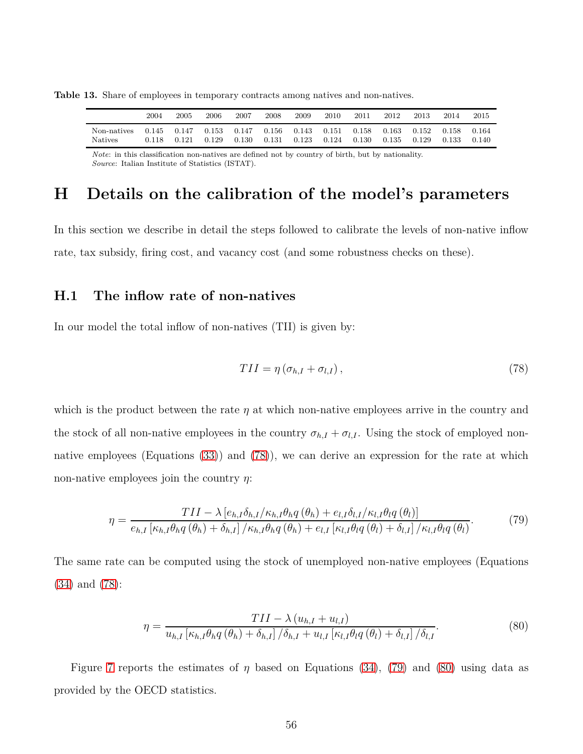**Table 13.** Share of employees in temporary contracts among natives and non-natives.

| | 2004 | 2005 | 2006 | 2007 | 2008 | 2009 | 2010 | 2011 | 2012 | 2013 | 2014 | 2015 |
|---|---|---|---|---|---|---|---|---|---|---|---|---|
| Non-natives | 0.145 | 0.147 | 0.153 | 0.147 | 0.156 | 0.143 | 0.151 | 0.158 | 0.163 | 0.152 | 0.158 | 0.164 |
| Natives | 0.118 | 0.121 | 0.129 | 0.130 | 0.131 | 0.123 | 0.124 | 0.130 | 0.135 | 0.129 | 0.133 | 0.140 |

*Note*: in this classification non-natives are defined not by country of birth, but by nationality.
*Source*: Italian Institute of Statistics (ISTAT).

# H Details on the calibration of the model's parameters

In this section we describe in detail the steps followed to calibrate the levels of non-native inflow rate, tax subsidy, firing cost, and vacancy cost (and some robustness checks on these).

## H.1 The inflow rate of non-natives

In our model the total inflow of non-natives (TII) is given by:

$$TII = \eta \left( \sigma_{h,I} + \sigma_{l,I} \right), \tag{78}$$

which is the product between the rate $\eta$ at which non-native employees arrive in the country and the stock of all non-native employees in the country $\sigma_{h,I} + \sigma_{l,I}$. Using the stock of employed non-native employees (Equations (33)) and (78)), we can derive an expression for the rate at which non-native employees join the country $\eta$:

$$\eta = \frac{TII - \lambda \left[ e_{h,I} \delta_{h,I} / \kappa_{h,I} \theta_h q \left( \theta_h \right) + e_{l,I} \delta_{l,I} / \kappa_{l,I} \theta_l q \left( \theta_l \right) \right]}{e_{h,I} \left[ \kappa_{h,I} \theta_h q \left( \theta_h \right) + \delta_{h,I} \right] / \kappa_{h,I} \theta_h q \left( \theta_h \right) + e_{l,I} \left[ \kappa_{l,I} \theta_l q \left( \theta_l \right) + \delta_{l,I} \right] / \kappa_{l,I} \theta_l q \left( \theta_l \right)}. \tag{79}$$

The same rate can be computed using the stock of unemployed non-native employees (Equations (34) and (78):

$$\eta = \frac{TII - \lambda \left( u_{h,I} + u_{l,I} \right)}{u_{h,I} \left[ \kappa_{h,I} \theta_h q \left( \theta_h \right) + \delta_{h,I} \right] / \delta_{h,I} + u_{l,I} \left[ \kappa_{l,I} \theta_l q \left( \theta_l \right) + \delta_{l,I} \right] / \delta_{l,I}}. \tag{80}$$

Figure 7 reports the estimates of $\eta$ based on Equations (34), (79) and (80) using data as provided by the OECD statistics.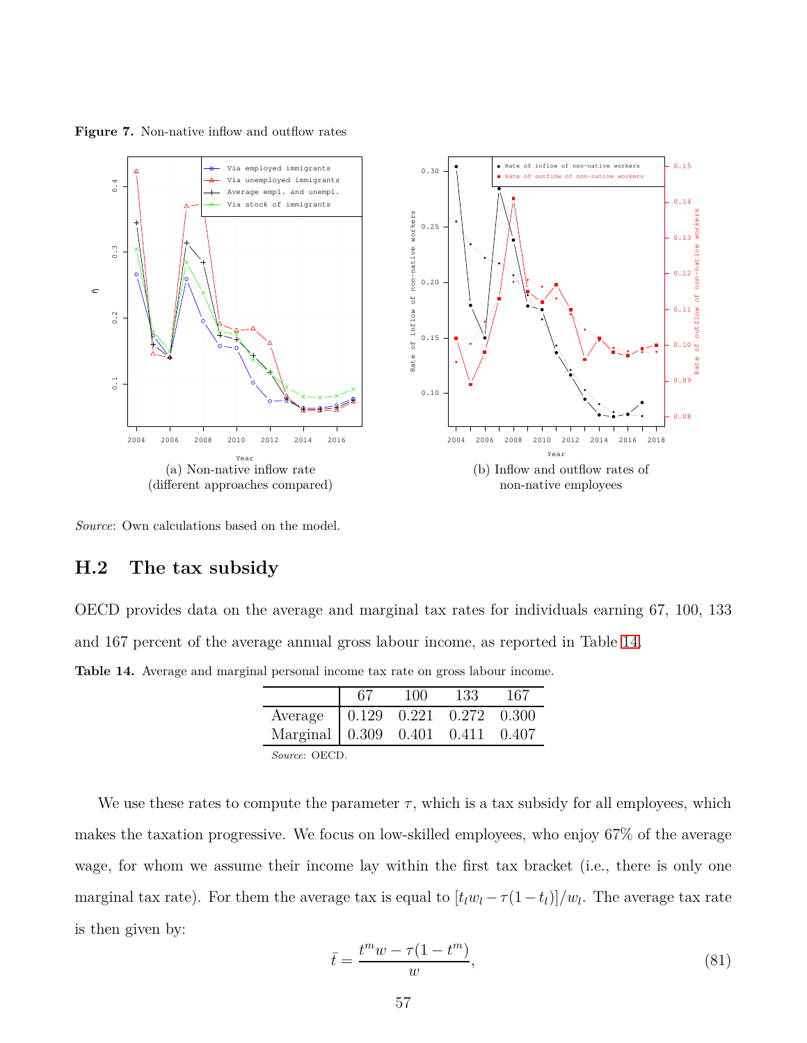**Figure 7.** Non-native inflow and outflow rates

(a) Non-native inflow rate (different approaches compared)

(b) Inflow and outflow rates of non-native employees

*Source*: Own calculations based on the model.

## H.2 The tax subsidy

OECD provides data on the average and marginal tax rates for individuals earning 67, 100, 133 and 167 percent of the average annual gross labour income, as reported in Table 14.

**Table 14.** Average and marginal personal income tax rate on gross labour income.

| | 67 | 100 | 133 | 167 |
|---|---|---|---|---|
| Average | 0.129 | 0.221 | 0.272 | 0.300 |
| Marginal | 0.309 | 0.401 | 0.411 | 0.407 |

*Source*: OECD.

We use these rates to compute the parameter $\tau$, which is a tax subsidy for all employees, which makes the taxation progressive. We focus on low-skilled employees, who enjoy 67% of the average wage, for whom we assume their income lay within the first tax bracket (i.e., there is only one marginal tax rate). For them the average tax is equal to $[t_l w_l - \tau(1-t_l)]/w_l$. The average tax rate is then given by:

$$\bar{t} = \frac{t^m w - \tau(1-t^m)}{w}, \tag{81}$$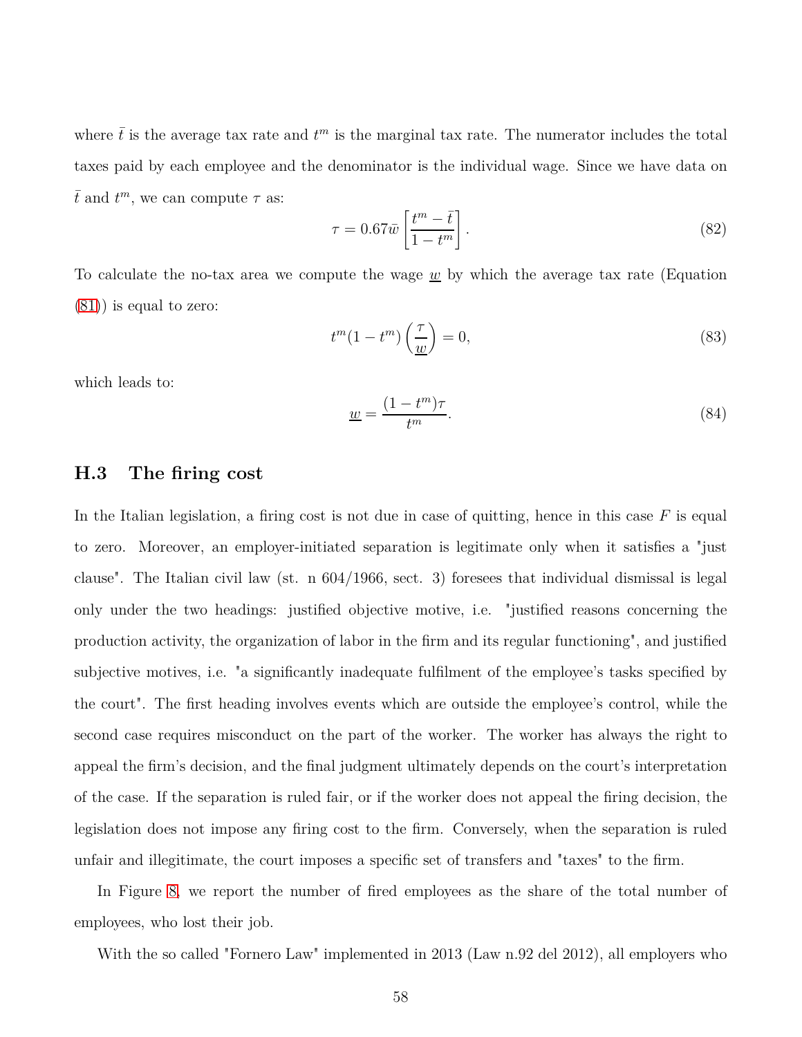where $\bar{t}$ is the average tax rate and $t^m$ is the marginal tax rate. The numerator includes the total taxes paid by each employee and the denominator is the individual wage. Since we have data on $\bar{t}$ and $t^m$, we can compute $\tau$ as:

$$\tau = 0.67\bar{w}\left[\frac{t^m - \bar{t}}{1 - t^m}\right]. \tag{82}$$

To calculate the no-tax area we compute the wage $\underline{w}$ by which the average tax rate (Equation (81)) is equal to zero:

$$t^m(1 - t^m)\left(\frac{\tau}{\underline{w}}\right) = 0, \tag{83}$$

which leads to:

$$\underline{w} = \frac{(1 - t^m)\tau}{t^m}. \tag{84}$$

### H.3 The firing cost

In the Italian legislation, a firing cost is not due in case of quitting, hence in this case $F$ is equal to zero. Moreover, an employer-initiated separation is legitimate only when it satisfies a "just clause". The Italian civil law (st. n 604/1966, sect. 3) foresees that individual dismissal is legal only under the two headings: justified objective motive, i.e. "justified reasons concerning the production activity, the organization of labor in the firm and its regular functioning", and justified subjective motives, i.e. "a significantly inadequate fulfilment of the employee's tasks specified by the court". The first heading involves events which are outside the employee's control, while the second case requires misconduct on the part of the worker. The worker has always the right to appeal the firm's decision, and the final judgment ultimately depends on the court's interpretation of the case. If the separation is ruled fair, or if the worker does not appeal the firing decision, the legislation does not impose any firing cost to the firm. Conversely, when the separation is ruled unfair and illegitimate, the court imposes a specific set of transfers and "taxes" to the firm.

In Figure 8, we report the number of fired employees as the share of the total number of employees, who lost their job.

With the so called "Fornero Law" implemented in 2013 (Law n.92 del 2012), all employers who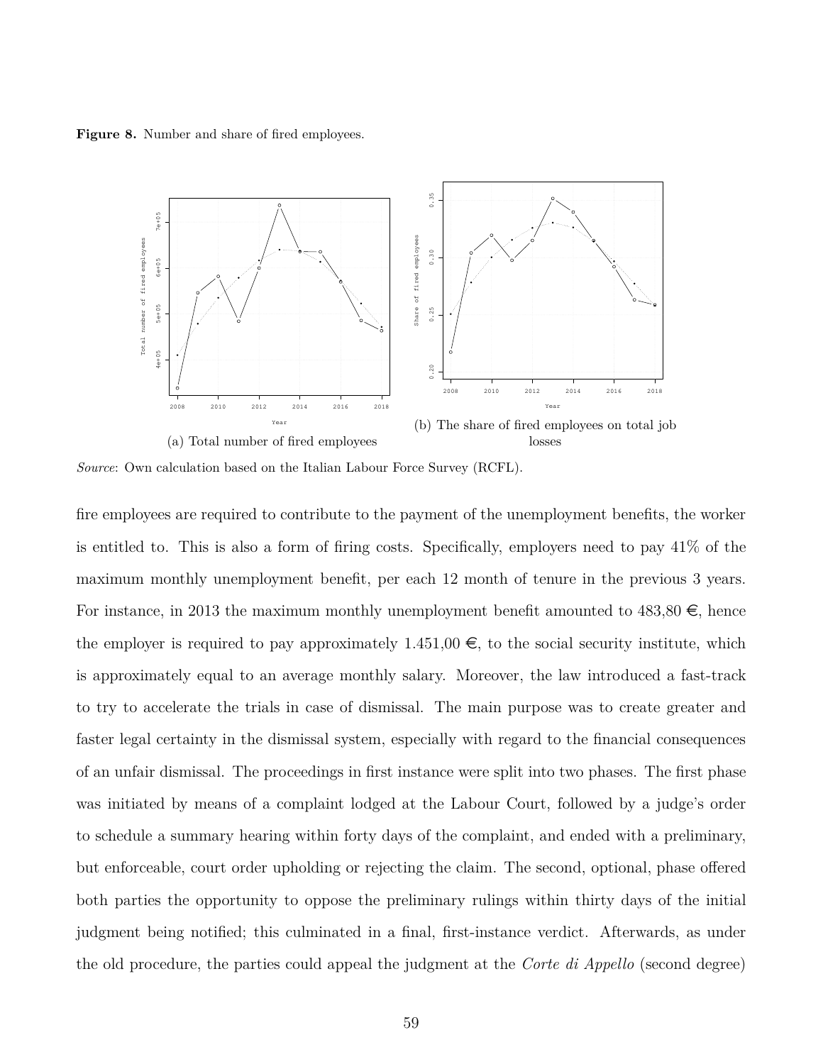**Figure 8.** Number and share of fired employees.

(a) Total number of fired employees

(b) The share of fired employees on total job losses

*Source*: Own calculation based on the Italian Labour Force Survey (RCFL).

fire employees are required to contribute to the payment of the unemployment benefits, the worker is entitled to. This is also a form of firing costs. Specifically, employers need to pay 41% of the maximum monthly unemployment benefit, per each 12 month of tenure in the previous 3 years. For instance, in 2013 the maximum monthly unemployment benefit amounted to 483,80 €, hence the employer is required to pay approximately 1.451,00 €, to the social security institute, which is approximately equal to an average monthly salary. Moreover, the law introduced a fast-track to try to accelerate the trials in case of dismissal. The main purpose was to create greater and faster legal certainty in the dismissal system, especially with regard to the financial consequences of an unfair dismissal. The proceedings in first instance were split into two phases. The first phase was initiated by means of a complaint lodged at the Labour Court, followed by a judge's order to schedule a summary hearing within forty days of the complaint, and ended with a preliminary, but enforceable, court order upholding or rejecting the claim. The second, optional, phase offered both parties the opportunity to oppose the preliminary rulings within thirty days of the initial judgment being notified; this culminated in a final, first-instance verdict. Afterwards, as under the old procedure, the parties could appeal the judgment at the *Corte di Appello* (second degree)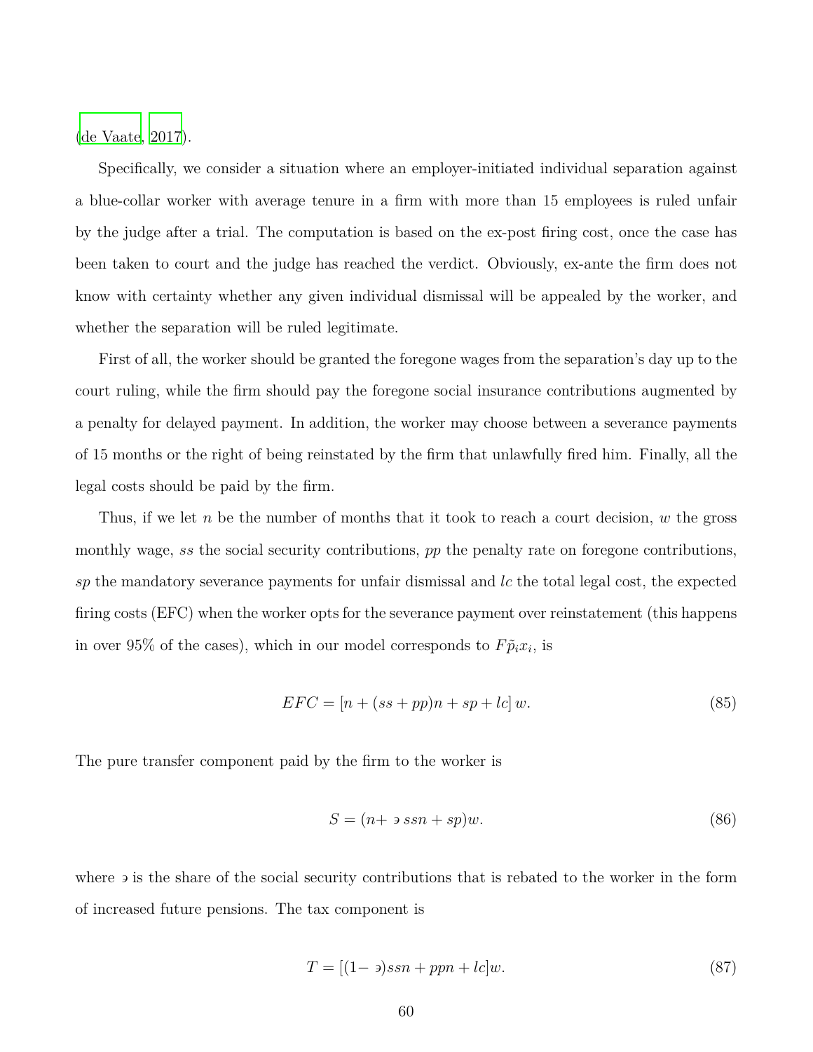(de Vaate, 2017).

Specifically, we consider a situation where an employer-initiated individual separation against a blue-collar worker with average tenure in a firm with more than 15 employees is ruled unfair by the judge after a trial. The computation is based on the ex-post firing cost, once the case has been taken to court and the judge has reached the verdict. Obviously, ex-ante the firm does not know with certainty whether any given individual dismissal will be appealed by the worker, and whether the separation will be ruled legitimate.

First of all, the worker should be granted the foregone wages from the separation's day up to the court ruling, while the firm should pay the foregone social insurance contributions augmented by a penalty for delayed payment. In addition, the worker may choose between a severance payments of 15 months or the right of being reinstated by the firm that unlawfully fired him. Finally, all the legal costs should be paid by the firm.

Thus, if we let $n$ be the number of months that it took to reach a court decision, $w$ the gross monthly wage, $ss$ the social security contributions, $pp$ the penalty rate on foregone contributions, $sp$ the mandatory severance payments for unfair dismissal and $lc$ the total legal cost, the expected firing costs (EFC) when the worker opts for the severance payment over reinstatement (this happens in over 95% of the cases), which in our model corresponds to $F\tilde{p}_i x_i$, is

$$EFC = [n + (ss + pp)n + sp + lc]\, w. \tag{85}$$

The pure transfer component paid by the firm to the worker is

$$S = (n + \ni ssn + sp)w. \tag{86}$$

where $\ni$ is the share of the social security contributions that is rebated to the worker in the form of increased future pensions. The tax component is

$$T = [(1 - \ni)ssn + ppn + lc]w. \tag{87}$$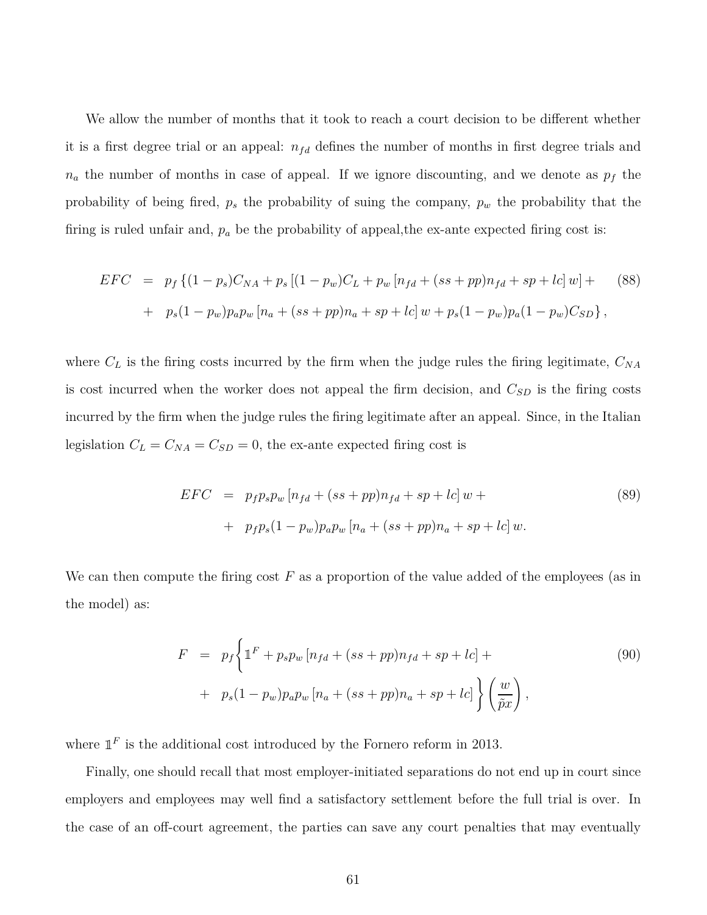We allow the number of months that it took to reach a court decision to be different whether it is a first degree trial or an appeal: $n_{fd}$ defines the number of months in first degree trials and $n_a$ the number of months in case of appeal. If we ignore discounting, and we denote as $p_f$ the probability of being fired, $p_s$ the probability of suing the company, $p_w$ the probability that the firing is ruled unfair and, $p_a$ be the probability of appeal,the ex-ante expected firing cost is:

$$
\begin{aligned}
EFC &= p_f \left\{(1-p_s)C_{NA} + p_s\left[(1-p_w)C_L + p_w\left[n_{fd} + (ss+pp)n_{fd} + sp + lc\right]w\right] + \right. \\
&+ \left. p_s(1-p_w)p_a p_w\left[n_a + (ss+pp)n_a + sp + lc\right]w + p_s(1-p_w)p_a(1-p_w)C_{SD}\right\},
\end{aligned}
\tag{88}
$$

where $C_L$ is the firing costs incurred by the firm when the judge rules the firing legitimate, $C_{NA}$ is cost incurred when the worker does not appeal the firm decision, and $C_{SD}$ is the firing costs incurred by the firm when the judge rules the firing legitimate after an appeal. Since, in the Italian legislation $C_L = C_{NA} = C_{SD} = 0$, the ex-ante expected firing cost is

$$
\begin{aligned}
EFC &= p_f p_s p_w\left[n_{fd} + (ss+pp)n_{fd} + sp + lc\right]w + \\
&+ p_f p_s(1-p_w)p_a p_w\left[n_a + (ss+pp)n_a + sp + lc\right]w.
\end{aligned}
\tag{89}
$$

We can then compute the firing cost $F$ as a proportion of the value added of the employees (as in the model) as:

$$
\begin{aligned}
F &= p_f\left\{\mathbb{1}^F + p_s p_w\left[n_{fd} + (ss+pp)n_{fd} + sp + lc\right] + \right. \\
&+ \left. p_s(1-p_w)p_a p_w\left[n_a + (ss+pp)n_a + sp + lc\right]\right\}\left(\frac{w}{\tilde{p}x}\right),
\end{aligned}
\tag{90}
$$

where $\mathbb{1}^F$ is the additional cost introduced by the Fornero reform in 2013.

Finally, one should recall that most employer-initiated separations do not end up in court since employers and employees may well find a satisfactory settlement before the full trial is over. In the case of an off-court agreement, the parties can save any court penalties that may eventually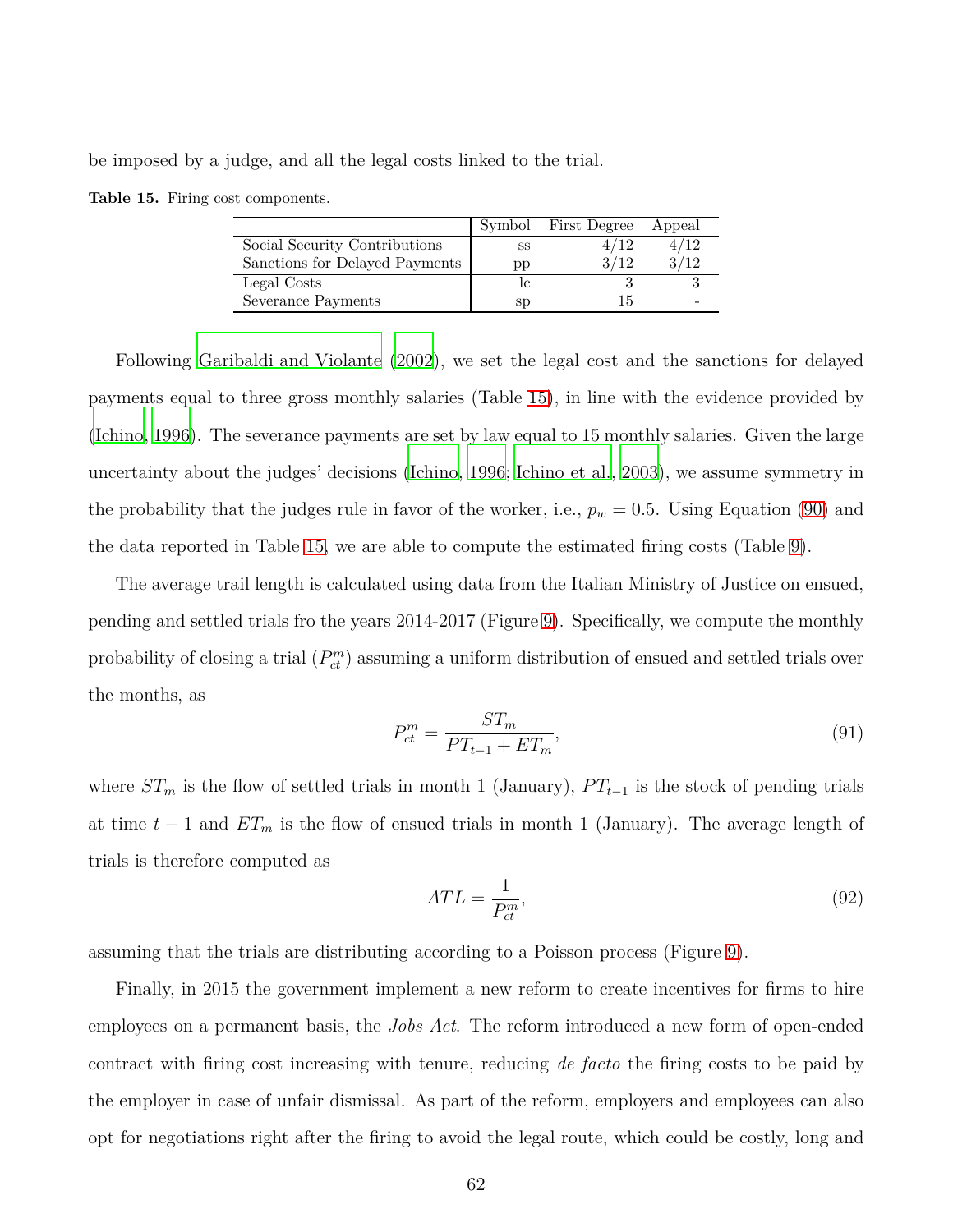be imposed by a judge, and all the legal costs linked to the trial.

**Table 15.** Firing cost components.

| | Symbol | First Degree | Appeal |
|---|---|---|---|
| Social Security Contributions | ss | 4/12 | 4/12 |
| Sanctions for Delayed Payments | pp | 3/12 | 3/12 |
| Legal Costs | lc | 3 | 3 |
| Severance Payments | sp | 15 | - |

Following Garibaldi and Violante (2002), we set the legal cost and the sanctions for delayed payments equal to three gross monthly salaries (Table 15), in line with the evidence provided by (Ichino, 1996). The severance payments are set by law equal to 15 monthly salaries. Given the large uncertainty about the judges' decisions (Ichino, 1996; Ichino et al., 2003), we assume symmetry in the probability that the judges rule in favor of the worker, i.e., $p_w = 0.5$. Using Equation (90) and the data reported in Table 15, we are able to compute the estimated firing costs (Table 9).

The average trail length is calculated using data from the Italian Ministry of Justice on ensued, pending and settled trials fro the years 2014-2017 (Figure 9). Specifically, we compute the monthly probability of closing a trial ($P_{ct}^{m}$) assuming a uniform distribution of ensued and settled trials over the months, as

$$P_{ct}^{m} = \frac{ST_m}{PT_{t-1} + ET_m}, \tag{91}$$

where $ST_m$ is the flow of settled trials in month 1 (January), $PT_{t-1}$ is the stock of pending trials at time $t-1$ and $ET_m$ is the flow of ensued trials in month 1 (January). The average length of trials is therefore computed as

$$ATL = \frac{1}{P_{ct}^{m}}, \tag{92}$$

assuming that the trials are distributing according to a Poisson process (Figure 9).

Finally, in 2015 the government implement a new reform to create incentives for firms to hire employees on a permanent basis, the *Jobs Act*. The reform introduced a new form of open-ended contract with firing cost increasing with tenure, reducing *de facto* the firing costs to be paid by the employer in case of unfair dismissal. As part of the reform, employers and employees can also opt for negotiations right after the firing to avoid the legal route, which could be costly, long and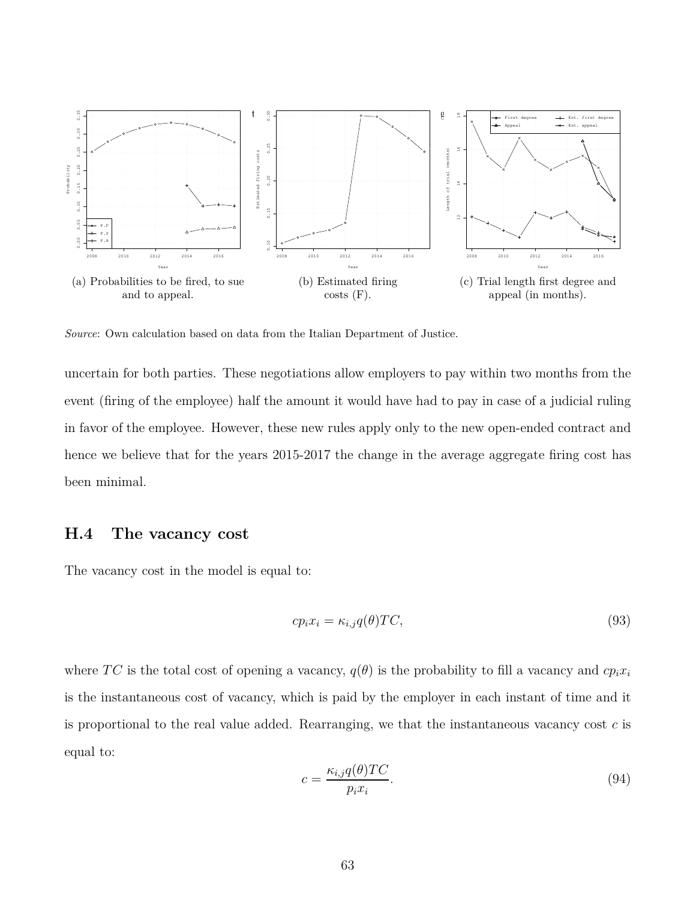(a) Probabilities to be fired, to sue and to appeal.

(b) Estimated firing costs (F).

(c) Trial length first degree and appeal (in months).

*Source*: Own calculation based on data from the Italian Department of Justice.

uncertain for both parties. These negotiations allow employers to pay within two months from the event (firing of the employee) half the amount it would have had to pay in case of a judicial ruling in favor of the employee. However, these new rules apply only to the new open-ended contract and hence we believe that for the years 2015-2017 the change in the average aggregate firing cost has been minimal.

## H.4 The vacancy cost

The vacancy cost in the model is equal to:

$$cp_i x_i = \kappa_{i,j} q(\theta) TC, \tag{93}$$

where $TC$ is the total cost of opening a vacancy, $q(\theta)$ is the probability to fill a vacancy and $cp_i x_i$ is the instantaneous cost of vacancy, which is paid by the employer in each instant of time and it is proportional to the real value added. Rearranging, we that the instantaneous vacancy cost $c$ is equal to:

$$c = \frac{\kappa_{i,j} q(\theta) TC}{p_i x_i}. \tag{94}$$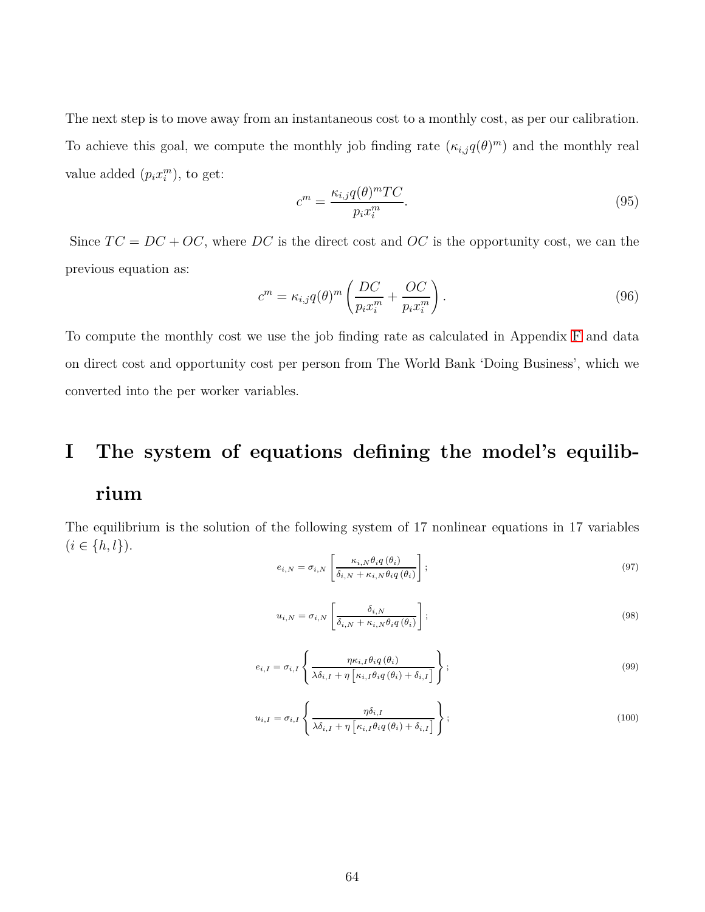The next step is to move away from an instantaneous cost to a monthly cost, as per our calibration. To achieve this goal, we compute the monthly job finding rate ($\kappa_{i,j}q(\theta)^m$) and the monthly real value added ($p_i x_i^m$), to get:

$$c^m = \frac{\kappa_{i,j}q(\theta)^m TC}{p_i x_i^m}. \tag{95}$$

Since $TC = DC + OC$, where $DC$ is the direct cost and $OC$ is the opportunity cost, we can the previous equation as:

$$c^m = \kappa_{i,j}q(\theta)^m \left( \frac{DC}{p_i x_i^m} + \frac{OC}{p_i x_i^m} \right). \tag{96}$$

To compute the monthly cost we use the job finding rate as calculated in Appendix F and data on direct cost and opportunity cost per person from The World Bank 'Doing Business', which we converted into the per worker variables.

# I The system of equations defining the model's equilibrium

The equilibrium is the solution of the following system of 17 nonlinear equations in 17 variables ($i \in \{h, l\}$).

$$e_{i,N} = \sigma_{i,N} \left[ \frac{\kappa_{i,N}\theta_i q(\theta_i)}{\delta_{i,N} + \kappa_{i,N}\theta_i q(\theta_i)} \right]; \tag{97}$$

$$u_{i,N} = \sigma_{i,N} \left[ \frac{\delta_{i,N}}{\delta_{i,N} + \kappa_{i,N}\theta_i q(\theta_i)} \right]; \tag{98}$$

$$e_{i,I} = \sigma_{i,I} \left\{ \frac{\eta \kappa_{i,I}\theta_i q(\theta_i)}{\lambda \delta_{i,I} + \eta \left[ \kappa_{i,I}\theta_i q(\theta_i) + \delta_{i,I} \right]} \right\}; \tag{99}$$

$$u_{i,I} = \sigma_{i,I} \left\{ \frac{\eta \delta_{i,I}}{\lambda \delta_{i,I} + \eta \left[ \kappa_{i,I}\theta_i q(\theta_i) + \delta_{i,I} \right]} \right\}; \tag{100}$$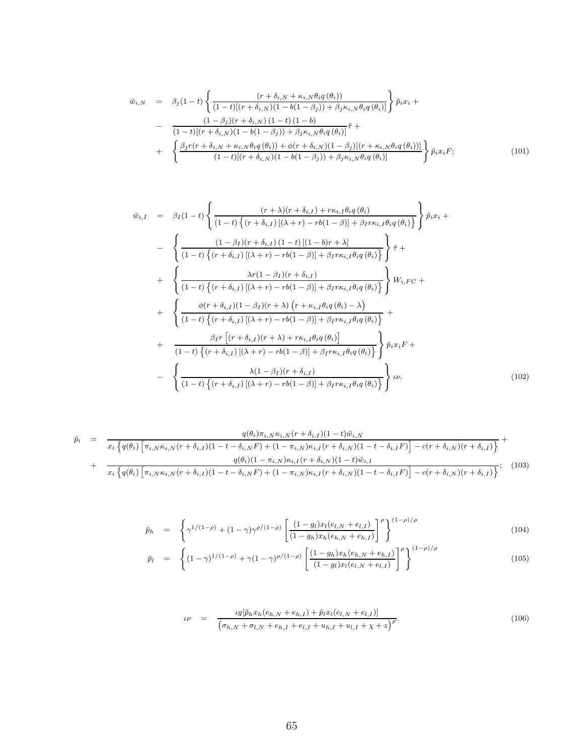$$
\begin{aligned}
\tilde{w}_{i,N} &= \beta_j(1-t)\left\{\frac{(r+\delta_{i,N}+\kappa_{i,N}\theta_i q(\theta_i))}{(1-t)[(r+\delta_{i,N})(1-b(1-\beta_j))+\beta_j\kappa_{i,N}\theta_i q(\theta_i)]}\right\}\tilde{p}_i x_i + \\
&- \frac{(1-\beta_j)(r+\delta_{i,N})(1-t)(1-b)}{(1-t)[(r+\delta_{i,N})(1-b(1-\beta_j))+\beta_j\kappa_{i,N}\theta_i q(\theta_i)]}\tilde{\tau} + \\
&+ \left\{\frac{\beta_j r(r+\delta_{i,N}+\kappa_{i,N}\theta_i q(\theta_i))+\phi(r+\delta_{i,N})(1-\beta_j)[(r+\kappa_{i,N}\theta_i q(\theta_i))]}{(1-t)[(r+\delta_{i,N})(1-b(1-\beta_j))+\beta_j\kappa_{i,N}\theta_i q(\theta_i)]}\right\}\tilde{p}_i x_i F;
\end{aligned} \tag{101}
$$

$$
\begin{aligned}
\tilde{w}_{i,I} &= \beta_I(1-t)\left\{\frac{(r+\lambda)(r+\delta_{i,I})+r\kappa_{i,I}\theta_i q(\theta_i)}{(1-t)\left\{(r+\delta_{i,I})\left[(\lambda+r)-rb(1-\beta)\right]+\beta_I r\kappa_{i,I}\theta_i q(\theta_i)\right\}}\right\}\tilde{p}_i x_i + \\
&- \left\{\frac{(1-\beta_I)(r+\delta_{i,I})(1-t)\left[(1-b)r+\lambda\right]}{(1-t)\left\{(r+\delta_{i,I})\left[(\lambda+r)-rb(1-\beta)\right]+\beta_I r\kappa_{i,I}\theta_i q(\theta_i)\right\}}\right\}\tilde{\tau} + \\
&+ \left\{\frac{\lambda r(1-\beta_I)(r+\delta_{i,I})}{(1-t)\left\{(r+\delta_{i,I})\left[(\lambda+r)-rb(1-\beta)\right]+\beta_I r\kappa_{i,I}\theta_i q(\theta_i)\right\}}\right\}W_{i,FC} + \\
&+ \left\{\frac{\phi(r+\delta_{i,I})(1-\beta_I)(r+\lambda)\left(r+\kappa_{i,I}\theta_i q(\theta_i)-\lambda\right)}{(1-t)\left\{(r+\delta_{i,I})\left[(\lambda+r)-rb(1-\beta)\right]+\beta_I r\kappa_{i,I}\theta_i q(\theta_i)\right\}}\right. + \\
&+ \left.\frac{\beta_I r\left[(r+\delta_{i,I})(r+\lambda)+r\kappa_{i,I}\theta_i q(\theta_i)\right]}{(1-t)\left\{(r+\delta_{i,I})\left[(\lambda+r)-rb(1-\beta)\right]+\beta_I r\kappa_{i,I}\theta_i q(\theta_i)\right\}}\right\}\tilde{p}_i x_i F + \\
&- \left\{\frac{\lambda(1-\beta_I)(r+\delta_{i,I})}{(1-t)\left\{(r+\delta_{i,I})\left[(\lambda+r)-rb(1-\beta)\right]+\beta_I r\kappa_{i,I}\theta_i q(\theta_i)\right\}}\right\}\iota\nu.
\end{aligned} \tag{102}
$$

$$
\begin{aligned}
\tilde{p}_i &= \frac{q(\theta_i)\pi_{i,N}\kappa_{i,N}(r+\delta_{i,I})(1-t)\tilde{w}_{i,N}}{x_i\left\{q(\theta_i)\left[\pi_{i,N}\kappa_{i,N}(r+\delta_{i,I})(1-t-\delta_{i,N}F)+(1-\pi_{i,N})\kappa_{i,I}(r+\delta_{i,N})(1-t-\delta_{i,I}F)\right]-c(r+\delta_{i,N})(r+\delta_{i,I})\right\}} + \\
&+ \frac{q(\theta_i)(1-\pi_{i,N})\kappa_{i,I}(r+\delta_{i,N})(1-t)\tilde{w}_{i,I}}{x_i\left\{q(\theta_i)\left[\pi_{i,N}\kappa_{i,N}(r+\delta_{i,I})(1-t-\delta_{i,N}F)+(1-\pi_{i,N})\kappa_{i,I}(r+\delta_{i,N})(1-t-\delta_{i,I}F)\right]-c(r+\delta_{i,N})(r+\delta_{i,I})\right\}};
\end{aligned} \tag{103}
$$

$$
\tilde{p}_h = \left\{\gamma^{1/(1-\rho)}+(1-\gamma)\gamma^{\rho/(1-\rho)}\left[\frac{(1-g_l)x_l(e_{l,N}+e_{l,I})}{(1-g_h)x_h(e_{h,N}+e_{h,I})}\right]^{\rho}\right\}^{(1-\rho)/\rho} \tag{104}
$$

$$
\tilde{p}_l = \left\{(1-\gamma)^{1/(1-\rho)}+\gamma(1-\gamma)^{\rho/(1-\rho)}\left[\frac{(1-g_h)x_h(e_{h,N}+e_{h,I})}{(1-g_l)x_l(e_{l,N}+e_{l,I})}\right]^{\rho}\right\}^{(1-\rho)/\rho} \tag{105}
$$

$$
\iota\nu = \frac{\iota g[\tilde{p}_h x_h(e_{h,N}+e_{h,I})+\tilde{p}_l x_l(e_{l,N}+e_{l,I})]}{\left(\sigma_{h,N}+\sigma_{l,N}+e_{h,I}+e_{l,I}+u_{h,I}+u_{l,I}+\chi+z\right)^{\rho}}. \tag{106}
$$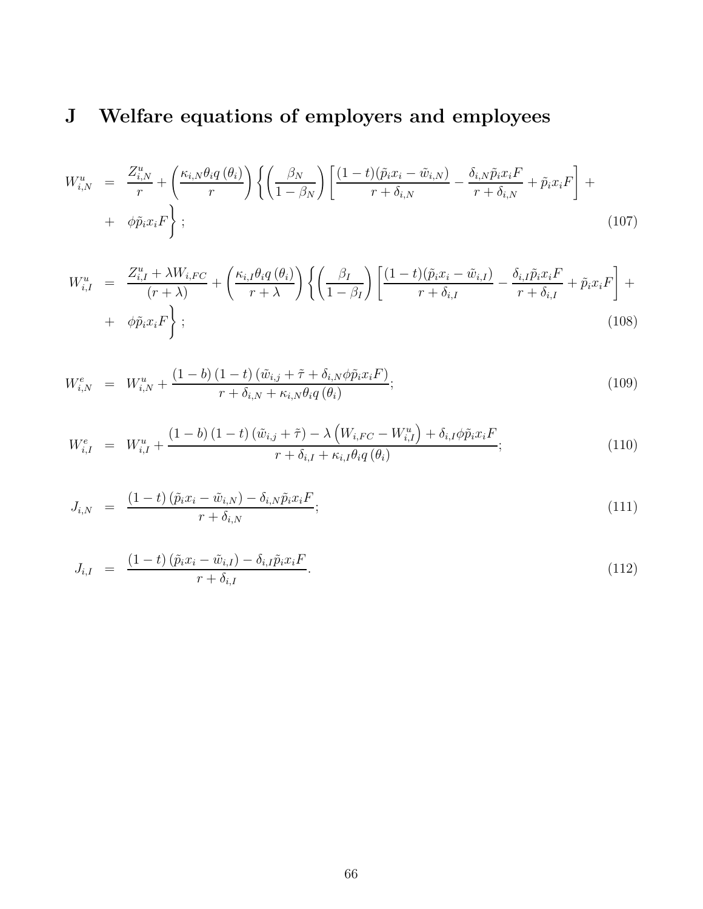# J Welfare equations of employers and employees

$$W^u_{i,N} = \frac{Z^u_{i,N}}{r} + \left(\frac{\kappa_{i,N}\theta_i q\left(\theta_i\right)}{r}\right)\left\{\left(\frac{\beta_N}{1-\beta_N}\right)\left[\frac{(1-t)(\tilde{p}_i x_i - \tilde{w}_{i,N})}{r+\delta_{i,N}} - \frac{\delta_{i,N}\tilde{p}_i x_i F}{r+\delta_{i,N}} + \tilde{p}_i x_i F\right] + \phi\tilde{p}_i x_i F\right\}; \tag{107}$$

$$W^u_{i,I} = \frac{Z^u_{i,I} + \lambda W_{i,FC}}{(r+\lambda)} + \left(\frac{\kappa_{i,I}\theta_i q\left(\theta_i\right)}{r+\lambda}\right)\left\{\left(\frac{\beta_I}{1-\beta_I}\right)\left[\frac{(1-t)(\tilde{p}_i x_i - \tilde{w}_{i,I})}{r+\delta_{i,I}} - \frac{\delta_{i,I}\tilde{p}_i x_i F}{r+\delta_{i,I}} + \tilde{p}_i x_i F\right] + \phi\tilde{p}_i x_i F\right\}; \tag{108}$$

$$W^e_{i,N} = W^u_{i,N} + \frac{(1-b)(1-t)\left(\tilde{w}_{i,j} + \tilde{\tau} + \delta_{i,N}\phi\tilde{p}_i x_i F\right)}{r+\delta_{i,N}+\kappa_{i,N}\theta_i q\left(\theta_i\right)}; \tag{109}$$

$$W^e_{i,I} = W^u_{i,I} + \frac{(1-b)(1-t)\left(\tilde{w}_{i,j} + \tilde{\tau}\right) - \lambda\left(W_{i,FC} - W^u_{i,I}\right) + \delta_{i,I}\phi\tilde{p}_i x_i F}{r+\delta_{i,I}+\kappa_{i,I}\theta_i q\left(\theta_i\right)}; \tag{110}$$

$$J_{i,N} = \frac{(1-t)\left(\tilde{p}_i x_i - \tilde{w}_{i,N}\right) - \delta_{i,N}\tilde{p}_i x_i F}{r+\delta_{i,N}}; \tag{111}$$

$$J_{i,I} = \frac{(1-t)\left(\tilde{p}_i x_i - \tilde{w}_{i,I}\right) - \delta_{i,I}\tilde{p}_i x_i F}{r+\delta_{i,I}}. \tag{112}$$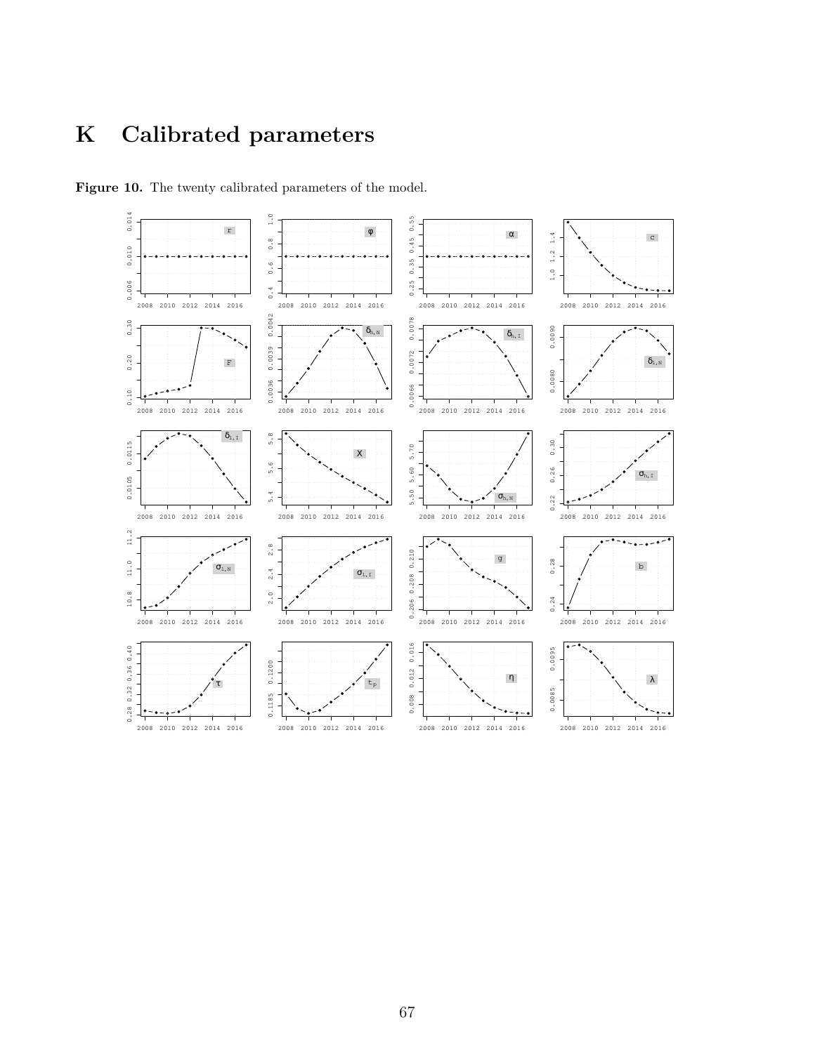# K Calibrated parameters

**Figure 10.** The twenty calibrated parameters of the model.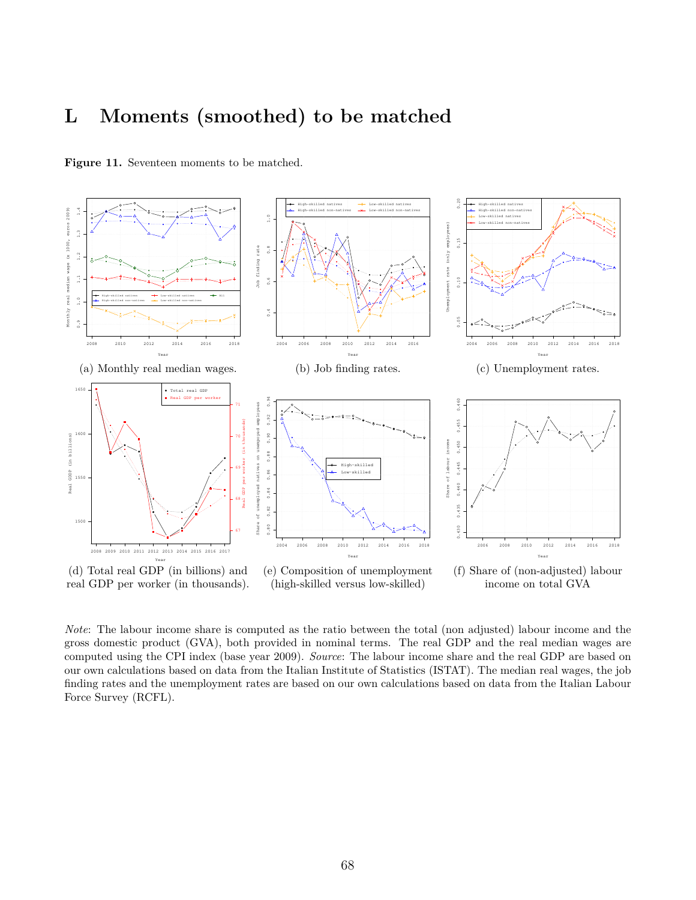# L Moments (smoothed) to be matched

**Figure 11.** Seventeen moments to be matched.

(a) Monthly real median wages.

(b) Job finding rates.

(c) Unemployment rates.

(d) Total real GDP (in billions) and real GDP per worker (in thousands).

(e) Composition of unemployment (high-skilled versus low-skilled)

(f) Share of (non-adjusted) labour income on total GVA

*Note*: The labour income share is computed as the ratio between the total (non adjusted) labour income and the gross domestic product (GVA), both provided in nominal terms. The real GDP and the real median wages are computed using the CPI index (base year 2009). *Source*: The labour income share and the real GDP are based on our own calculations based on data from the Italian Institute of Statistics (ISTAT). The median real wages, the job finding rates and the unemployment rates are based on our own calculations based on data from the Italian Labour Force Survey (RCFL).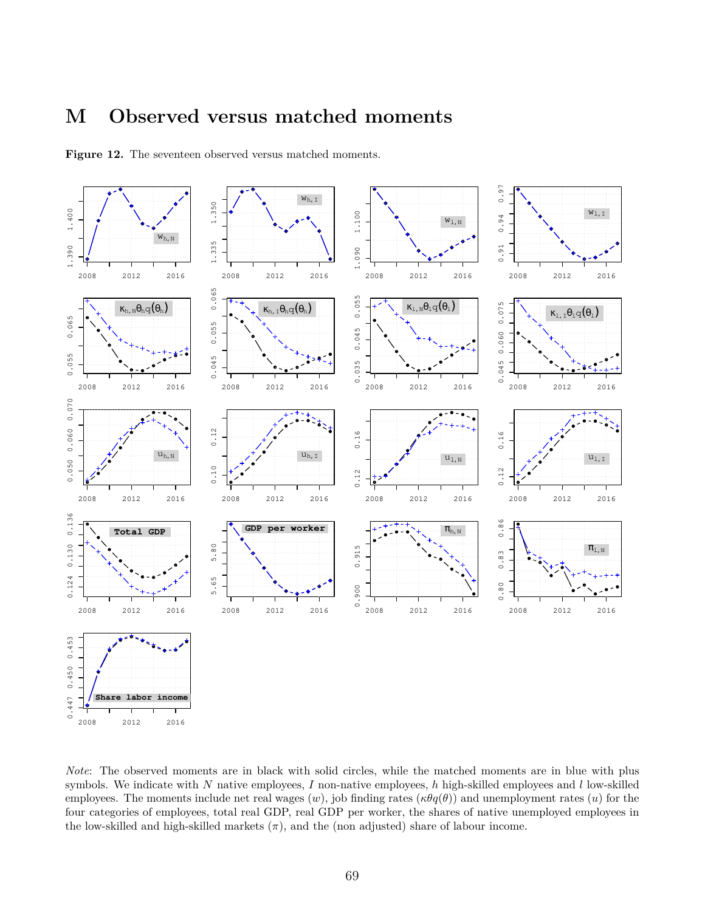# M Observed versus matched moments

**Figure 12.** The seventeen observed versus matched moments.

*Note*: The observed moments are in black with solid circles, while the matched moments are in blue with plus symbols. We indicate with $N$ native employees, $I$ non-native employees, $h$ high-skilled employees and $l$ low-skilled employees. The moments include net real wages ($w$), job finding rates ($\kappa\theta q(\theta)$) and unemployment rates ($u$) for the four categories of employees, total real GDP, real GDP per worker, the shares of native unemployed employees in the low-skilled and high-skilled markets ($\pi$), and the (non adjusted) share of labour income.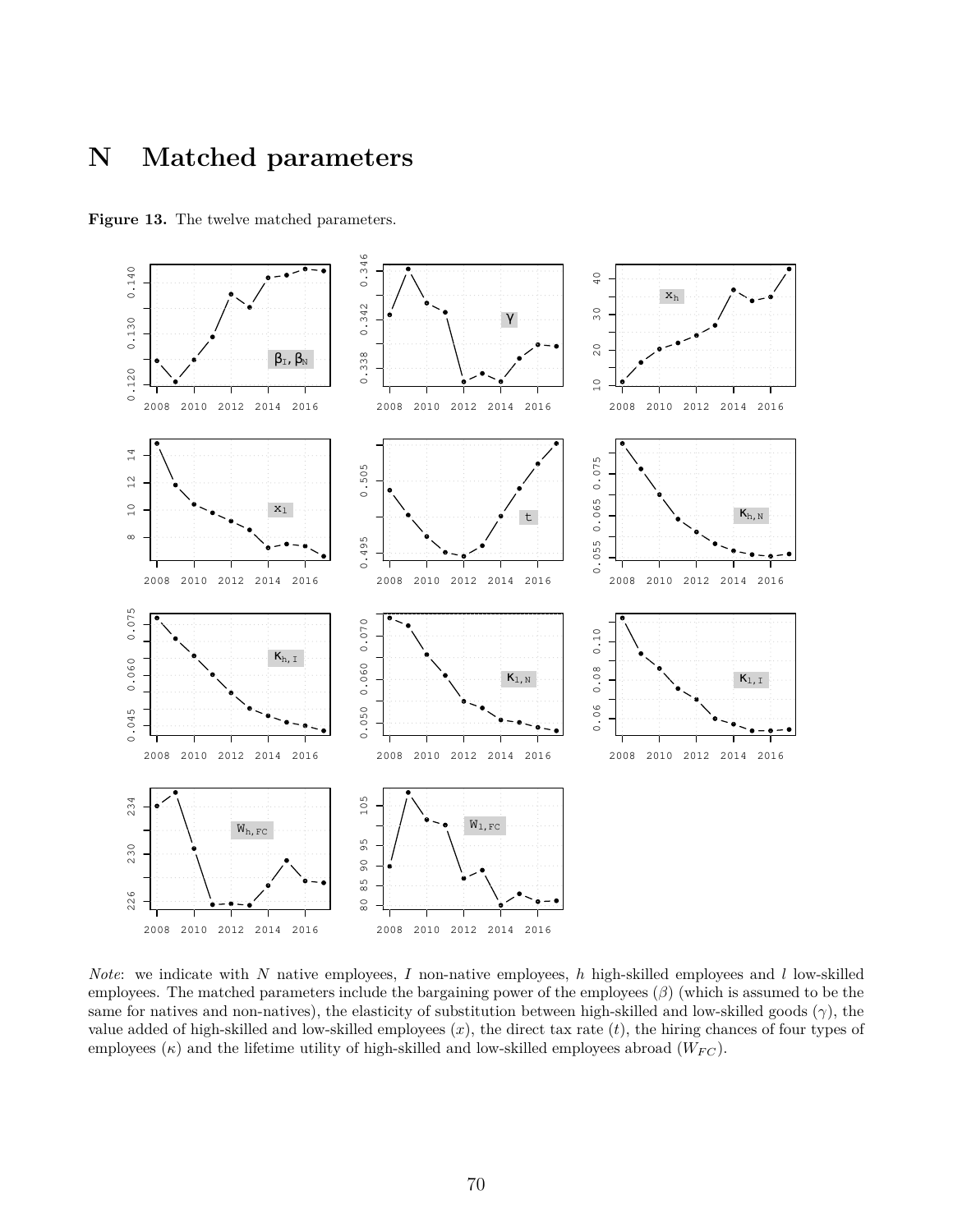# N Matched parameters

**Figure 13.** The twelve matched parameters.

*Note*: we indicate with $N$ native employees, $I$ non-native employees, $h$ high-skilled employees and $l$ low-skilled employees. The matched parameters include the bargaining power of the employees ($\beta$) (which is assumed to be the same for natives and non-natives), the elasticity of substitution between high-skilled and low-skilled goods ($\gamma$), the value added of high-skilled and low-skilled employees ($x$), the direct tax rate ($t$), the hiring chances of four types of employees ($\kappa$) and the lifetime utility of high-skilled and low-skilled employees abroad ($W_{FC}$).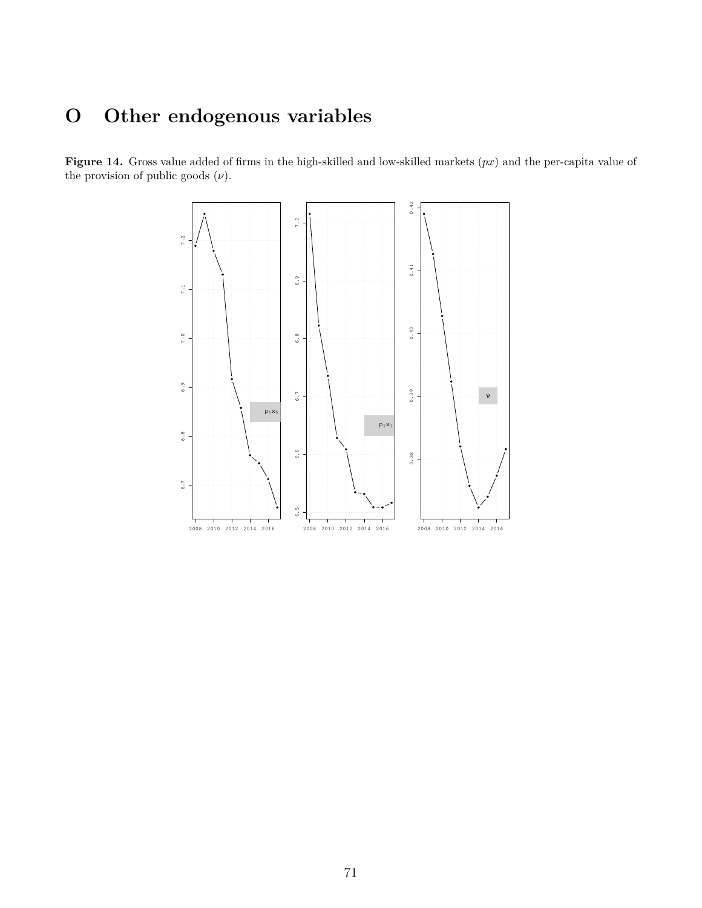# O Other endogenous variables

**Figure 14.** Gross value added of firms in the high-skilled and low-skilled markets ($px$) and the per-capita value of the provision of public goods ($\nu$).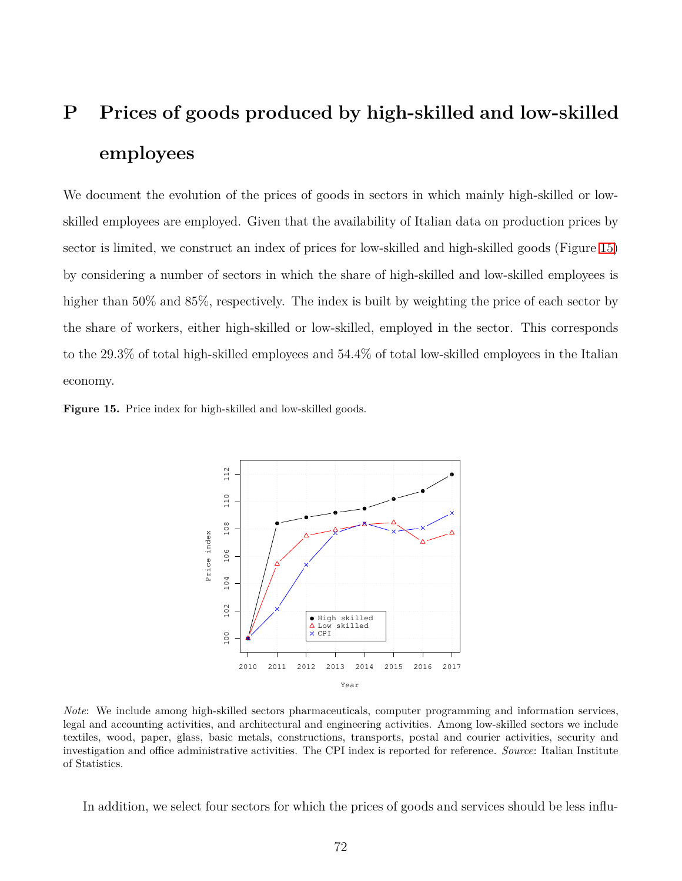# P Prices of goods produced by high-skilled and low-skilled employees

We document the evolution of the prices of goods in sectors in which mainly high-skilled or low-skilled employees are employed. Given that the availability of Italian data on production prices by sector is limited, we construct an index of prices for low-skilled and high-skilled goods (Figure 15) by considering a number of sectors in which the share of high-skilled and low-skilled employees is higher than 50% and 85%, respectively. The index is built by weighting the price of each sector by the share of workers, either high-skilled or low-skilled, employed in the sector. This corresponds to the 29.3% of total high-skilled employees and 54.4% of total low-skilled employees in the Italian economy.

**Figure 15.** Price index for high-skilled and low-skilled goods.

*Note*: We include among high-skilled sectors pharmaceuticals, computer programming and information services, legal and accounting activities, and architectural and engineering activities. Among low-skilled sectors we include textiles, wood, paper, glass, basic metals, constructions, transports, postal and courier activities, security and investigation and office administrative activities. The CPI index is reported for reference. *Source*: Italian Institute of Statistics.

In addition, we select four sectors for which the prices of goods and services should be less influ-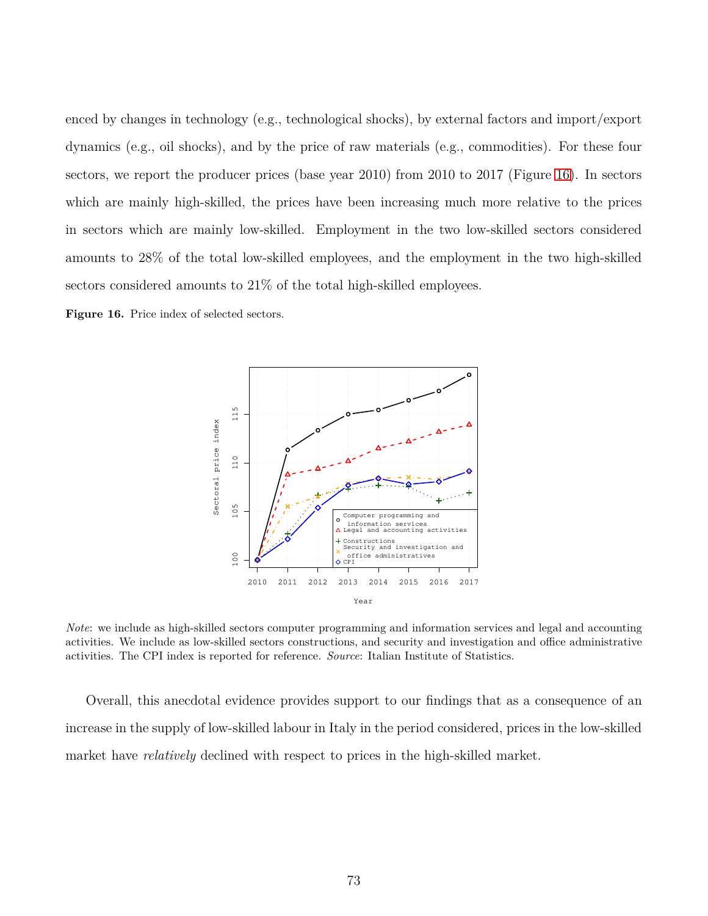enced by changes in technology (e.g., technological shocks), by external factors and import/export dynamics (e.g., oil shocks), and by the price of raw materials (e.g., commodities). For these four sectors, we report the producer prices (base year 2010) from 2010 to 2017 (Figure 16). In sectors which are mainly high-skilled, the prices have been increasing much more relative to the prices in sectors which are mainly low-skilled. Employment in the two low-skilled sectors considered amounts to 28% of the total low-skilled employees, and the employment in the two high-skilled sectors considered amounts to 21% of the total high-skilled employees.

**Figure 16.** Price index of selected sectors.

*Note*: we include as high-skilled sectors computer programming and information services and legal and accounting activities. We include as low-skilled sectors constructions, and security and investigation and office administrative activities. The CPI index is reported for reference. *Source*: Italian Institute of Statistics.

Overall, this anecdotal evidence provides support to our findings that as a consequence of an increase in the supply of low-skilled labour in Italy in the period considered, prices in the low-skilled market have *relatively* declined with respect to prices in the high-skilled market.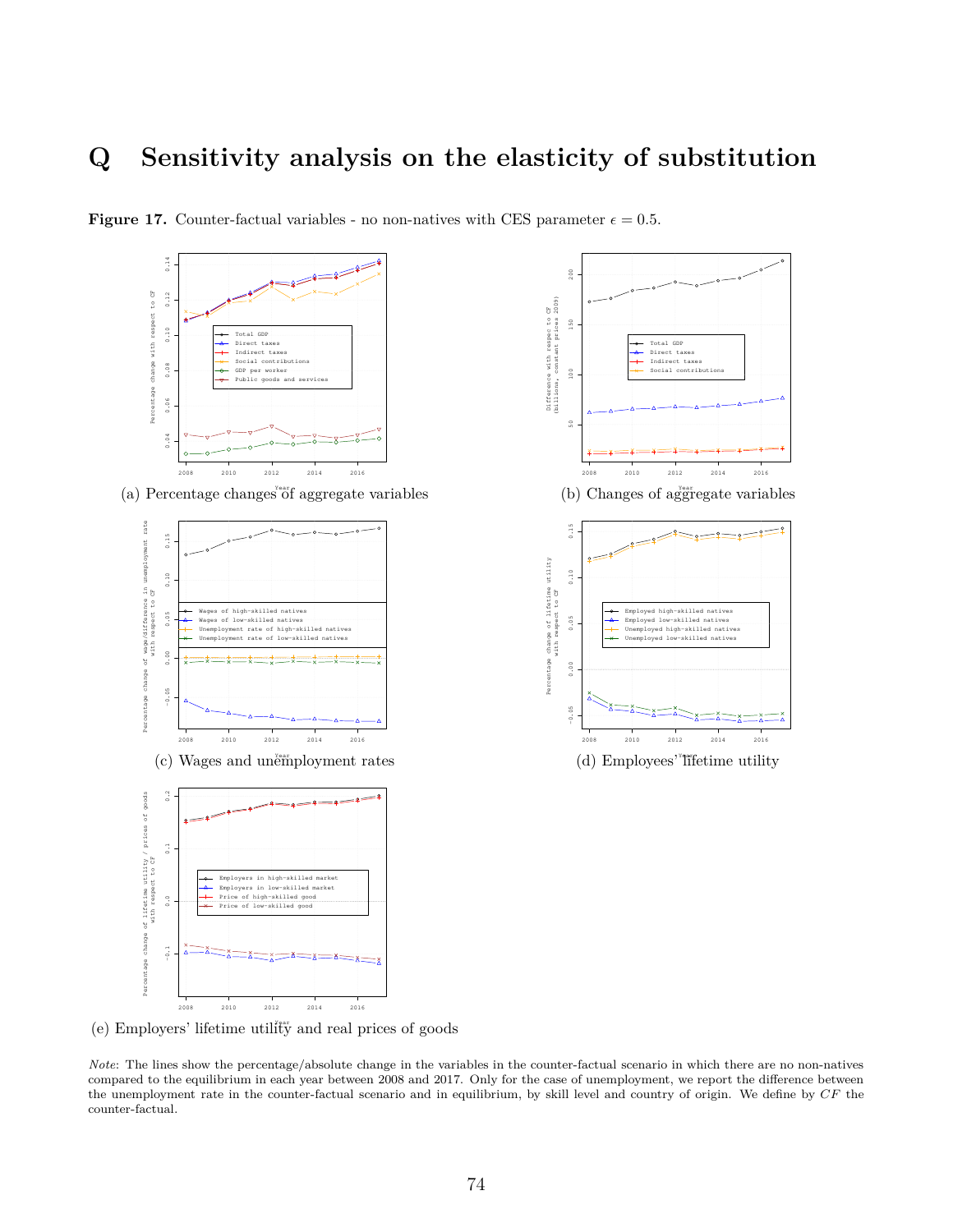# Q Sensitivity analysis on the elasticity of substitution

**Figure 17.** Counter-factual variables - no non-natives with CES parameter $\epsilon = 0.5$.

(a) Percentage changes of aggregate variables

(b) Changes of aggregate variables

(c) Wages and unemployment rates

(d) Employees' lifetime utility

(e) Employers' lifetime utility and real prices of goods

*Note*: The lines show the percentage/absolute change in the variables in the counter-factual scenario in which there are no non-natives compared to the equilibrium in each year between 2008 and 2017. Only for the case of unemployment, we report the difference between the unemployment rate in the counter-factual scenario and in equilibrium, by skill level and country of origin. We define by *CF* the counter-factual.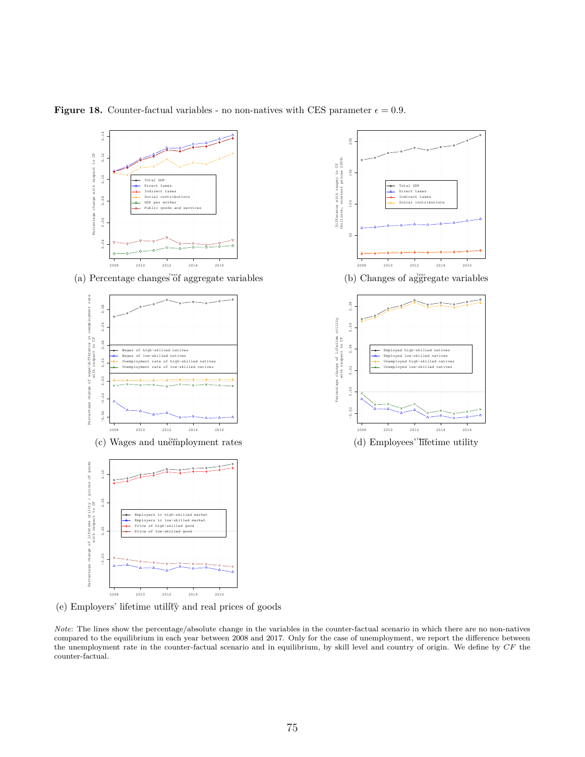**Figure 18.** Counter-factual variables - no non-natives with CES parameter $\epsilon = 0.9$.

(a) Percentage changes of aggregate variables

(b) Changes of aggregate variables

(c) Wages and unemployment rates

(d) Employees' lifetime utility

(e) Employers' lifetime utility and real prices of goods

*Note*: The lines show the percentage/absolute change in the variables in the counter-factual scenario in which there are no non-natives compared to the equilibrium in each year between 2008 and 2017. Only for the case of unemployment, we report the difference between the unemployment rate in the counter-factual scenario and in equilibrium, by skill level and country of origin. We define by $CF$ the counter-factual.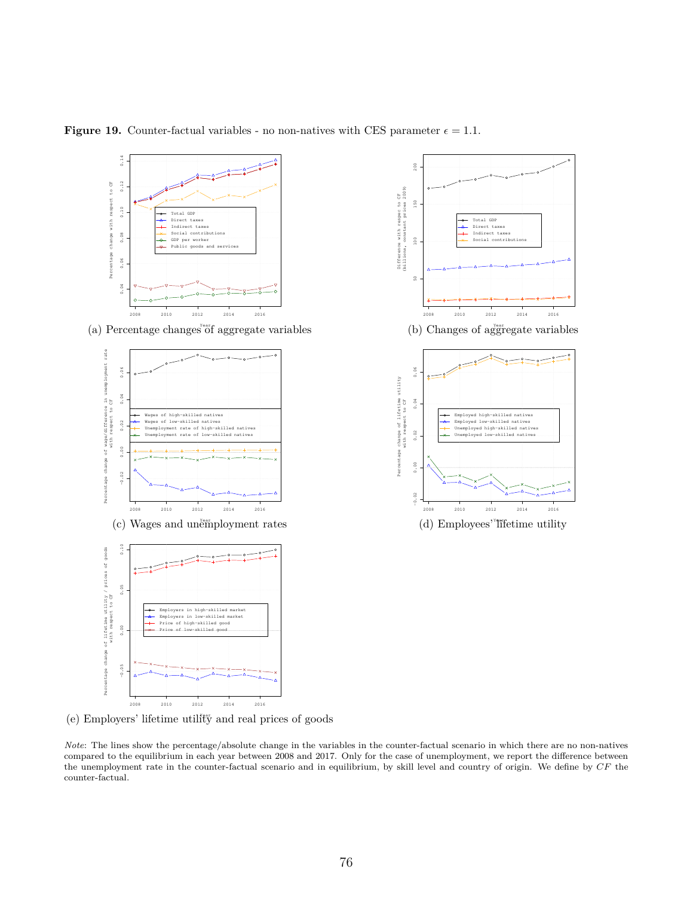**Figure 19.** Counter-factual variables - no non-natives with CES parameter $\epsilon = 1.1$.

(a) Percentage changes of aggregate variables

(b) Changes of aggregate variables

(c) Wages and unemployment rates

(d) Employees' lifetime utility

(e) Employers' lifetime utility and real prices of goods

*Note*: The lines show the percentage/absolute change in the variables in the counter-factual scenario in which there are no non-natives compared to the equilibrium in each year between 2008 and 2017. Only for the case of unemployment, we report the difference between the unemployment rate in the counter-factual scenario and in equilibrium, by skill level and country of origin. We define by $CF$ the counter-factual.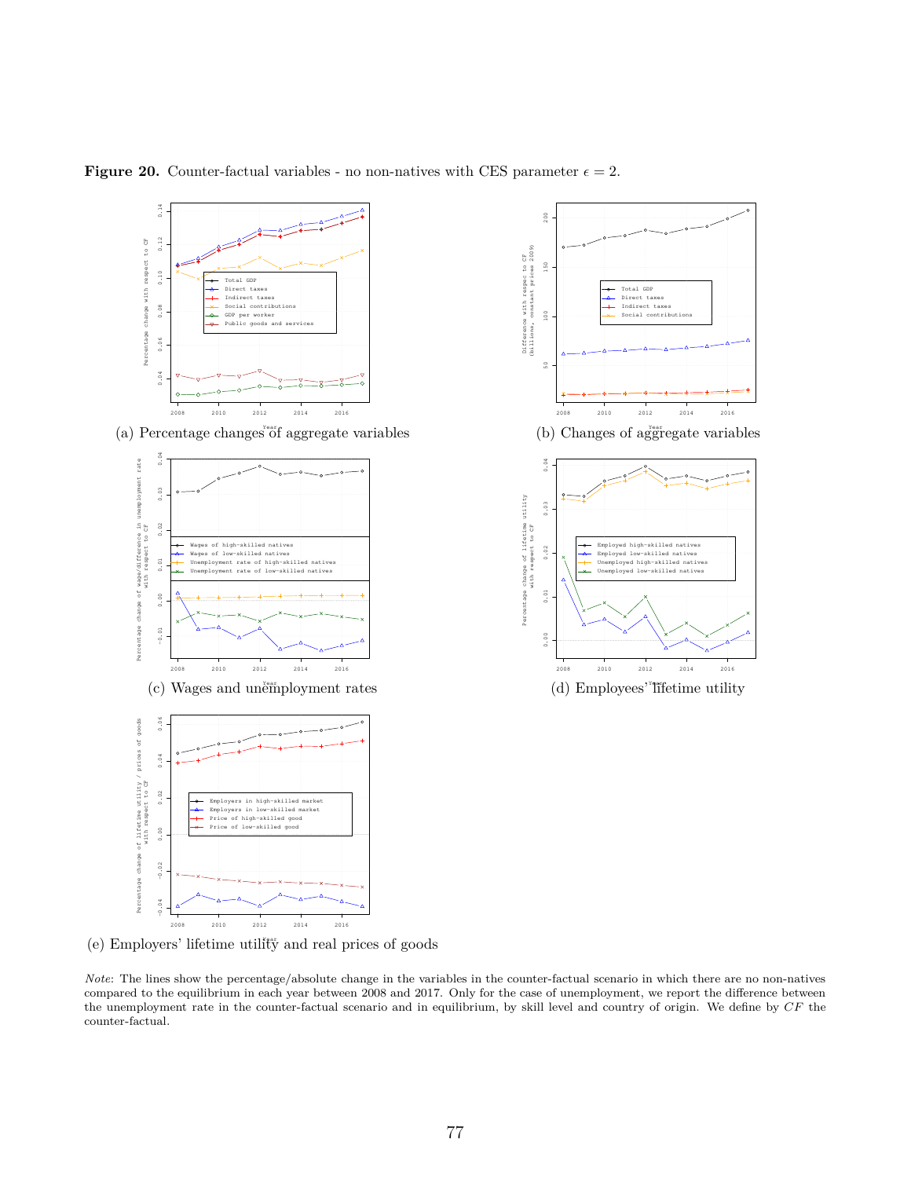**Figure 20.** Counter-factual variables - no non-natives with CES parameter $\epsilon = 2$.

(a) Percentage changes of aggregate variables

(b) Changes of aggregate variables

(c) Wages and unemployment rates

(d) Employees' lifetime utility

(e) Employers' lifetime utility and real prices of goods

*Note*: The lines show the percentage/absolute change in the variables in the counter-factual scenario in which there are no non-natives compared to the equilibrium in each year between 2008 and 2017. Only for the case of unemployment, we report the difference between the unemployment rate in the counter-factual scenario and in equilibrium, by skill level and country of origin. We define by $CF$ the counter-factual.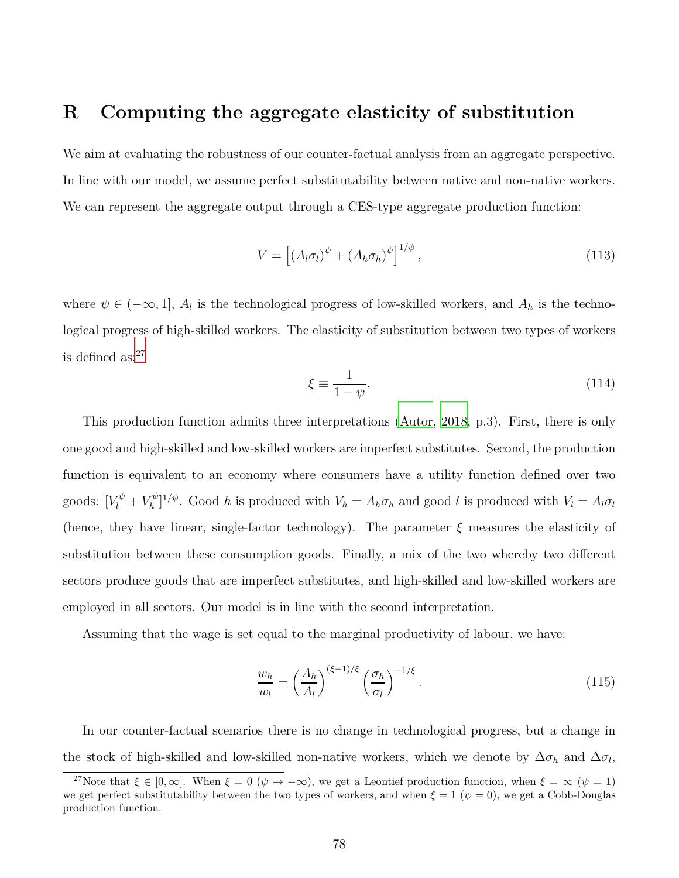# R Computing the aggregate elasticity of substitution

We aim at evaluating the robustness of our counter-factual analysis from an aggregate perspective. In line with our model, we assume perfect substitutability between native and non-native workers. We can represent the aggregate output through a CES-type aggregate production function:

$$V = \left[ (A_l \sigma_l)^{\psi} + (A_h \sigma_h)^{\psi} \right]^{1/\psi}, \tag{113}$$

where $\psi \in (-\infty, 1]$, $A_l$ is the technological progress of low-skilled workers, and $A_h$ is the technological progress of high-skilled workers. The elasticity of substitution between two types of workers is defined as:[27]

$$\xi \equiv \frac{1}{1-\psi}. \tag{114}$$

This production function admits three interpretations (Autor, 2018, p.3). First, there is only one good and high-skilled and low-skilled workers are imperfect substitutes. Second, the production function is equivalent to an economy where consumers have a utility function defined over two goods: $[V_l^{\psi} + V_h^{\psi}]^{1/\psi}$. Good $h$ is produced with $V_h = A_h \sigma_h$ and good $l$ is produced with $V_l = A_l \sigma_l$ (hence, they have linear, single-factor technology). The parameter $\xi$ measures the elasticity of substitution between these consumption goods. Finally, a mix of the two whereby two different sectors produce goods that are imperfect substitutes, and high-skilled and low-skilled workers are employed in all sectors. Our model is in line with the second interpretation.

Assuming that the wage is set equal to the marginal productivity of labour, we have:

$$\frac{w_h}{w_l} = \left( \frac{A_h}{A_l} \right)^{(\xi-1)/\xi} \left( \frac{\sigma_h}{\sigma_l} \right)^{-1/\xi}. \tag{115}$$

In our counter-factual scenarios there is no change in technological progress, but a change in the stock of high-skilled and low-skilled non-native workers, which we denote by $\Delta\sigma_h$ and $\Delta\sigma_l$,

[27] Note that $\xi \in [0, \infty]$. When $\xi = 0$ ($\psi \to -\infty$), we get a Leontief production function, when $\xi = \infty$ ($\psi = 1$) we get perfect substitutability between the two types of workers, and when $\xi = 1$ ($\psi = 0$), we get a Cobb-Douglas production function.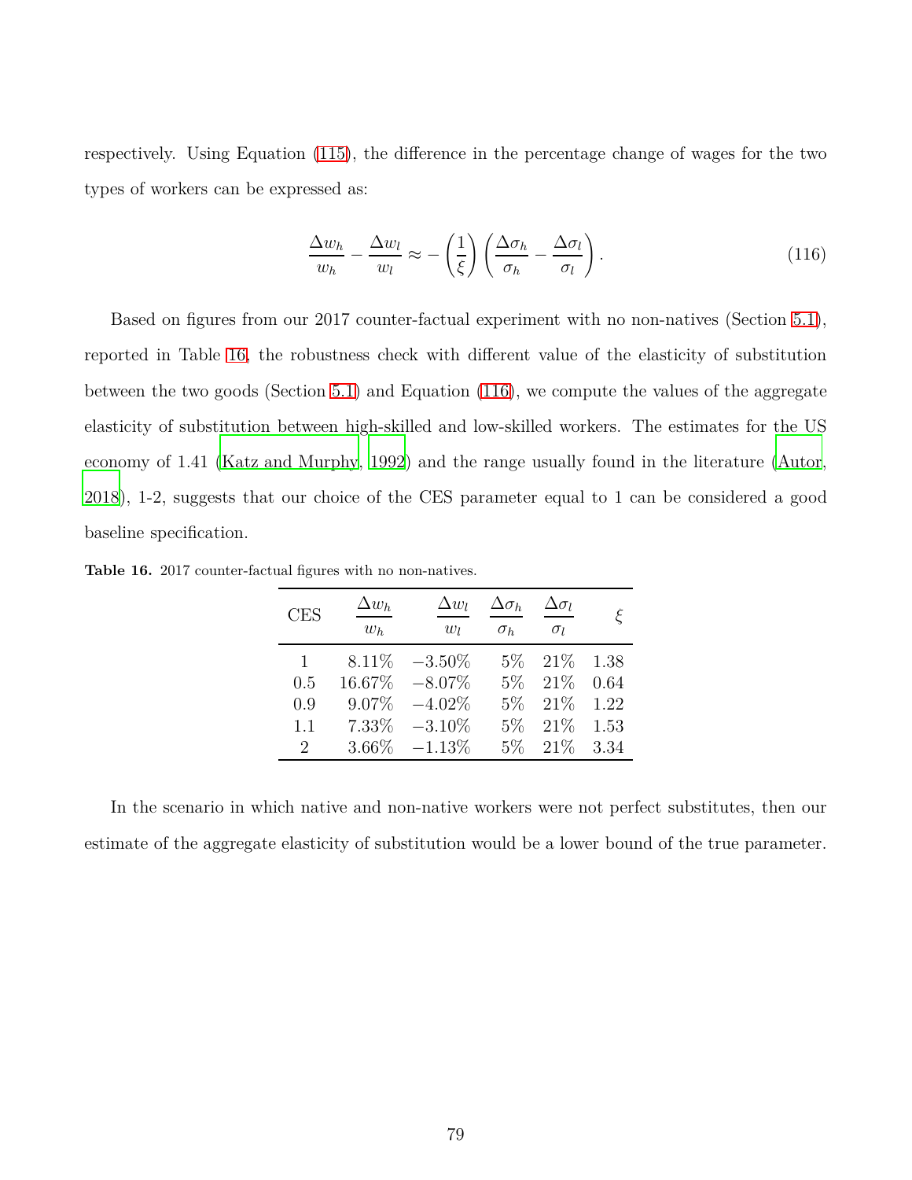respectively. Using Equation (115), the difference in the percentage change of wages for the two types of workers can be expressed as:

$$\frac{\Delta w_h}{w_h} - \frac{\Delta w_l}{w_l} \approx -\left(\frac{1}{\xi}\right)\left(\frac{\Delta \sigma_h}{\sigma_h} - \frac{\Delta \sigma_l}{\sigma_l}\right). \tag{116}$$

Based on figures from our 2017 counter-factual experiment with no non-natives (Section 5.1), reported in Table 16, the robustness check with different value of the elasticity of substitution between the two goods (Section 5.1) and Equation (116), we compute the values of the aggregate elasticity of substitution between high-skilled and low-skilled workers. The estimates for the US economy of 1.41 (Katz and Murphy, 1992) and the range usually found in the literature (Autor, 2018), 1-2, suggests that our choice of the CES parameter equal to 1 can be considered a good baseline specification.

**Table 16.** 2017 counter-factual figures with no non-natives.

| CES | $\frac{\Delta w_h}{w_h}$ | $\frac{\Delta w_l}{w_l}$ | $\frac{\Delta \sigma_h}{\sigma_h}$ | $\frac{\Delta \sigma_l}{\sigma_l}$ | $\xi$ |
|---|---|---|---|---|---|
| 1 | 8.11% | −3.50% | 5% | 21% | 1.38 |
| 0.5 | 16.67% | −8.07% | 5% | 21% | 0.64 |
| 0.9 | 9.07% | −4.02% | 5% | 21% | 1.22 |
| 1.1 | 7.33% | −3.10% | 5% | 21% | 1.53 |
| 2 | 3.66% | −1.13% | 5% | 21% | 3.34 |

In the scenario in which native and non-native workers were not perfect substitutes, then our estimate of the aggregate elasticity of substitution would be a lower bound of the true parameter.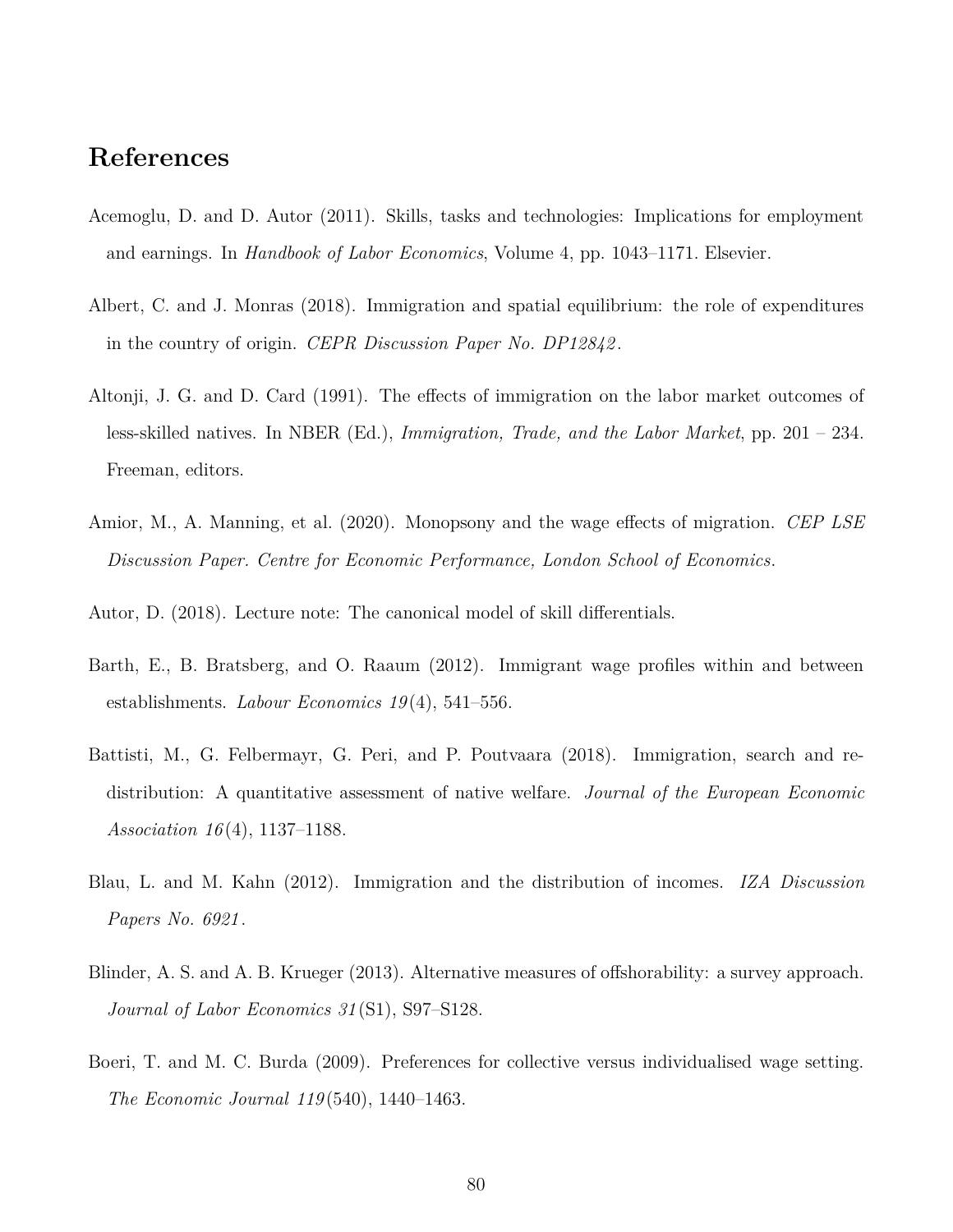# References

Acemoglu, D. and D. Autor (2011). Skills, tasks and technologies: Implications for employment and earnings. In *Handbook of Labor Economics*, Volume 4, pp. 1043–1171. Elsevier.

Albert, C. and J. Monras (2018). Immigration and spatial equilibrium: the role of expenditures in the country of origin. *CEPR Discussion Paper No. DP12842*.

Altonji, J. G. and D. Card (1991). The effects of immigration on the labor market outcomes of less-skilled natives. In NBER (Ed.), *Immigration, Trade, and the Labor Market*, pp. 201 – 234. Freeman, editors.

Amior, M., A. Manning, et al. (2020). Monopsony and the wage effects of migration. *CEP LSE Discussion Paper. Centre for Economic Performance, London School of Economics*.

Autor, D. (2018). Lecture note: The canonical model of skill differentials.

Barth, E., B. Bratsberg, and O. Raaum (2012). Immigrant wage profiles within and between establishments. *Labour Economics 19*(4), 541–556.

Battisti, M., G. Felbermayr, G. Peri, and P. Poutvaara (2018). Immigration, search and redistribution: A quantitative assessment of native welfare. *Journal of the European Economic Association 16*(4), 1137–1188.

Blau, L. and M. Kahn (2012). Immigration and the distribution of incomes. *IZA Discussion Papers No. 6921*.

Blinder, A. S. and A. B. Krueger (2013). Alternative measures of offshorability: a survey approach. *Journal of Labor Economics 31*(S1), S97–S128.

Boeri, T. and M. C. Burda (2009). Preferences for collective versus individualised wage setting. *The Economic Journal 119*(540), 1440–1463.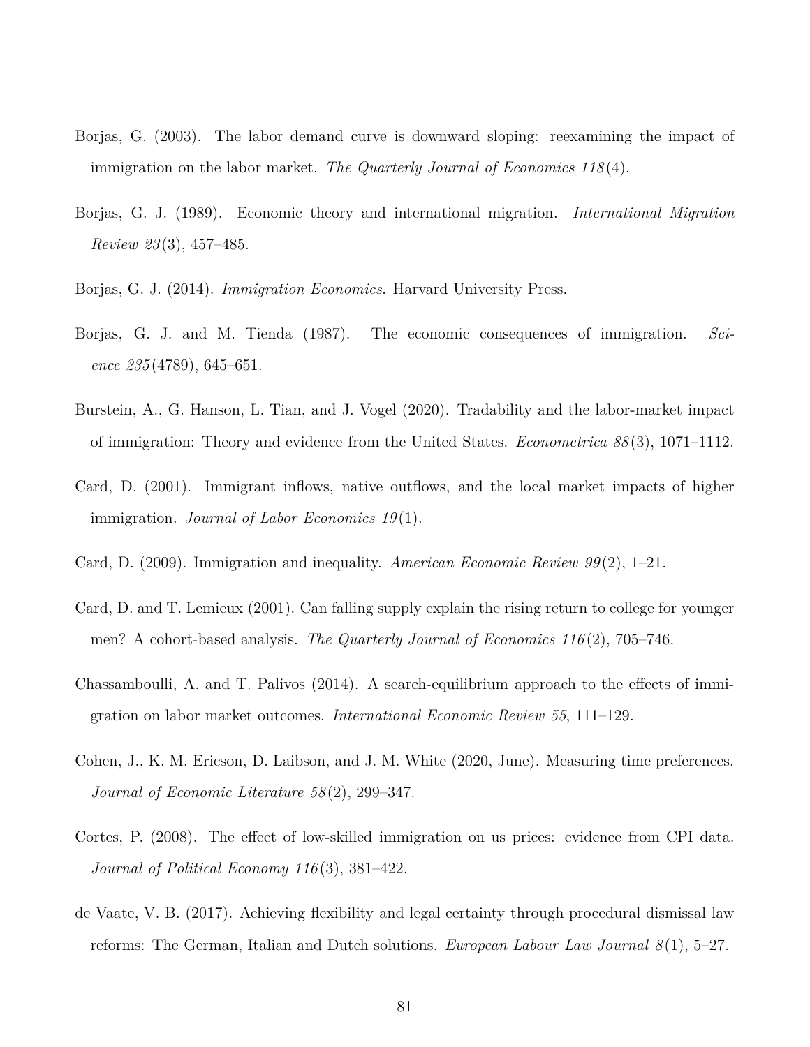Borjas, G. (2003). The labor demand curve is downward sloping: reexamining the impact of immigration on the labor market. *The Quarterly Journal of Economics 118*(4).

Borjas, G. J. (1989). Economic theory and international migration. *International Migration Review 23*(3), 457–485.

Borjas, G. J. (2014). *Immigration Economics*. Harvard University Press.

Borjas, G. J. and M. Tienda (1987). The economic consequences of immigration. *Science 235*(4789), 645–651.

Burstein, A., G. Hanson, L. Tian, and J. Vogel (2020). Tradability and the labor-market impact of immigration: Theory and evidence from the United States. *Econometrica 88*(3), 1071–1112.

Card, D. (2001). Immigrant inflows, native outflows, and the local market impacts of higher immigration. *Journal of Labor Economics 19*(1).

Card, D. (2009). Immigration and inequality. *American Economic Review 99*(2), 1–21.

Card, D. and T. Lemieux (2001). Can falling supply explain the rising return to college for younger men? A cohort-based analysis. *The Quarterly Journal of Economics 116*(2), 705–746.

Chassamboulli, A. and T. Palivos (2014). A search-equilibrium approach to the effects of immigration on labor market outcomes. *International Economic Review 55*, 111–129.

Cohen, J., K. M. Ericson, D. Laibson, and J. M. White (2020, June). Measuring time preferences. *Journal of Economic Literature 58*(2), 299–347.

Cortes, P. (2008). The effect of low-skilled immigration on us prices: evidence from CPI data. *Journal of Political Economy 116*(3), 381–422.

de Vaate, V. B. (2017). Achieving flexibility and legal certainty through procedural dismissal law reforms: The German, Italian and Dutch solutions. *European Labour Law Journal 8*(1), 5–27.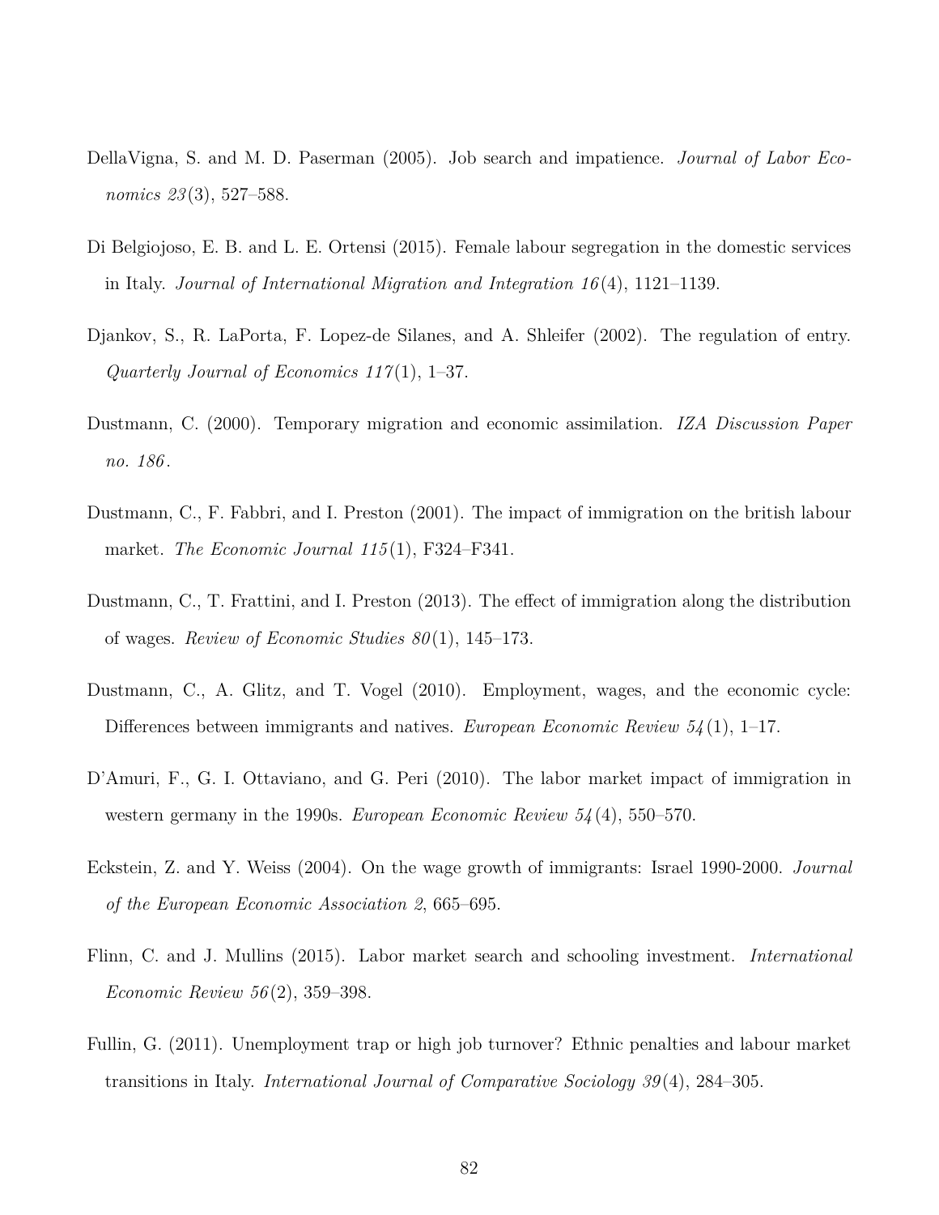DellaVigna, S. and M. D. Paserman (2005). Job search and impatience. *Journal of Labor Economics 23*(3), 527–588.

Di Belgiojoso, E. B. and L. E. Ortensi (2015). Female labour segregation in the domestic services in Italy. *Journal of International Migration and Integration 16*(4), 1121–1139.

Djankov, S., R. LaPorta, F. Lopez-de Silanes, and A. Shleifer (2002). The regulation of entry. *Quarterly Journal of Economics 117*(1), 1–37.

Dustmann, C. (2000). Temporary migration and economic assimilation. *IZA Discussion Paper no. 186*.

Dustmann, C., F. Fabbri, and I. Preston (2001). The impact of immigration on the british labour market. *The Economic Journal 115*(1), F324–F341.

Dustmann, C., T. Frattini, and I. Preston (2013). The effect of immigration along the distribution of wages. *Review of Economic Studies 80*(1), 145–173.

Dustmann, C., A. Glitz, and T. Vogel (2010). Employment, wages, and the economic cycle: Differences between immigrants and natives. *European Economic Review 54*(1), 1–17.

D'Amuri, F., G. I. Ottaviano, and G. Peri (2010). The labor market impact of immigration in western germany in the 1990s. *European Economic Review 54*(4), 550–570.

Eckstein, Z. and Y. Weiss (2004). On the wage growth of immigrants: Israel 1990-2000. *Journal of the European Economic Association 2*, 665–695.

Flinn, C. and J. Mullins (2015). Labor market search and schooling investment. *International Economic Review 56*(2), 359–398.

Fullin, G. (2011). Unemployment trap or high job turnover? Ethnic penalties and labour market transitions in Italy. *International Journal of Comparative Sociology 39*(4), 284–305.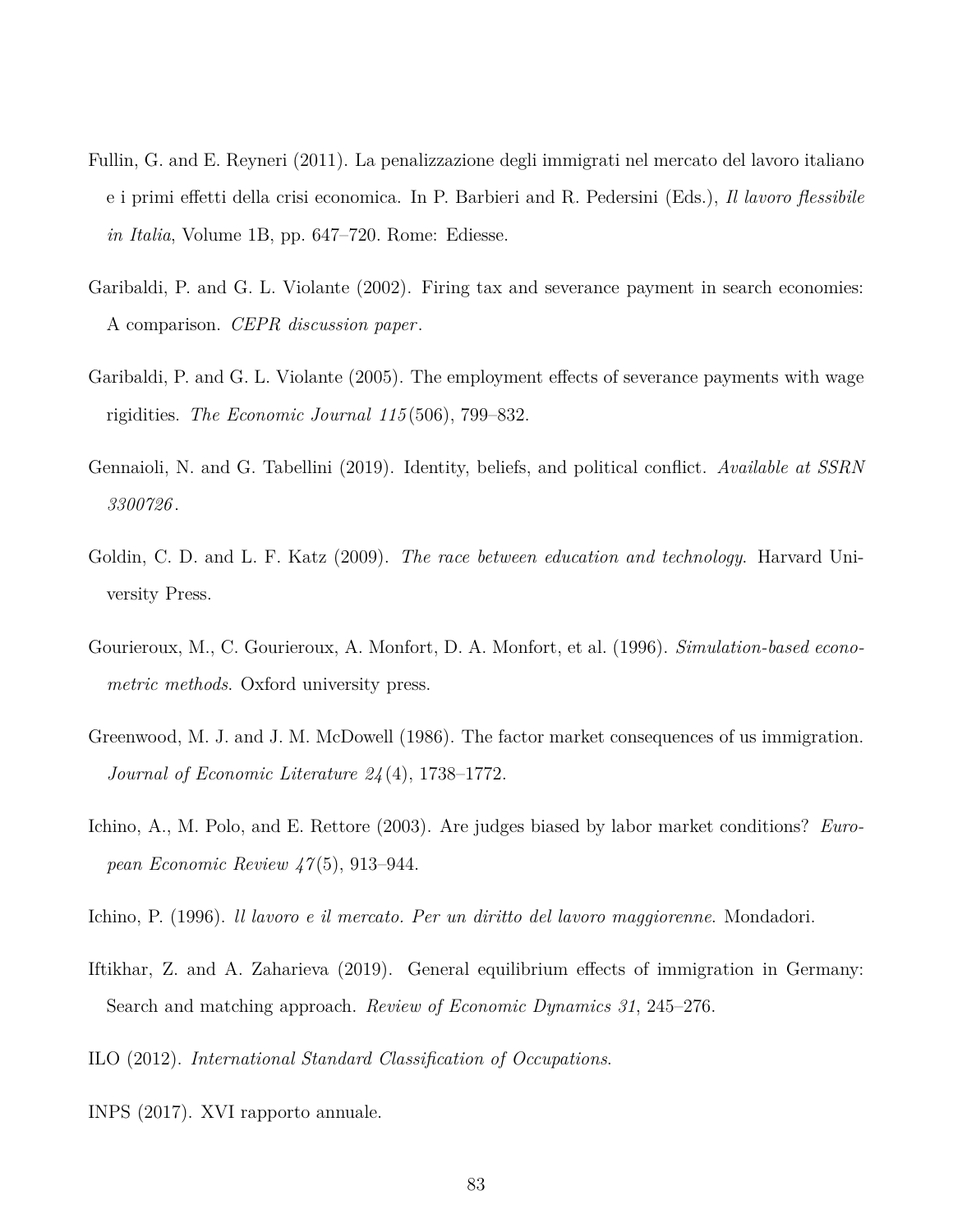Fullin, G. and E. Reyneri (2011). La penalizzazione degli immigrati nel mercato del lavoro italiano e i primi effetti della crisi economica. In P. Barbieri and R. Pedersini (Eds.), *Il lavoro flessibile in Italia*, Volume 1B, pp. 647–720. Rome: Ediesse.

Garibaldi, P. and G. L. Violante (2002). Firing tax and severance payment in search economies: A comparison. *CEPR discussion paper*.

Garibaldi, P. and G. L. Violante (2005). The employment effects of severance payments with wage rigidities. *The Economic Journal 115*(506), 799–832.

Gennaioli, N. and G. Tabellini (2019). Identity, beliefs, and political conflict. *Available at SSRN 3300726*.

Goldin, C. D. and L. F. Katz (2009). *The race between education and technology.* Harvard University Press.

Gourieroux, M., C. Gourieroux, A. Monfort, D. A. Monfort, et al. (1996). *Simulation-based econometric methods.* Oxford university press.

Greenwood, M. J. and J. M. McDowell (1986). The factor market consequences of us immigration. *Journal of Economic Literature 24*(4), 1738–1772.

Ichino, A., M. Polo, and E. Rettore (2003). Are judges biased by labor market conditions? *European Economic Review 47*(5), 913–944.

Ichino, P. (1996). *ll lavoro e il mercato. Per un diritto del lavoro maggiorenne.* Mondadori.

Iftikhar, Z. and A. Zaharieva (2019). General equilibrium effects of immigration in Germany: Search and matching approach. *Review of Economic Dynamics 31*, 245–276.

ILO (2012). *International Standard Classification of Occupations.*

INPS (2017). XVI rapporto annuale.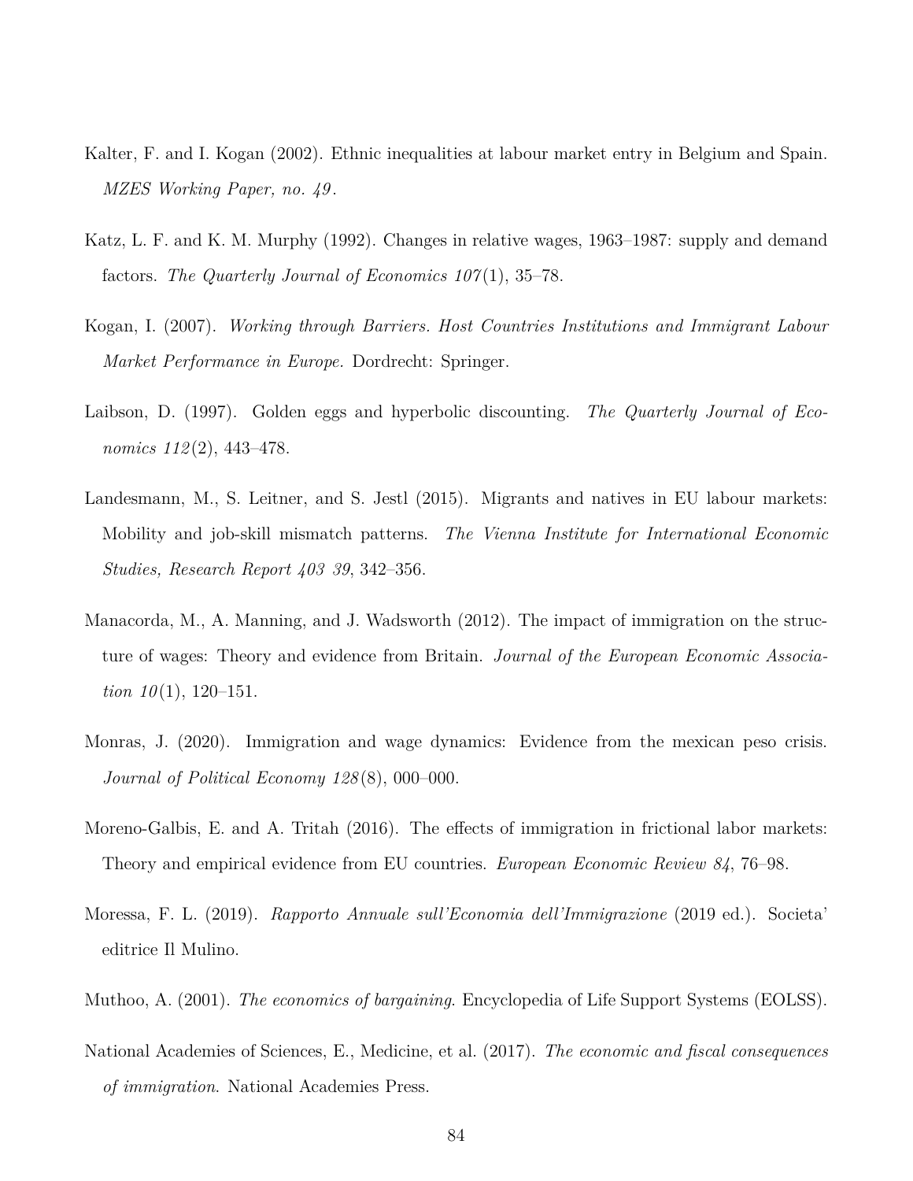Kalter, F. and I. Kogan (2002). Ethnic inequalities at labour market entry in Belgium and Spain. *MZES Working Paper, no. 49*.

Katz, L. F. and K. M. Murphy (1992). Changes in relative wages, 1963–1987: supply and demand factors. *The Quarterly Journal of Economics 107*(1), 35–78.

Kogan, I. (2007). *Working through Barriers. Host Countries Institutions and Immigrant Labour Market Performance in Europe.* Dordrecht: Springer.

Laibson, D. (1997). Golden eggs and hyperbolic discounting. *The Quarterly Journal of Economics 112*(2), 443–478.

Landesmann, M., S. Leitner, and S. Jestl (2015). Migrants and natives in EU labour markets: Mobility and job-skill mismatch patterns. *The Vienna Institute for International Economic Studies, Research Report 403 39*, 342–356.

Manacorda, M., A. Manning, and J. Wadsworth (2012). The impact of immigration on the structure of wages: Theory and evidence from Britain. *Journal of the European Economic Association 10*(1), 120–151.

Monras, J. (2020). Immigration and wage dynamics: Evidence from the mexican peso crisis. *Journal of Political Economy 128*(8), 000–000.

Moreno-Galbis, E. and A. Tritah (2016). The effects of immigration in frictional labor markets: Theory and empirical evidence from EU countries. *European Economic Review 84*, 76–98.

Moressa, F. L. (2019). *Rapporto Annuale sull'Economia dell'Immigrazione* (2019 ed.). Societa' editrice Il Mulino.

Muthoo, A. (2001). *The economics of bargaining*. Encyclopedia of Life Support Systems (EOLSS).

National Academies of Sciences, E., Medicine, et al. (2017). *The economic and fiscal consequences of immigration*. National Academies Press.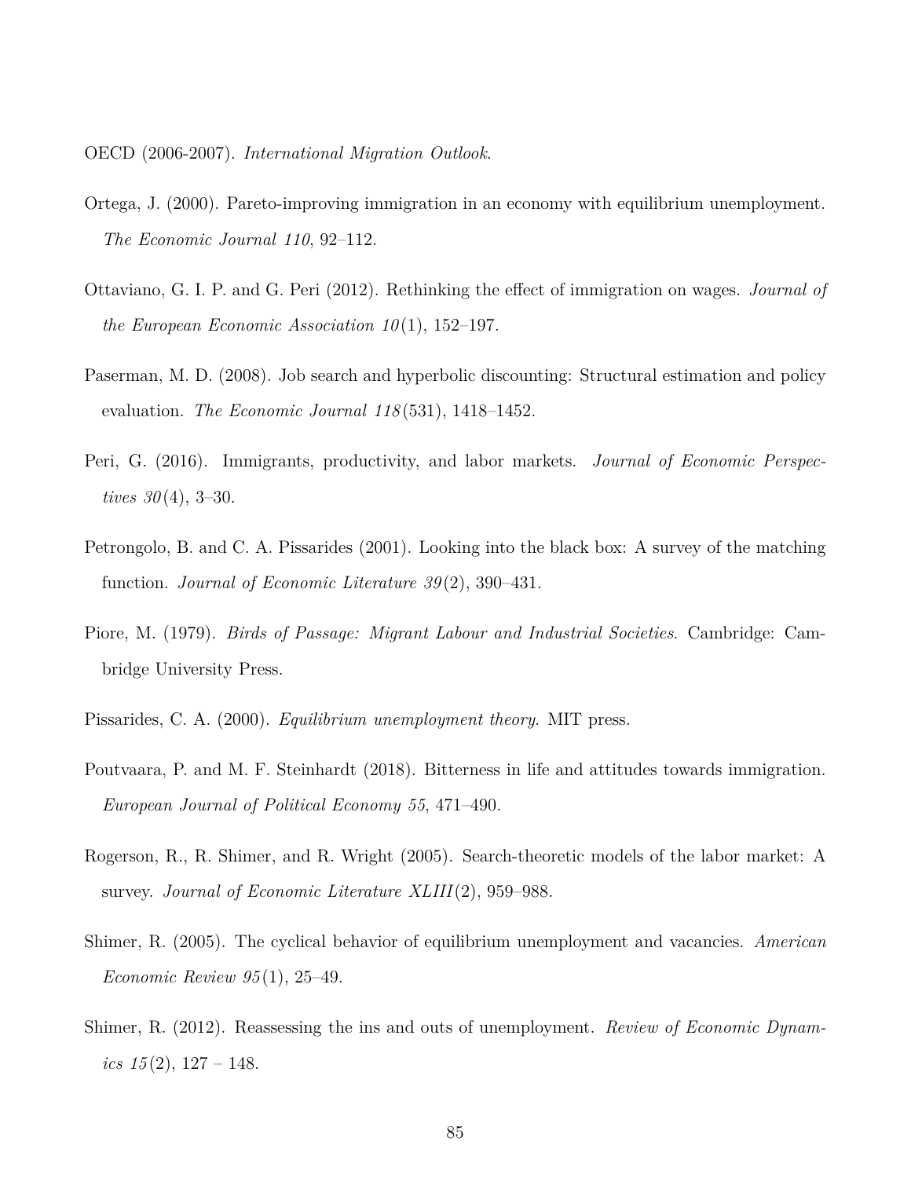OECD (2006-2007). *International Migration Outlook*.

Ortega, J. (2000). Pareto-improving immigration in an economy with equilibrium unemployment. *The Economic Journal 110*, 92–112.

Ottaviano, G. I. P. and G. Peri (2012). Rethinking the effect of immigration on wages. *Journal of the European Economic Association 10*(1), 152–197.

Paserman, M. D. (2008). Job search and hyperbolic discounting: Structural estimation and policy evaluation. *The Economic Journal 118*(531), 1418–1452.

Peri, G. (2016). Immigrants, productivity, and labor markets. *Journal of Economic Perspectives 30*(4), 3–30.

Petrongolo, B. and C. A. Pissarides (2001). Looking into the black box: A survey of the matching function. *Journal of Economic Literature 39*(2), 390–431.

Piore, M. (1979). *Birds of Passage: Migrant Labour and Industrial Societies*. Cambridge: Cambridge University Press.

Pissarides, C. A. (2000). *Equilibrium unemployment theory*. MIT press.

Poutvaara, P. and M. F. Steinhardt (2018). Bitterness in life and attitudes towards immigration. *European Journal of Political Economy 55*, 471–490.

Rogerson, R., R. Shimer, and R. Wright (2005). Search-theoretic models of the labor market: A survey. *Journal of Economic Literature XLIII*(2), 959–988.

Shimer, R. (2005). The cyclical behavior of equilibrium unemployment and vacancies. *American Economic Review 95*(1), 25–49.

Shimer, R. (2012). Reassessing the ins and outs of unemployment. *Review of Economic Dynamics 15*(2), 127 – 148.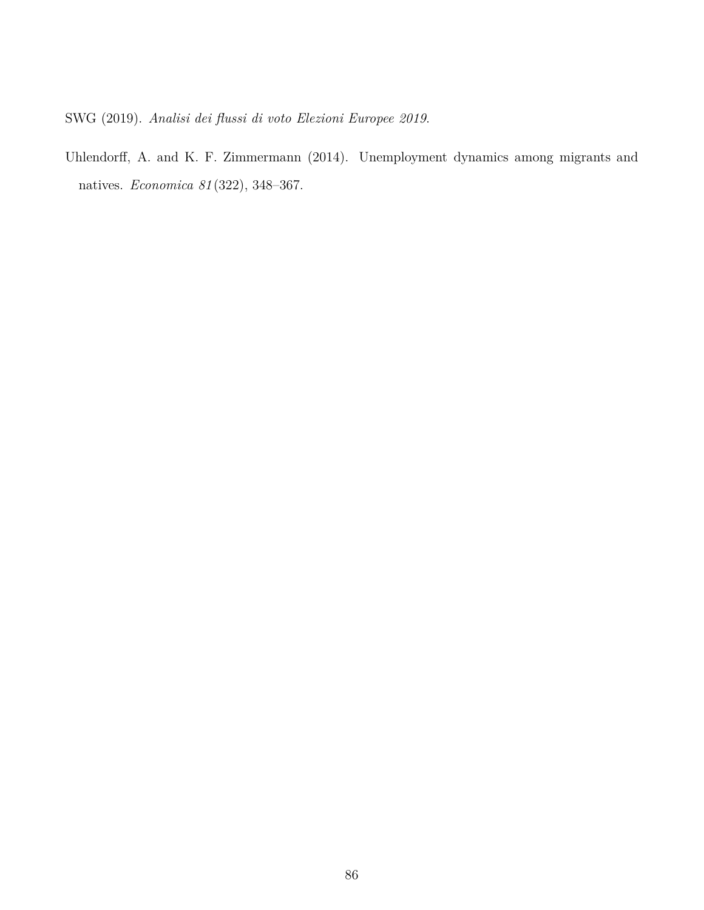SWG (2019). *Analisi dei flussi di voto Elezioni Europee 2019*.

Uhlendorff, A. and K. F. Zimmermann (2014). Unemployment dynamics among migrants and natives. *Economica 81*(322), 348–367.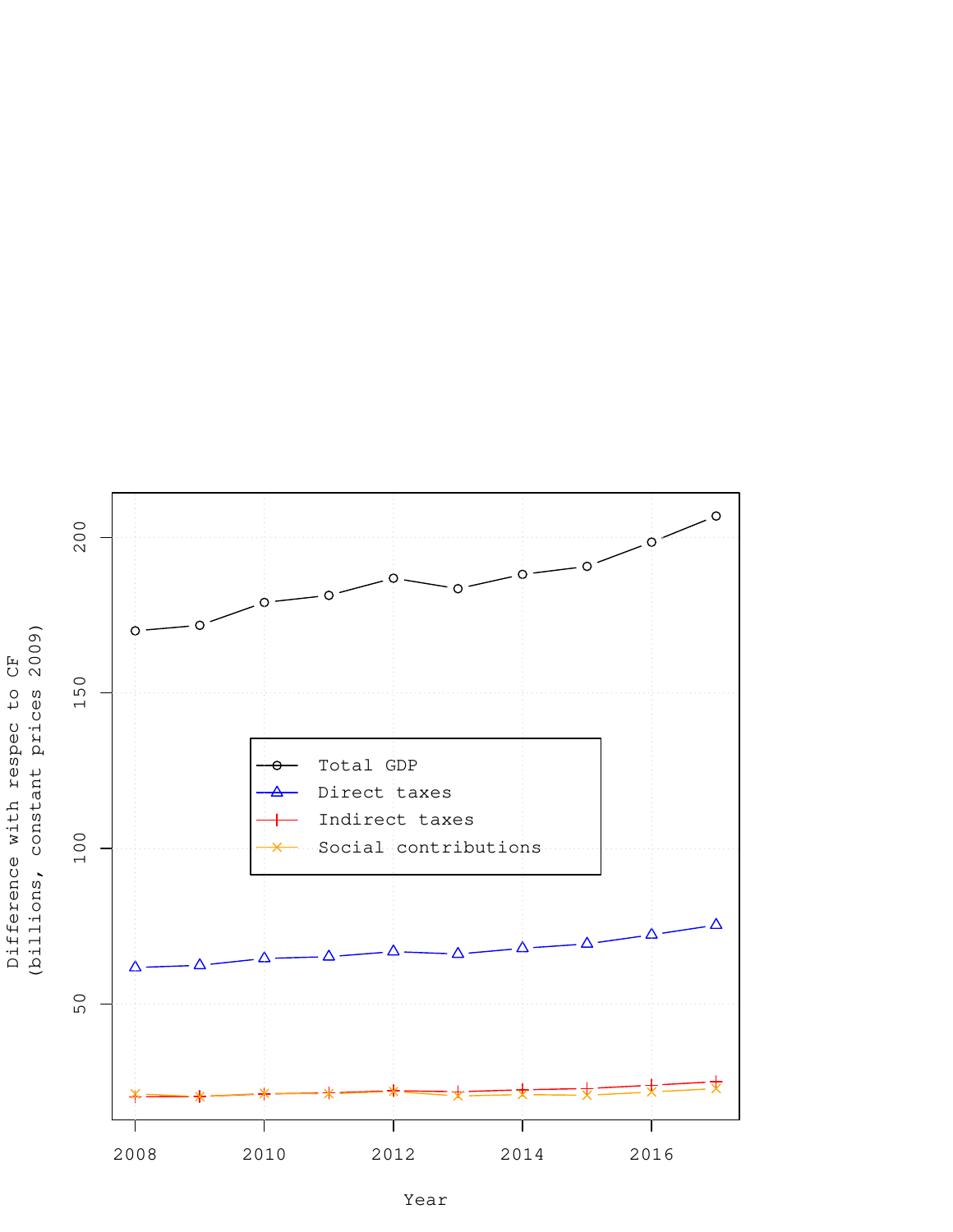Difference with respec to CF
(billions, constant prices 2009)

- Total GDP
- Direct taxes
- Indirect taxes
- Social contributions

Year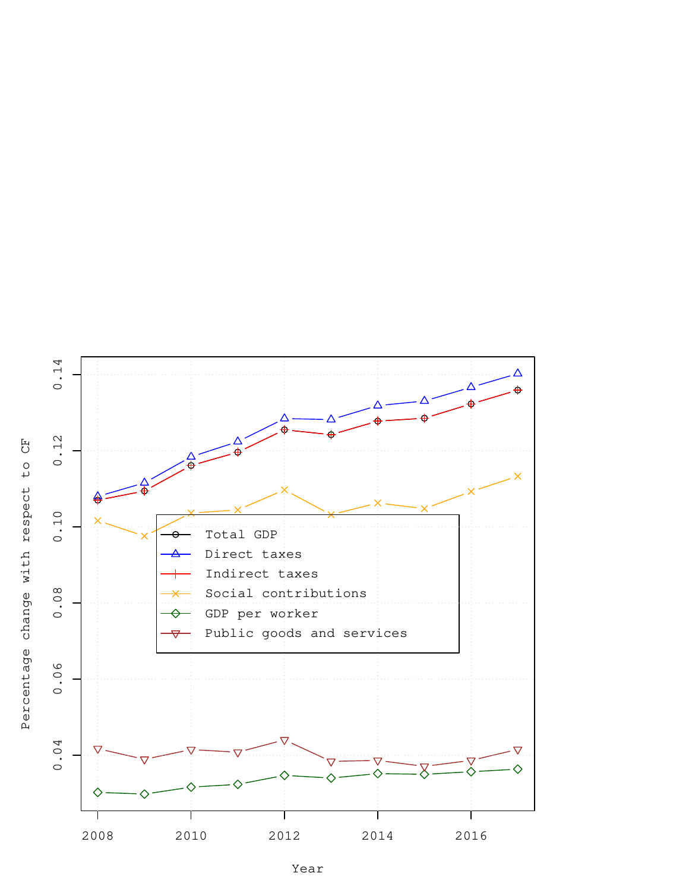| | | | | | | |
|---|---|---|---|---|---|---|

Percentage change with respect to CF

Year

- Total GDP
- Direct taxes
- Indirect taxes
- Social contributions
- GDP per worker
- Public goods and services

Percentage change with respect to CF

0.04 0.06 0.08 0.10 0.12 0.14

2008 2010 2012 2014 2016

Year

- Total GDP
- Direct taxes
- Indirect taxes
- Social contributions
- GDP per worker
- Public goods and services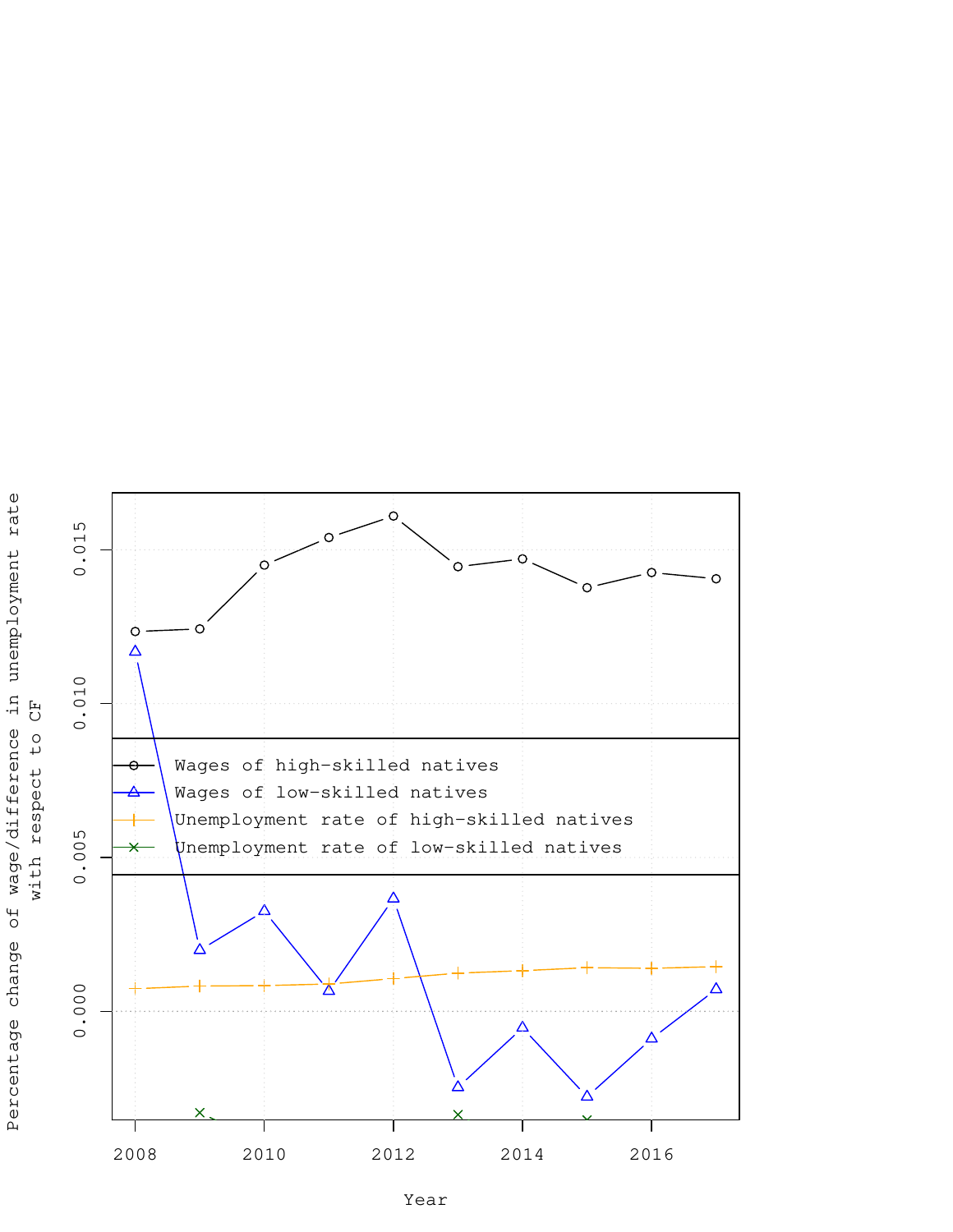Percentage change of wage/difference in unemployment rate with respect to CF

Year

- Wages of high-skilled natives
- Wages of low-skilled natives
- Unemployment rate of high-skilled natives
- Unemployment rate of low-skilled natives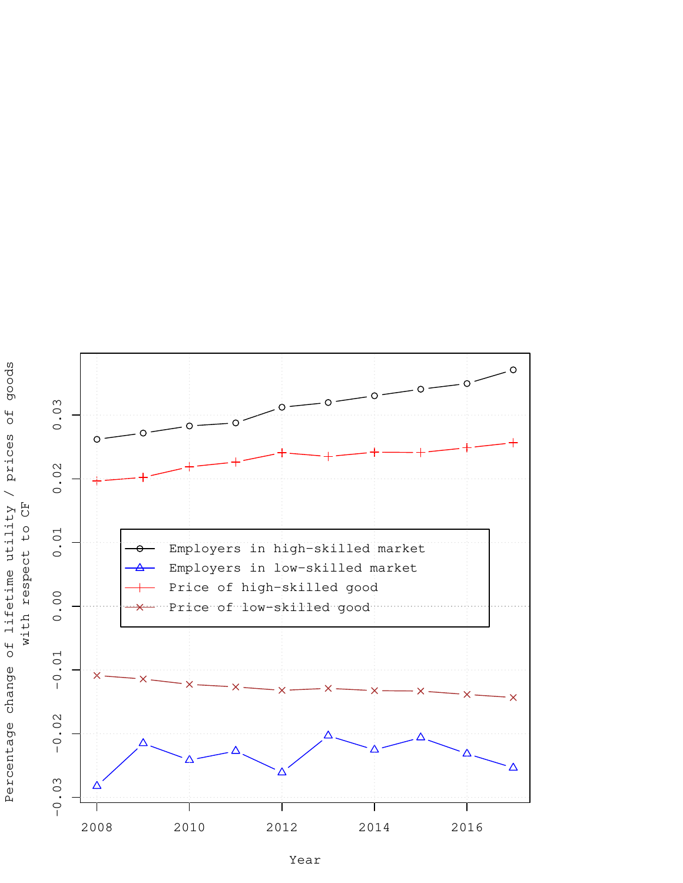Percentage change of lifetime utility / prices of goods with respect to CF

- Employers in high-skilled market
- Employers in low-skilled market
- Price of high-skilled good
- Price of low-skilled good

Year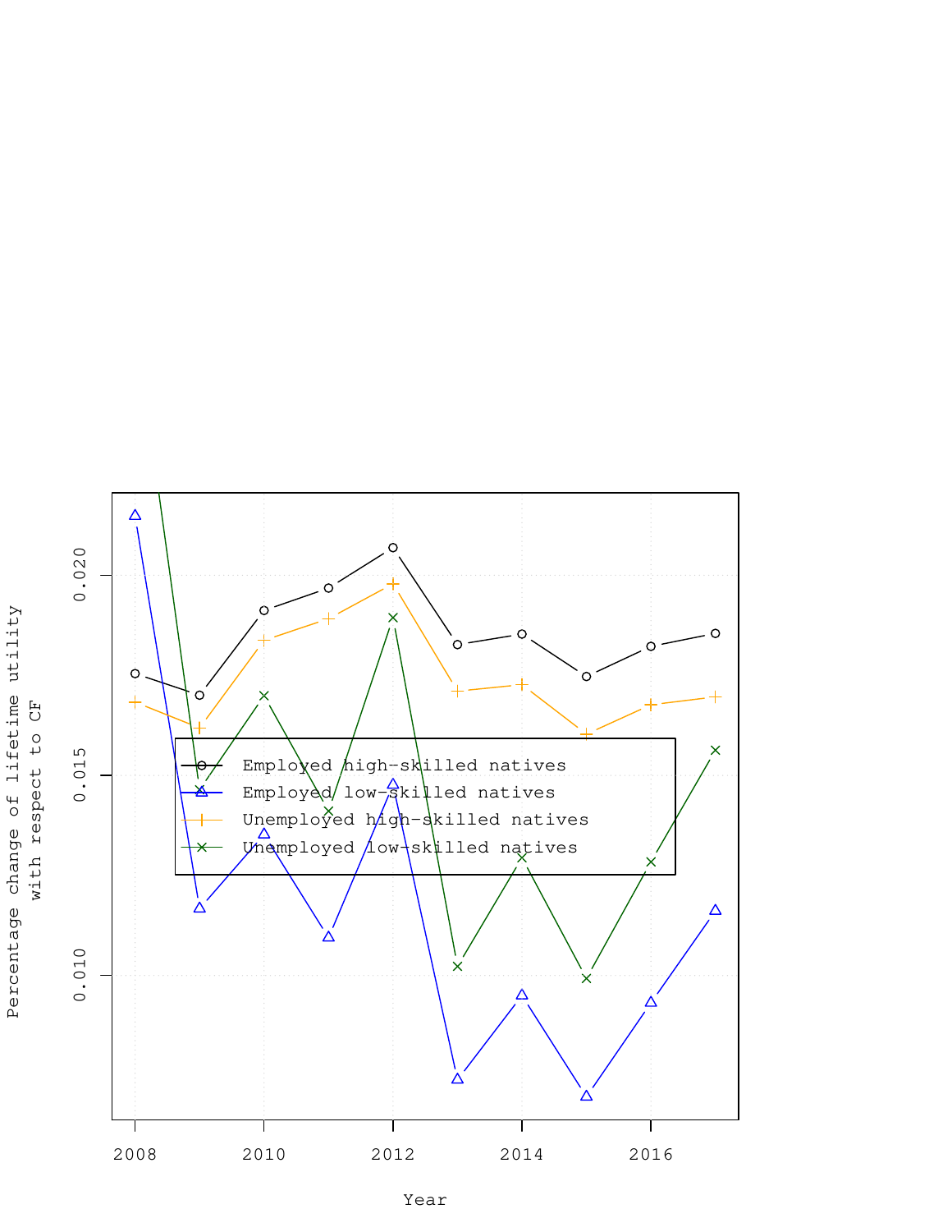Percentage change of lifetime utility with respect to CF

Employed high-skilled natives
Employed low-skilled natives
Unemployed high-skilled natives
Unemployed low-skilled natives

0.010
0.015
0.020

2008
2010
2012
2014
2016

Year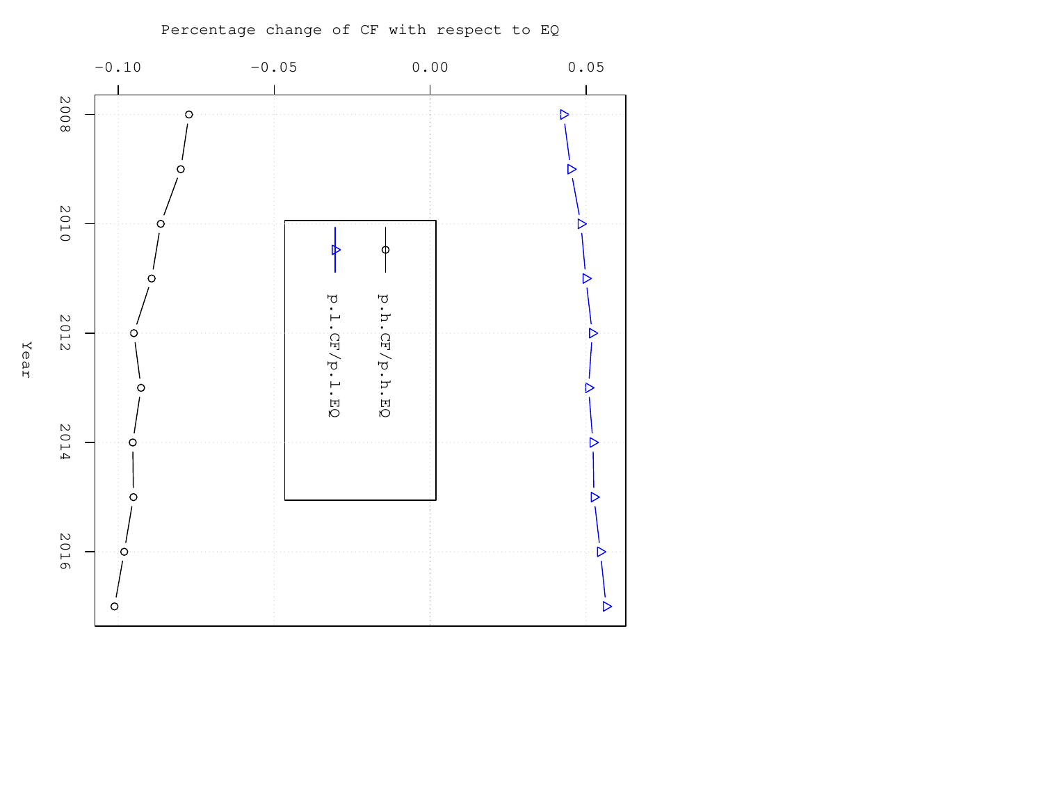Percentage change of CF with respect to EQ

-0.10
-0.05
0.00
0.05

2008
2010
2012
2014
2016

Year

p.h.CF/p.h.EQ

p.l.CF/p.l.EQ